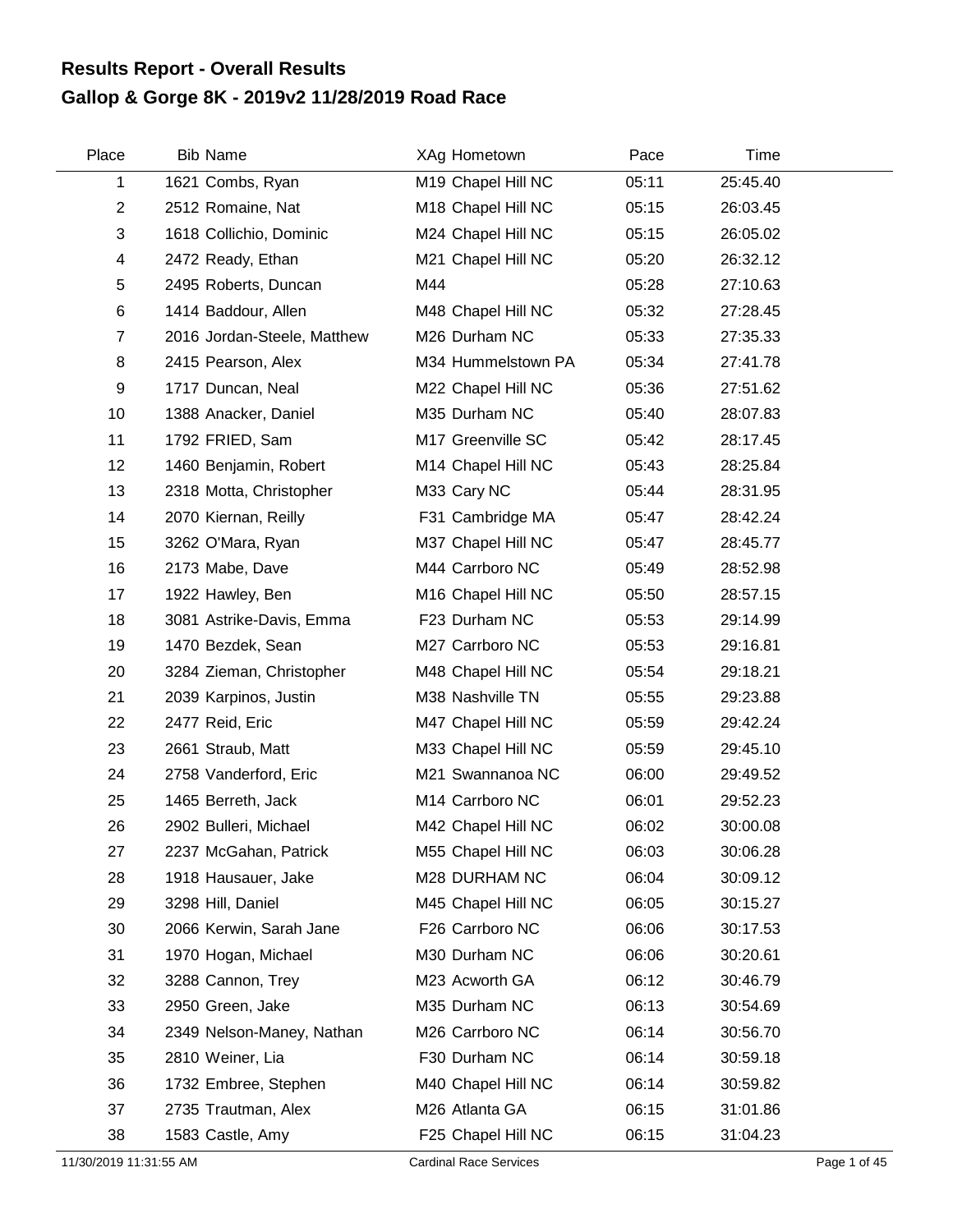# Results Report - Overall Results
## Gallop & Gorge 8K - 2019v2 11/28/2019 Road Race

| Place | Bib | Name | XAg | Hometown | Pace | Time |
|---|---|---|---|---|---|---|
| 1 | 1621 | Combs, Ryan | M19 | Chapel Hill NC | 05:11 | 25:45.40 |
| 2 | 2512 | Romaine, Nat | M18 | Chapel Hill NC | 05:15 | 26:03.45 |
| 3 | 1618 | Collichio, Dominic | M24 | Chapel Hill NC | 05:15 | 26:05.02 |
| 4 | 2472 | Ready, Ethan | M21 | Chapel Hill NC | 05:20 | 26:32.12 |
| 5 | 2495 | Roberts, Duncan | M44 | | 05:28 | 27:10.63 |
| 6 | 1414 | Baddour, Allen | M48 | Chapel Hill NC | 05:32 | 27:28.45 |
| 7 | 2016 | Jordan-Steele, Matthew | M26 | Durham NC | 05:33 | 27:35.33 |
| 8 | 2415 | Pearson, Alex | M34 | Hummelstown PA | 05:34 | 27:41.78 |
| 9 | 1717 | Duncan, Neal | M22 | Chapel Hill NC | 05:36 | 27:51.62 |
| 10 | 1388 | Anacker, Daniel | M35 | Durham NC | 05:40 | 28:07.83 |
| 11 | 1792 | FRIED, Sam | M17 | Greenville SC | 05:42 | 28:17.45 |
| 12 | 1460 | Benjamin, Robert | M14 | Chapel Hill NC | 05:43 | 28:25.84 |
| 13 | 2318 | Motta, Christopher | M33 | Cary NC | 05:44 | 28:31.95 |
| 14 | 2070 | Kiernan, Reilly | F31 | Cambridge MA | 05:47 | 28:42.24 |
| 15 | 3262 | O'Mara, Ryan | M37 | Chapel Hill NC | 05:47 | 28:45.77 |
| 16 | 2173 | Mabe, Dave | M44 | Carrboro NC | 05:49 | 28:52.98 |
| 17 | 1922 | Hawley, Ben | M16 | Chapel Hill NC | 05:50 | 28:57.15 |
| 18 | 3081 | Astrike-Davis, Emma | F23 | Durham NC | 05:53 | 29:14.99 |
| 19 | 1470 | Bezdek, Sean | M27 | Carrboro NC | 05:53 | 29:16.81 |
| 20 | 3284 | Zieman, Christopher | M48 | Chapel Hill NC | 05:54 | 29:18.21 |
| 21 | 2039 | Karpinos, Justin | M38 | Nashville TN | 05:55 | 29:23.88 |
| 22 | 2477 | Reid, Eric | M47 | Chapel Hill NC | 05:59 | 29:42.24 |
| 23 | 2661 | Straub, Matt | M33 | Chapel Hill NC | 05:59 | 29:45.10 |
| 24 | 2758 | Vanderford, Eric | M21 | Swannanoa NC | 06:00 | 29:49.52 |
| 25 | 1465 | Berreth, Jack | M14 | Carrboro NC | 06:01 | 29:52.23 |
| 26 | 2902 | Bulleri, Michael | M42 | Chapel Hill NC | 06:02 | 30:00.08 |
| 27 | 2237 | McGahan, Patrick | M55 | Chapel Hill NC | 06:03 | 30:06.28 |
| 28 | 1918 | Hausauer, Jake | M28 | DURHAM NC | 06:04 | 30:09.12 |
| 29 | 3298 | Hill, Daniel | M45 | Chapel Hill NC | 06:05 | 30:15.27 |
| 30 | 2066 | Kerwin, Sarah Jane | F26 | Carrboro NC | 06:06 | 30:17.53 |
| 31 | 1970 | Hogan, Michael | M30 | Durham NC | 06:06 | 30:20.61 |
| 32 | 3288 | Cannon, Trey | M23 | Acworth GA | 06:12 | 30:46.79 |
| 33 | 2950 | Green, Jake | M35 | Durham NC | 06:13 | 30:54.69 |
| 34 | 2349 | Nelson-Maney, Nathan | M26 | Carrboro NC | 06:14 | 30:56.70 |
| 35 | 2810 | Weiner, Lia | F30 | Durham NC | 06:14 | 30:59.18 |
| 36 | 1732 | Embree, Stephen | M40 | Chapel Hill NC | 06:14 | 30:59.82 |
| 37 | 2735 | Trautman, Alex | M26 | Atlanta GA | 06:15 | 31:01.86 |
| 38 | 1583 | Castle, Amy | F25 | Chapel Hill NC | 06:15 | 31:04.23 |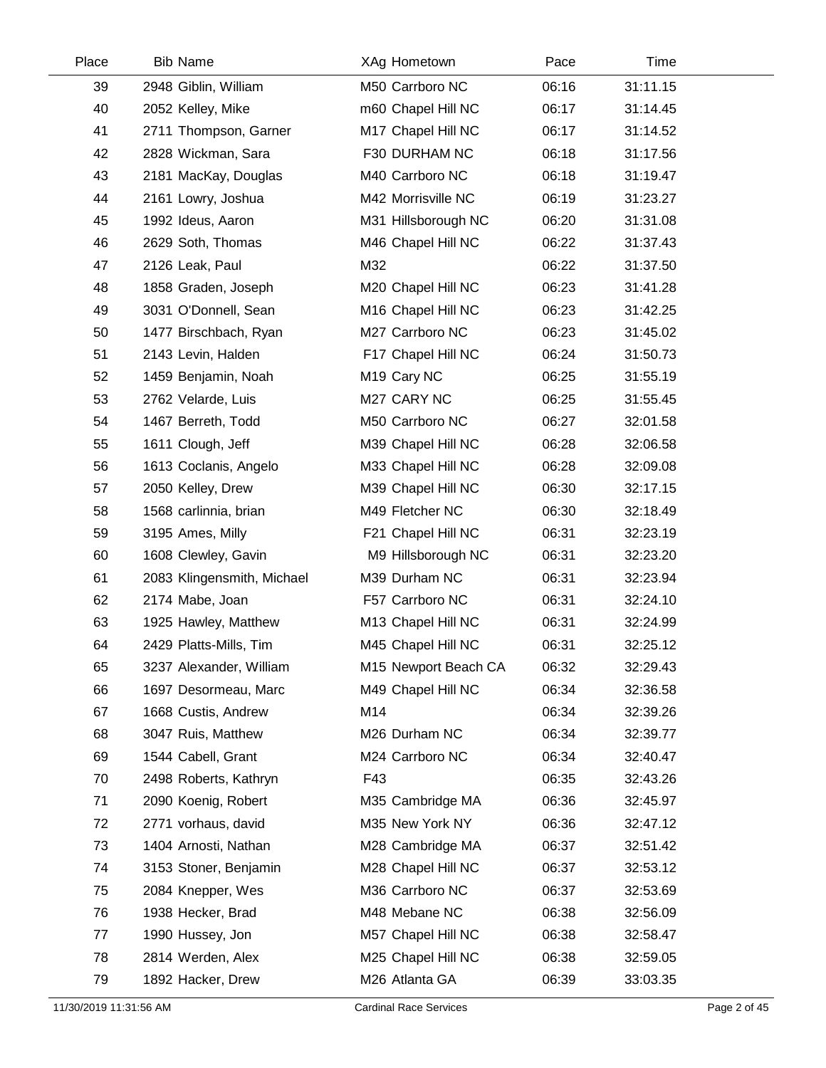| Place | Bib Name | XAg Hometown | Pace | Time |
|---|---|---|---|---|
| 39 | 2948 Giblin, William | M50 Carrboro NC | 06:16 | 31:11.15 |
| 40 | 2052 Kelley, Mike | m60 Chapel Hill NC | 06:17 | 31:14.45 |
| 41 | 2711 Thompson, Garner | M17 Chapel Hill NC | 06:17 | 31:14.52 |
| 42 | 2828 Wickman, Sara | F30 DURHAM NC | 06:18 | 31:17.56 |
| 43 | 2181 MacKay, Douglas | M40 Carrboro NC | 06:18 | 31:19.47 |
| 44 | 2161 Lowry, Joshua | M42 Morrisville NC | 06:19 | 31:23.27 |
| 45 | 1992 Ideus, Aaron | M31 Hillsborough NC | 06:20 | 31:31.08 |
| 46 | 2629 Soth, Thomas | M46 Chapel Hill NC | 06:22 | 31:37.43 |
| 47 | 2126 Leak, Paul | M32 | 06:22 | 31:37.50 |
| 48 | 1858 Graden, Joseph | M20 Chapel Hill NC | 06:23 | 31:41.28 |
| 49 | 3031 O'Donnell, Sean | M16 Chapel Hill NC | 06:23 | 31:42.25 |
| 50 | 1477 Birschbach, Ryan | M27 Carrboro NC | 06:23 | 31:45.02 |
| 51 | 2143 Levin, Halden | F17 Chapel Hill NC | 06:24 | 31:50.73 |
| 52 | 1459 Benjamin, Noah | M19 Cary NC | 06:25 | 31:55.19 |
| 53 | 2762 Velarde, Luis | M27 CARY NC | 06:25 | 31:55.45 |
| 54 | 1467 Berreth, Todd | M50 Carrboro NC | 06:27 | 32:01.58 |
| 55 | 1611 Clough, Jeff | M39 Chapel Hill NC | 06:28 | 32:06.58 |
| 56 | 1613 Coclanis, Angelo | M33 Chapel Hill NC | 06:28 | 32:09.08 |
| 57 | 2050 Kelley, Drew | M39 Chapel Hill NC | 06:30 | 32:17.15 |
| 58 | 1568 carlinnia, brian | M49 Fletcher NC | 06:30 | 32:18.49 |
| 59 | 3195 Ames, Milly | F21 Chapel Hill NC | 06:31 | 32:23.19 |
| 60 | 1608 Clewley, Gavin | M9 Hillsborough NC | 06:31 | 32:23.20 |
| 61 | 2083 Klingensmith, Michael | M39 Durham NC | 06:31 | 32:23.94 |
| 62 | 2174 Mabe, Joan | F57 Carrboro NC | 06:31 | 32:24.10 |
| 63 | 1925 Hawley, Matthew | M13 Chapel Hill NC | 06:31 | 32:24.99 |
| 64 | 2429 Platts-Mills, Tim | M45 Chapel Hill NC | 06:31 | 32:25.12 |
| 65 | 3237 Alexander, William | M15 Newport Beach CA | 06:32 | 32:29.43 |
| 66 | 1697 Desormeau, Marc | M49 Chapel Hill NC | 06:34 | 32:36.58 |
| 67 | 1668 Custis, Andrew | M14 | 06:34 | 32:39.26 |
| 68 | 3047 Ruis, Matthew | M26 Durham NC | 06:34 | 32:39.77 |
| 69 | 1544 Cabell, Grant | M24 Carrboro NC | 06:34 | 32:40.47 |
| 70 | 2498 Roberts, Kathryn | F43 | 06:35 | 32:43.26 |
| 71 | 2090 Koenig, Robert | M35 Cambridge MA | 06:36 | 32:45.97 |
| 72 | 2771 vorhaus, david | M35 New York NY | 06:36 | 32:47.12 |
| 73 | 1404 Arnosti, Nathan | M28 Cambridge MA | 06:37 | 32:51.42 |
| 74 | 3153 Stoner, Benjamin | M28 Chapel Hill NC | 06:37 | 32:53.12 |
| 75 | 2084 Knepper, Wes | M36 Carrboro NC | 06:37 | 32:53.69 |
| 76 | 1938 Hecker, Brad | M48 Mebane NC | 06:38 | 32:56.09 |
| 77 | 1990 Hussey, Jon | M57 Chapel Hill NC | 06:38 | 32:58.47 |
| 78 | 2814 Werden, Alex | M25 Chapel Hill NC | 06:38 | 32:59.05 |
| 79 | 1892 Hacker, Drew | M26 Atlanta GA | 06:39 | 33:03.35 |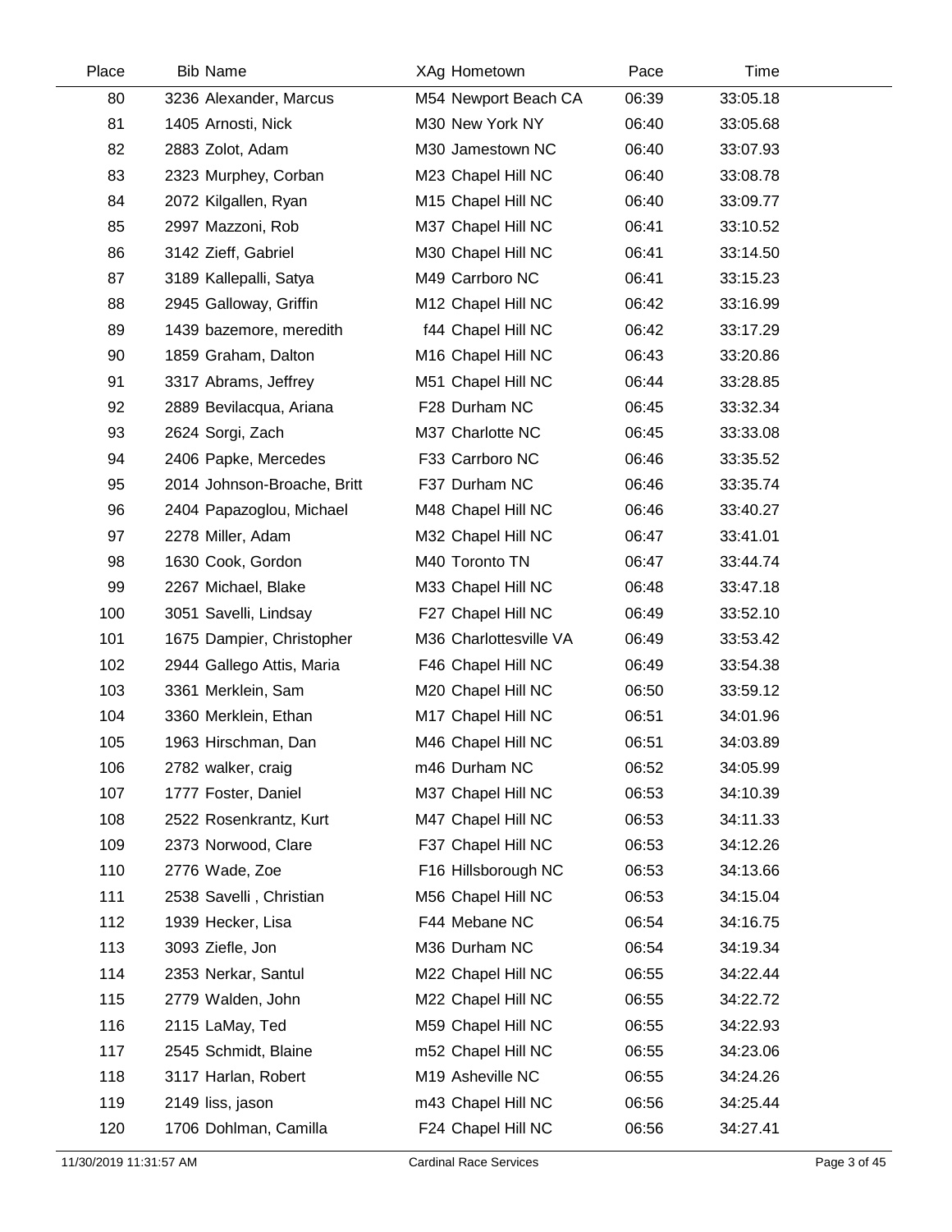| Place | Bib | Name | XAg | Hometown | Pace | Time |
|---|---|---|---|---|---|---|
| 80 | 3236 | Alexander, Marcus | M54 | Newport Beach CA | 06:39 | 33:05.18 |
| 81 | 1405 | Arnosti, Nick | M30 | New York NY | 06:40 | 33:05.68 |
| 82 | 2883 | Zolot, Adam | M30 | Jamestown NC | 06:40 | 33:07.93 |
| 83 | 2323 | Murphey, Corban | M23 | Chapel Hill NC | 06:40 | 33:08.78 |
| 84 | 2072 | Kilgallen, Ryan | M15 | Chapel Hill NC | 06:40 | 33:09.77 |
| 85 | 2997 | Mazzoni, Rob | M37 | Chapel Hill NC | 06:41 | 33:10.52 |
| 86 | 3142 | Zieff, Gabriel | M30 | Chapel Hill NC | 06:41 | 33:14.50 |
| 87 | 3189 | Kallepalli, Satya | M49 | Carrboro NC | 06:41 | 33:15.23 |
| 88 | 2945 | Galloway, Griffin | M12 | Chapel Hill NC | 06:42 | 33:16.99 |
| 89 | 1439 | bazemore, meredith | f44 | Chapel Hill NC | 06:42 | 33:17.29 |
| 90 | 1859 | Graham, Dalton | M16 | Chapel Hill NC | 06:43 | 33:20.86 |
| 91 | 3317 | Abrams, Jeffrey | M51 | Chapel Hill NC | 06:44 | 33:28.85 |
| 92 | 2889 | Bevilacqua, Ariana | F28 | Durham NC | 06:45 | 33:32.34 |
| 93 | 2624 | Sorgi, Zach | M37 | Charlotte NC | 06:45 | 33:33.08 |
| 94 | 2406 | Papke, Mercedes | F33 | Carrboro NC | 06:46 | 33:35.52 |
| 95 | 2014 | Johnson-Broache, Britt | F37 | Durham NC | 06:46 | 33:35.74 |
| 96 | 2404 | Papazoglou, Michael | M48 | Chapel Hill NC | 06:46 | 33:40.27 |
| 97 | 2278 | Miller, Adam | M32 | Chapel Hill NC | 06:47 | 33:41.01 |
| 98 | 1630 | Cook, Gordon | M40 | Toronto TN | 06:47 | 33:44.74 |
| 99 | 2267 | Michael, Blake | M33 | Chapel Hill NC | 06:48 | 33:47.18 |
| 100 | 3051 | Savelli, Lindsay | F27 | Chapel Hill NC | 06:49 | 33:52.10 |
| 101 | 1675 | Dampier, Christopher | M36 | Charlottesville VA | 06:49 | 33:53.42 |
| 102 | 2944 | Gallego Attis, Maria | F46 | Chapel Hill NC | 06:49 | 33:54.38 |
| 103 | 3361 | Merklein, Sam | M20 | Chapel Hill NC | 06:50 | 33:59.12 |
| 104 | 3360 | Merklein, Ethan | M17 | Chapel Hill NC | 06:51 | 34:01.96 |
| 105 | 1963 | Hirschman, Dan | M46 | Chapel Hill NC | 06:51 | 34:03.89 |
| 106 | 2782 | walker, craig | m46 | Durham NC | 06:52 | 34:05.99 |
| 107 | 1777 | Foster, Daniel | M37 | Chapel Hill NC | 06:53 | 34:10.39 |
| 108 | 2522 | Rosenkrantz, Kurt | M47 | Chapel Hill NC | 06:53 | 34:11.33 |
| 109 | 2373 | Norwood, Clare | F37 | Chapel Hill NC | 06:53 | 34:12.26 |
| 110 | 2776 | Wade, Zoe | F16 | Hillsborough NC | 06:53 | 34:13.66 |
| 111 | 2538 | Savelli , Christian | M56 | Chapel Hill NC | 06:53 | 34:15.04 |
| 112 | 1939 | Hecker, Lisa | F44 | Mebane NC | 06:54 | 34:16.75 |
| 113 | 3093 | Ziefle, Jon | M36 | Durham NC | 06:54 | 34:19.34 |
| 114 | 2353 | Nerkar, Santul | M22 | Chapel Hill NC | 06:55 | 34:22.44 |
| 115 | 2779 | Walden, John | M22 | Chapel Hill NC | 06:55 | 34:22.72 |
| 116 | 2115 | LaMay, Ted | M59 | Chapel Hill NC | 06:55 | 34:22.93 |
| 117 | 2545 | Schmidt, Blaine | m52 | Chapel Hill NC | 06:55 | 34:23.06 |
| 118 | 3117 | Harlan, Robert | M19 | Asheville NC | 06:55 | 34:24.26 |
| 119 | 2149 | liss, jason | m43 | Chapel Hill NC | 06:56 | 34:25.44 |
| 120 | 1706 | Dohlman, Camilla | F24 | Chapel Hill NC | 06:56 | 34:27.41 |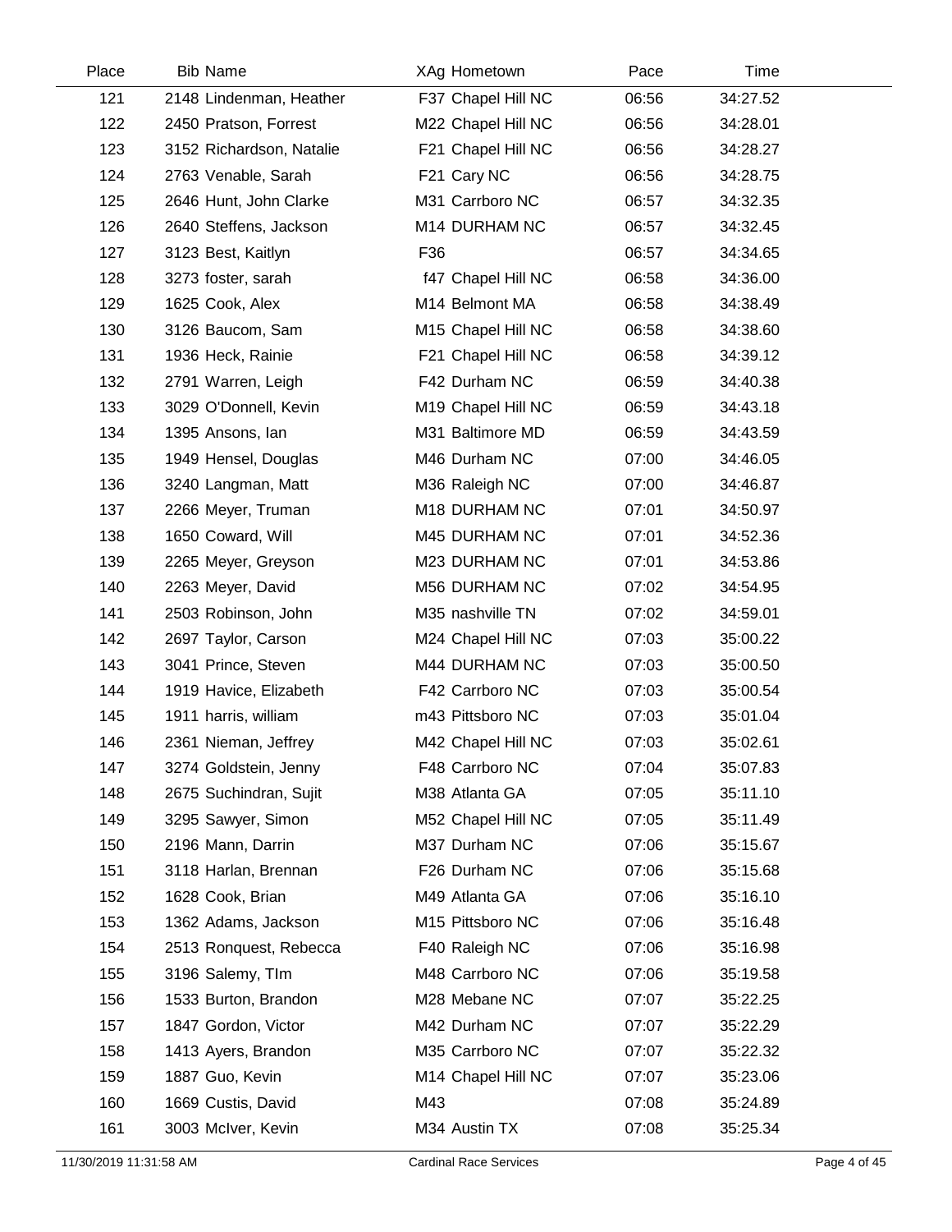| Place | Bib | Name | XAg | Hometown | Pace | Time |
|---|---|---|---|---|---|---|
| 121 | 2148 | Lindenman, Heather | F37 | Chapel Hill NC | 06:56 | 34:27.52 |
| 122 | 2450 | Pratson, Forrest | M22 | Chapel Hill NC | 06:56 | 34:28.01 |
| 123 | 3152 | Richardson, Natalie | F21 | Chapel Hill NC | 06:56 | 34:28.27 |
| 124 | 2763 | Venable, Sarah | F21 | Cary NC | 06:56 | 34:28.75 |
| 125 | 2646 | Hunt, John Clarke | M31 | Carrboro NC | 06:57 | 34:32.35 |
| 126 | 2640 | Steffens, Jackson | M14 | DURHAM NC | 06:57 | 34:32.45 |
| 127 | 3123 | Best, Kaitlyn | F36 | | 06:57 | 34:34.65 |
| 128 | 3273 | foster, sarah | f47 | Chapel Hill NC | 06:58 | 34:36.00 |
| 129 | 1625 | Cook, Alex | M14 | Belmont MA | 06:58 | 34:38.49 |
| 130 | 3126 | Baucom, Sam | M15 | Chapel Hill NC | 06:58 | 34:38.60 |
| 131 | 1936 | Heck, Rainie | F21 | Chapel Hill NC | 06:58 | 34:39.12 |
| 132 | 2791 | Warren, Leigh | F42 | Durham NC | 06:59 | 34:40.38 |
| 133 | 3029 | O'Donnell, Kevin | M19 | Chapel Hill NC | 06:59 | 34:43.18 |
| 134 | 1395 | Ansons, Ian | M31 | Baltimore MD | 06:59 | 34:43.59 |
| 135 | 1949 | Hensel, Douglas | M46 | Durham NC | 07:00 | 34:46.05 |
| 136 | 3240 | Langman, Matt | M36 | Raleigh NC | 07:00 | 34:46.87 |
| 137 | 2266 | Meyer, Truman | M18 | DURHAM NC | 07:01 | 34:50.97 |
| 138 | 1650 | Coward, Will | M45 | DURHAM NC | 07:01 | 34:52.36 |
| 139 | 2265 | Meyer, Greyson | M23 | DURHAM NC | 07:01 | 34:53.86 |
| 140 | 2263 | Meyer, David | M56 | DURHAM NC | 07:02 | 34:54.95 |
| 141 | 2503 | Robinson, John | M35 | nashville TN | 07:02 | 34:59.01 |
| 142 | 2697 | Taylor, Carson | M24 | Chapel Hill NC | 07:03 | 35:00.22 |
| 143 | 3041 | Prince, Steven | M44 | DURHAM NC | 07:03 | 35:00.50 |
| 144 | 1919 | Havice, Elizabeth | F42 | Carrboro NC | 07:03 | 35:00.54 |
| 145 | 1911 | harris, william | m43 | Pittsboro NC | 07:03 | 35:01.04 |
| 146 | 2361 | Nieman, Jeffrey | M42 | Chapel Hill NC | 07:03 | 35:02.61 |
| 147 | 3274 | Goldstein, Jenny | F48 | Carrboro NC | 07:04 | 35:07.83 |
| 148 | 2675 | Suchindran, Sujit | M38 | Atlanta GA | 07:05 | 35:11.10 |
| 149 | 3295 | Sawyer, Simon | M52 | Chapel Hill NC | 07:05 | 35:11.49 |
| 150 | 2196 | Mann, Darrin | M37 | Durham NC | 07:06 | 35:15.67 |
| 151 | 3118 | Harlan, Brennan | F26 | Durham NC | 07:06 | 35:15.68 |
| 152 | 1628 | Cook, Brian | M49 | Atlanta GA | 07:06 | 35:16.10 |
| 153 | 1362 | Adams, Jackson | M15 | Pittsboro NC | 07:06 | 35:16.48 |
| 154 | 2513 | Ronquest, Rebecca | F40 | Raleigh NC | 07:06 | 35:16.98 |
| 155 | 3196 | Salemy, TIm | M48 | Carrboro NC | 07:06 | 35:19.58 |
| 156 | 1533 | Burton, Brandon | M28 | Mebane NC | 07:07 | 35:22.25 |
| 157 | 1847 | Gordon, Victor | M42 | Durham NC | 07:07 | 35:22.29 |
| 158 | 1413 | Ayers, Brandon | M35 | Carrboro NC | 07:07 | 35:22.32 |
| 159 | 1887 | Guo, Kevin | M14 | Chapel Hill NC | 07:07 | 35:23.06 |
| 160 | 1669 | Custis, David | M43 | | 07:08 | 35:24.89 |
| 161 | 3003 | McIver, Kevin | M34 | Austin TX | 07:08 | 35:25.34 |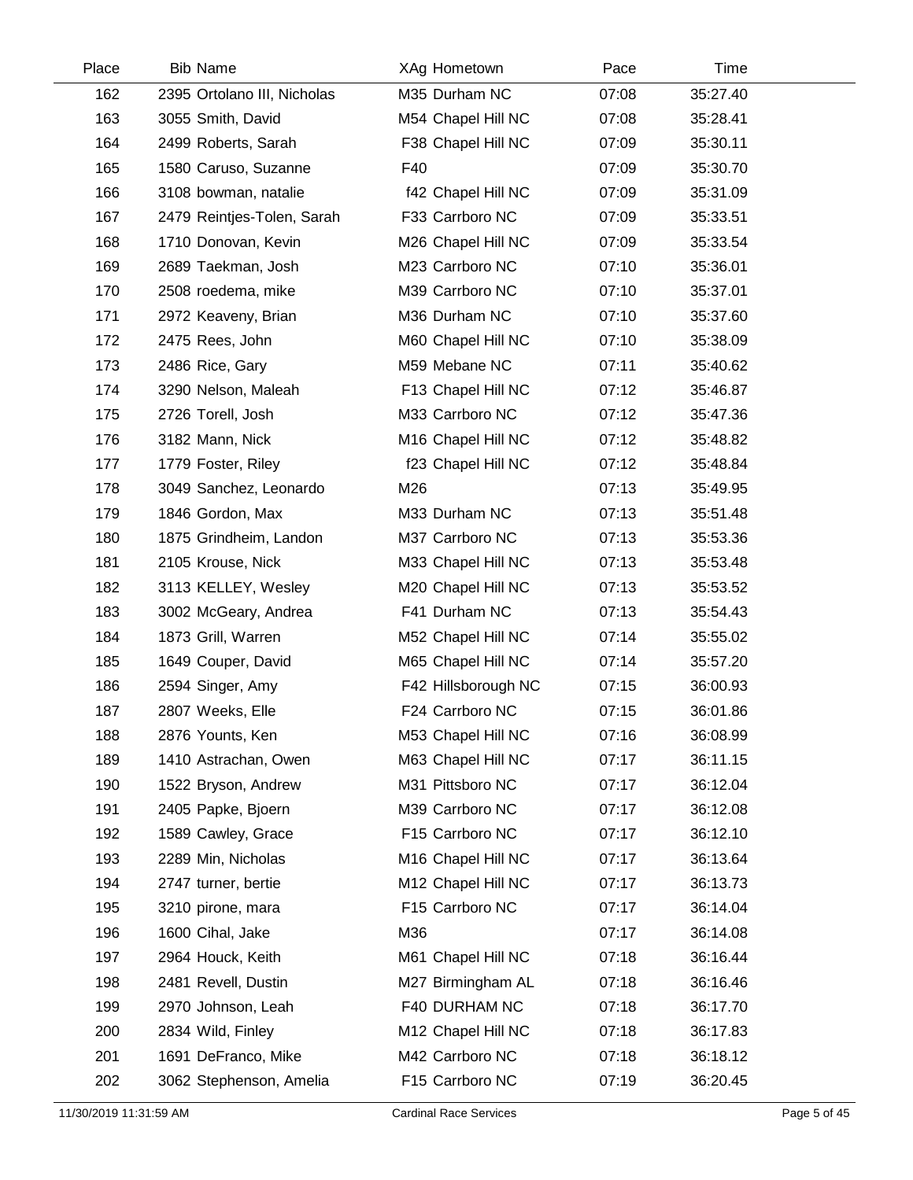| Place | Bib | Name | XAg | Hometown | Pace | Time |
|---|---|---|---|---|---|---|
| 162 | 2395 | Ortolano III, Nicholas | M35 | Durham NC | 07:08 | 35:27.40 |
| 163 | 3055 | Smith, David | M54 | Chapel Hill NC | 07:08 | 35:28.41 |
| 164 | 2499 | Roberts, Sarah | F38 | Chapel Hill NC | 07:09 | 35:30.11 |
| 165 | 1580 | Caruso, Suzanne | F40 | | 07:09 | 35:30.70 |
| 166 | 3108 | bowman, natalie | f42 | Chapel Hill NC | 07:09 | 35:31.09 |
| 167 | 2479 | Reintjes-Tolen, Sarah | F33 | Carrboro NC | 07:09 | 35:33.51 |
| 168 | 1710 | Donovan, Kevin | M26 | Chapel Hill NC | 07:09 | 35:33.54 |
| 169 | 2689 | Taekman, Josh | M23 | Carrboro NC | 07:10 | 35:36.01 |
| 170 | 2508 | roedema, mike | M39 | Carrboro NC | 07:10 | 35:37.01 |
| 171 | 2972 | Keaveny, Brian | M36 | Durham NC | 07:10 | 35:37.60 |
| 172 | 2475 | Rees, John | M60 | Chapel Hill NC | 07:10 | 35:38.09 |
| 173 | 2486 | Rice, Gary | M59 | Mebane NC | 07:11 | 35:40.62 |
| 174 | 3290 | Nelson, Maleah | F13 | Chapel Hill NC | 07:12 | 35:46.87 |
| 175 | 2726 | Torell, Josh | M33 | Carrboro NC | 07:12 | 35:47.36 |
| 176 | 3182 | Mann, Nick | M16 | Chapel Hill NC | 07:12 | 35:48.82 |
| 177 | 1779 | Foster, Riley | f23 | Chapel Hill NC | 07:12 | 35:48.84 |
| 178 | 3049 | Sanchez, Leonardo | M26 | | 07:13 | 35:49.95 |
| 179 | 1846 | Gordon, Max | M33 | Durham NC | 07:13 | 35:51.48 |
| 180 | 1875 | Grindheim, Landon | M37 | Carrboro NC | 07:13 | 35:53.36 |
| 181 | 2105 | Krouse, Nick | M33 | Chapel Hill NC | 07:13 | 35:53.48 |
| 182 | 3113 | KELLEY, Wesley | M20 | Chapel Hill NC | 07:13 | 35:53.52 |
| 183 | 3002 | McGeary, Andrea | F41 | Durham NC | 07:13 | 35:54.43 |
| 184 | 1873 | Grill, Warren | M52 | Chapel Hill NC | 07:14 | 35:55.02 |
| 185 | 1649 | Couper, David | M65 | Chapel Hill NC | 07:14 | 35:57.20 |
| 186 | 2594 | Singer, Amy | F42 | Hillsborough NC | 07:15 | 36:00.93 |
| 187 | 2807 | Weeks, Elle | F24 | Carrboro NC | 07:15 | 36:01.86 |
| 188 | 2876 | Younts, Ken | M53 | Chapel Hill NC | 07:16 | 36:08.99 |
| 189 | 1410 | Astrachan, Owen | M63 | Chapel Hill NC | 07:17 | 36:11.15 |
| 190 | 1522 | Bryson, Andrew | M31 | Pittsboro NC | 07:17 | 36:12.04 |
| 191 | 2405 | Papke, Bjoern | M39 | Carrboro NC | 07:17 | 36:12.08 |
| 192 | 1589 | Cawley, Grace | F15 | Carrboro NC | 07:17 | 36:12.10 |
| 193 | 2289 | Min, Nicholas | M16 | Chapel Hill NC | 07:17 | 36:13.64 |
| 194 | 2747 | turner, bertie | M12 | Chapel Hill NC | 07:17 | 36:13.73 |
| 195 | 3210 | pirone, mara | F15 | Carrboro NC | 07:17 | 36:14.04 |
| 196 | 1600 | Cihal, Jake | M36 | | 07:17 | 36:14.08 |
| 197 | 2964 | Houck, Keith | M61 | Chapel Hill NC | 07:18 | 36:16.44 |
| 198 | 2481 | Revell, Dustin | M27 | Birmingham AL | 07:18 | 36:16.46 |
| 199 | 2970 | Johnson, Leah | F40 | DURHAM NC | 07:18 | 36:17.70 |
| 200 | 2834 | Wild, Finley | M12 | Chapel Hill NC | 07:18 | 36:17.83 |
| 201 | 1691 | DeFranco, Mike | M42 | Carrboro NC | 07:18 | 36:18.12 |
| 202 | 3062 | Stephenson, Amelia | F15 | Carrboro NC | 07:19 | 36:20.45 |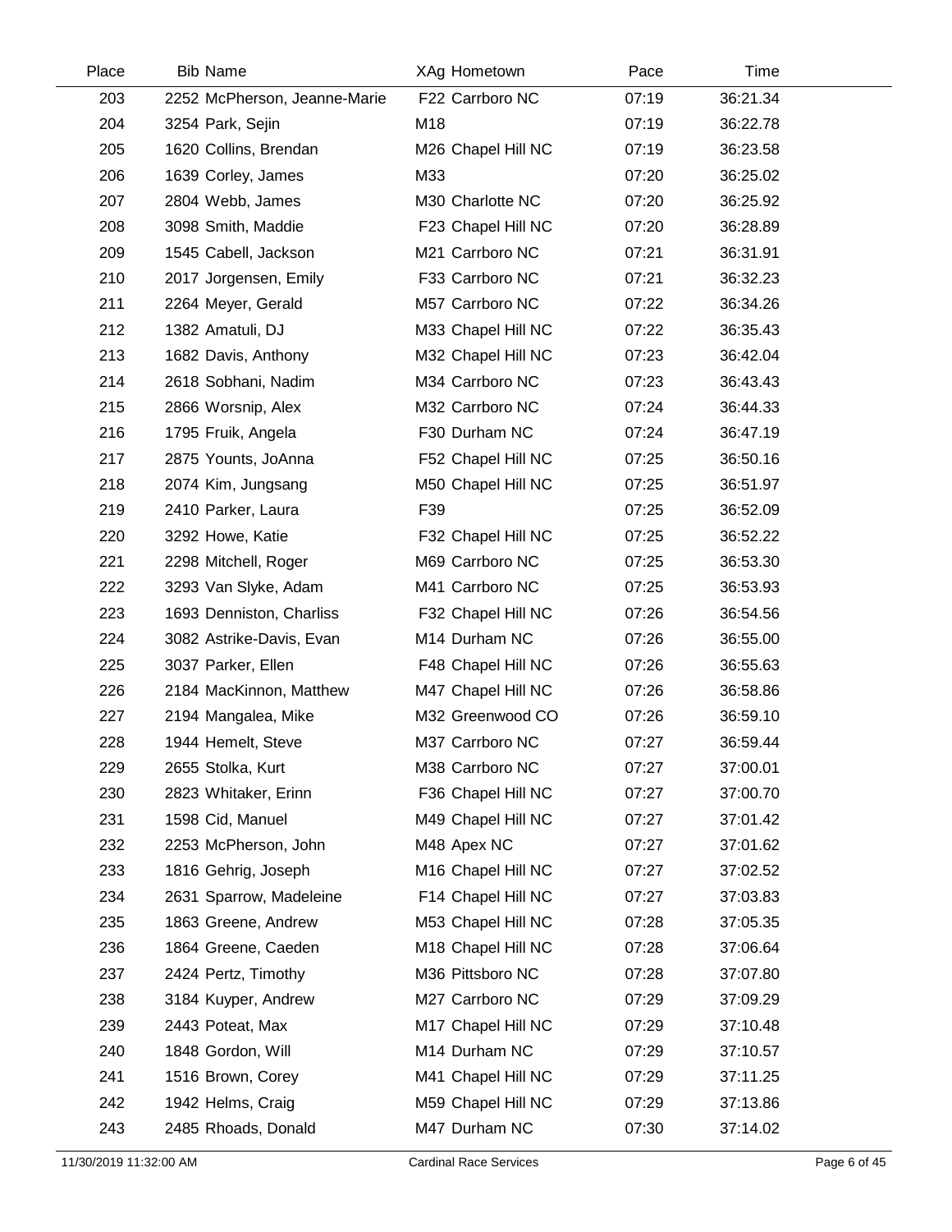| Place | Bib | Name | XAg | Hometown | Pace | Time |
|---|---|---|---|---|---|---|
| 203 | 2252 | McPherson, Jeanne-Marie | F22 | Carrboro NC | 07:19 | 36:21.34 |
| 204 | 3254 | Park, Sejin | M18 | | 07:19 | 36:22.78 |
| 205 | 1620 | Collins, Brendan | M26 | Chapel Hill NC | 07:19 | 36:23.58 |
| 206 | 1639 | Corley, James | M33 | | 07:20 | 36:25.02 |
| 207 | 2804 | Webb, James | M30 | Charlotte NC | 07:20 | 36:25.92 |
| 208 | 3098 | Smith, Maddie | F23 | Chapel Hill NC | 07:20 | 36:28.89 |
| 209 | 1545 | Cabell, Jackson | M21 | Carrboro NC | 07:21 | 36:31.91 |
| 210 | 2017 | Jorgensen, Emily | F33 | Carrboro NC | 07:21 | 36:32.23 |
| 211 | 2264 | Meyer, Gerald | M57 | Carrboro NC | 07:22 | 36:34.26 |
| 212 | 1382 | Amatuli, DJ | M33 | Chapel Hill NC | 07:22 | 36:35.43 |
| 213 | 1682 | Davis, Anthony | M32 | Chapel Hill NC | 07:23 | 36:42.04 |
| 214 | 2618 | Sobhani, Nadim | M34 | Carrboro NC | 07:23 | 36:43.43 |
| 215 | 2866 | Worsnip, Alex | M32 | Carrboro NC | 07:24 | 36:44.33 |
| 216 | 1795 | Fruik, Angela | F30 | Durham NC | 07:24 | 36:47.19 |
| 217 | 2875 | Younts, JoAnna | F52 | Chapel Hill NC | 07:25 | 36:50.16 |
| 218 | 2074 | Kim, Jungsang | M50 | Chapel Hill NC | 07:25 | 36:51.97 |
| 219 | 2410 | Parker, Laura | F39 | | 07:25 | 36:52.09 |
| 220 | 3292 | Howe, Katie | F32 | Chapel Hill NC | 07:25 | 36:52.22 |
| 221 | 2298 | Mitchell, Roger | M69 | Carrboro NC | 07:25 | 36:53.30 |
| 222 | 3293 | Van Slyke, Adam | M41 | Carrboro NC | 07:25 | 36:53.93 |
| 223 | 1693 | Denniston, Charliss | F32 | Chapel Hill NC | 07:26 | 36:54.56 |
| 224 | 3082 | Astrike-Davis, Evan | M14 | Durham NC | 07:26 | 36:55.00 |
| 225 | 3037 | Parker, Ellen | F48 | Chapel Hill NC | 07:26 | 36:55.63 |
| 226 | 2184 | MacKinnon, Matthew | M47 | Chapel Hill NC | 07:26 | 36:58.86 |
| 227 | 2194 | Mangalea, Mike | M32 | Greenwood CO | 07:26 | 36:59.10 |
| 228 | 1944 | Hemelt, Steve | M37 | Carrboro NC | 07:27 | 36:59.44 |
| 229 | 2655 | Stolka, Kurt | M38 | Carrboro NC | 07:27 | 37:00.01 |
| 230 | 2823 | Whitaker, Erinn | F36 | Chapel Hill NC | 07:27 | 37:00.70 |
| 231 | 1598 | Cid, Manuel | M49 | Chapel Hill NC | 07:27 | 37:01.42 |
| 232 | 2253 | McPherson, John | M48 | Apex NC | 07:27 | 37:01.62 |
| 233 | 1816 | Gehrig, Joseph | M16 | Chapel Hill NC | 07:27 | 37:02.52 |
| 234 | 2631 | Sparrow, Madeleine | F14 | Chapel Hill NC | 07:27 | 37:03.83 |
| 235 | 1863 | Greene, Andrew | M53 | Chapel Hill NC | 07:28 | 37:05.35 |
| 236 | 1864 | Greene, Caeden | M18 | Chapel Hill NC | 07:28 | 37:06.64 |
| 237 | 2424 | Pertz, Timothy | M36 | Pittsboro NC | 07:28 | 37:07.80 |
| 238 | 3184 | Kuyper, Andrew | M27 | Carrboro NC | 07:29 | 37:09.29 |
| 239 | 2443 | Poteat, Max | M17 | Chapel Hill NC | 07:29 | 37:10.48 |
| 240 | 1848 | Gordon, Will | M14 | Durham NC | 07:29 | 37:10.57 |
| 241 | 1516 | Brown, Corey | M41 | Chapel Hill NC | 07:29 | 37:11.25 |
| 242 | 1942 | Helms, Craig | M59 | Chapel Hill NC | 07:29 | 37:13.86 |
| 243 | 2485 | Rhoads, Donald | M47 | Durham NC | 07:30 | 37:14.02 |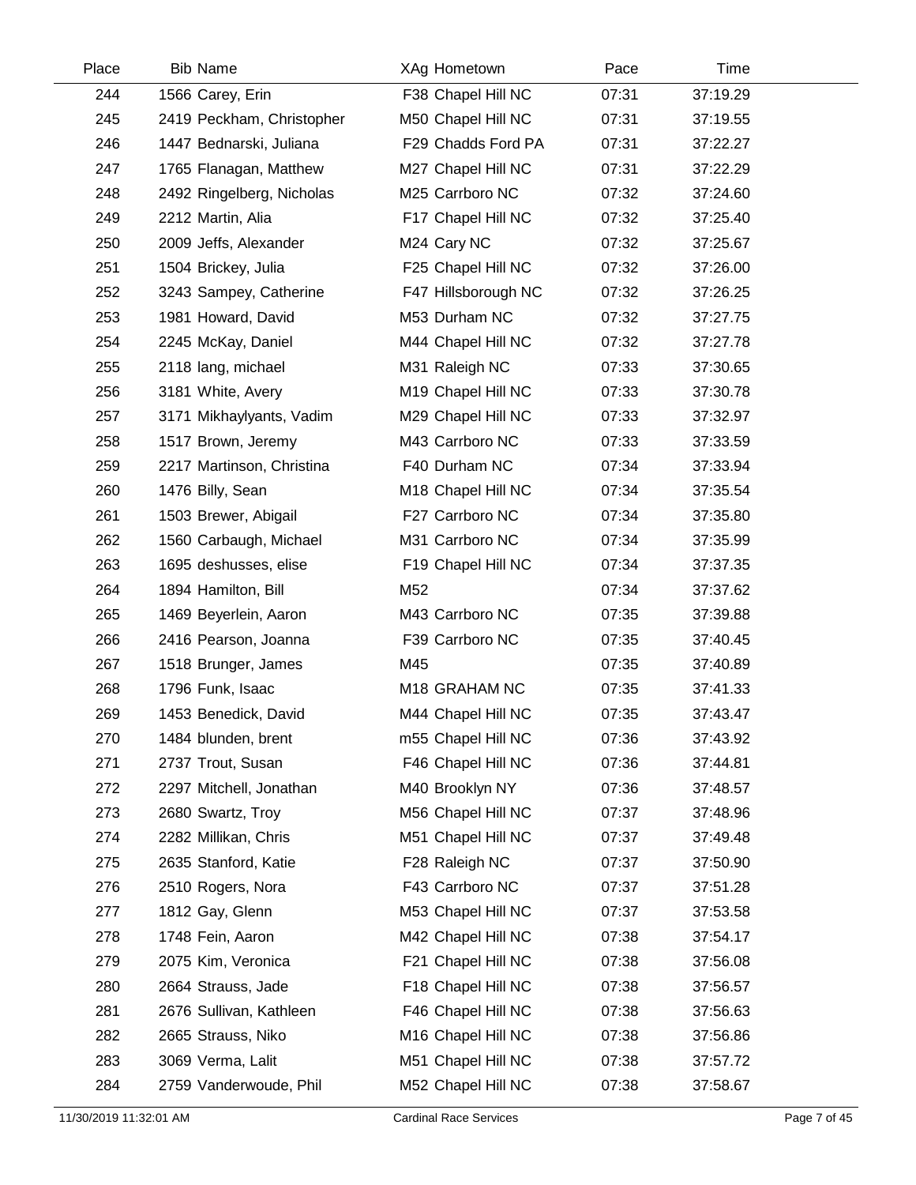| Place | Bib | Name | XAg | Hometown | Pace | Time |
|---|---|---|---|---|---|---|
| 244 | 1566 | Carey, Erin | F38 | Chapel Hill NC | 07:31 | 37:19.29 |
| 245 | 2419 | Peckham, Christopher | M50 | Chapel Hill NC | 07:31 | 37:19.55 |
| 246 | 1447 | Bednarski, Juliana | F29 | Chadds Ford PA | 07:31 | 37:22.27 |
| 247 | 1765 | Flanagan, Matthew | M27 | Chapel Hill NC | 07:31 | 37:22.29 |
| 248 | 2492 | Ringelberg, Nicholas | M25 | Carrboro NC | 07:32 | 37:24.60 |
| 249 | 2212 | Martin, Alia | F17 | Chapel Hill NC | 07:32 | 37:25.40 |
| 250 | 2009 | Jeffs, Alexander | M24 | Cary NC | 07:32 | 37:25.67 |
| 251 | 1504 | Brickey, Julia | F25 | Chapel Hill NC | 07:32 | 37:26.00 |
| 252 | 3243 | Sampey, Catherine | F47 | Hillsborough NC | 07:32 | 37:26.25 |
| 253 | 1981 | Howard, David | M53 | Durham NC | 07:32 | 37:27.75 |
| 254 | 2245 | McKay, Daniel | M44 | Chapel Hill NC | 07:32 | 37:27.78 |
| 255 | 2118 | lang, michael | M31 | Raleigh NC | 07:33 | 37:30.65 |
| 256 | 3181 | White, Avery | M19 | Chapel Hill NC | 07:33 | 37:30.78 |
| 257 | 3171 | Mikhaylyants, Vadim | M29 | Chapel Hill NC | 07:33 | 37:32.97 |
| 258 | 1517 | Brown, Jeremy | M43 | Carrboro NC | 07:33 | 37:33.59 |
| 259 | 2217 | Martinson, Christina | F40 | Durham NC | 07:34 | 37:33.94 |
| 260 | 1476 | Billy, Sean | M18 | Chapel Hill NC | 07:34 | 37:35.54 |
| 261 | 1503 | Brewer, Abigail | F27 | Carrboro NC | 07:34 | 37:35.80 |
| 262 | 1560 | Carbaugh, Michael | M31 | Carrboro NC | 07:34 | 37:35.99 |
| 263 | 1695 | deshusses, elise | F19 | Chapel Hill NC | 07:34 | 37:37.35 |
| 264 | 1894 | Hamilton, Bill | M52 | | 07:34 | 37:37.62 |
| 265 | 1469 | Beyerlein, Aaron | M43 | Carrboro NC | 07:35 | 37:39.88 |
| 266 | 2416 | Pearson, Joanna | F39 | Carrboro NC | 07:35 | 37:40.45 |
| 267 | 1518 | Brunger, James | M45 | | 07:35 | 37:40.89 |
| 268 | 1796 | Funk, Isaac | M18 | GRAHAM NC | 07:35 | 37:41.33 |
| 269 | 1453 | Benedick, David | M44 | Chapel Hill NC | 07:35 | 37:43.47 |
| 270 | 1484 | blunden, brent | m55 | Chapel Hill NC | 07:36 | 37:43.92 |
| 271 | 2737 | Trout, Susan | F46 | Chapel Hill NC | 07:36 | 37:44.81 |
| 272 | 2297 | Mitchell, Jonathan | M40 | Brooklyn NY | 07:36 | 37:48.57 |
| 273 | 2680 | Swartz, Troy | M56 | Chapel Hill NC | 07:37 | 37:48.96 |
| 274 | 2282 | Millikan, Chris | M51 | Chapel Hill NC | 07:37 | 37:49.48 |
| 275 | 2635 | Stanford, Katie | F28 | Raleigh NC | 07:37 | 37:50.90 |
| 276 | 2510 | Rogers, Nora | F43 | Carrboro NC | 07:37 | 37:51.28 |
| 277 | 1812 | Gay, Glenn | M53 | Chapel Hill NC | 07:37 | 37:53.58 |
| 278 | 1748 | Fein, Aaron | M42 | Chapel Hill NC | 07:38 | 37:54.17 |
| 279 | 2075 | Kim, Veronica | F21 | Chapel Hill NC | 07:38 | 37:56.08 |
| 280 | 2664 | Strauss, Jade | F18 | Chapel Hill NC | 07:38 | 37:56.57 |
| 281 | 2676 | Sullivan, Kathleen | F46 | Chapel Hill NC | 07:38 | 37:56.63 |
| 282 | 2665 | Strauss, Niko | M16 | Chapel Hill NC | 07:38 | 37:56.86 |
| 283 | 3069 | Verma, Lalit | M51 | Chapel Hill NC | 07:38 | 37:57.72 |
| 284 | 2759 | Vanderwoude, Phil | M52 | Chapel Hill NC | 07:38 | 37:58.67 |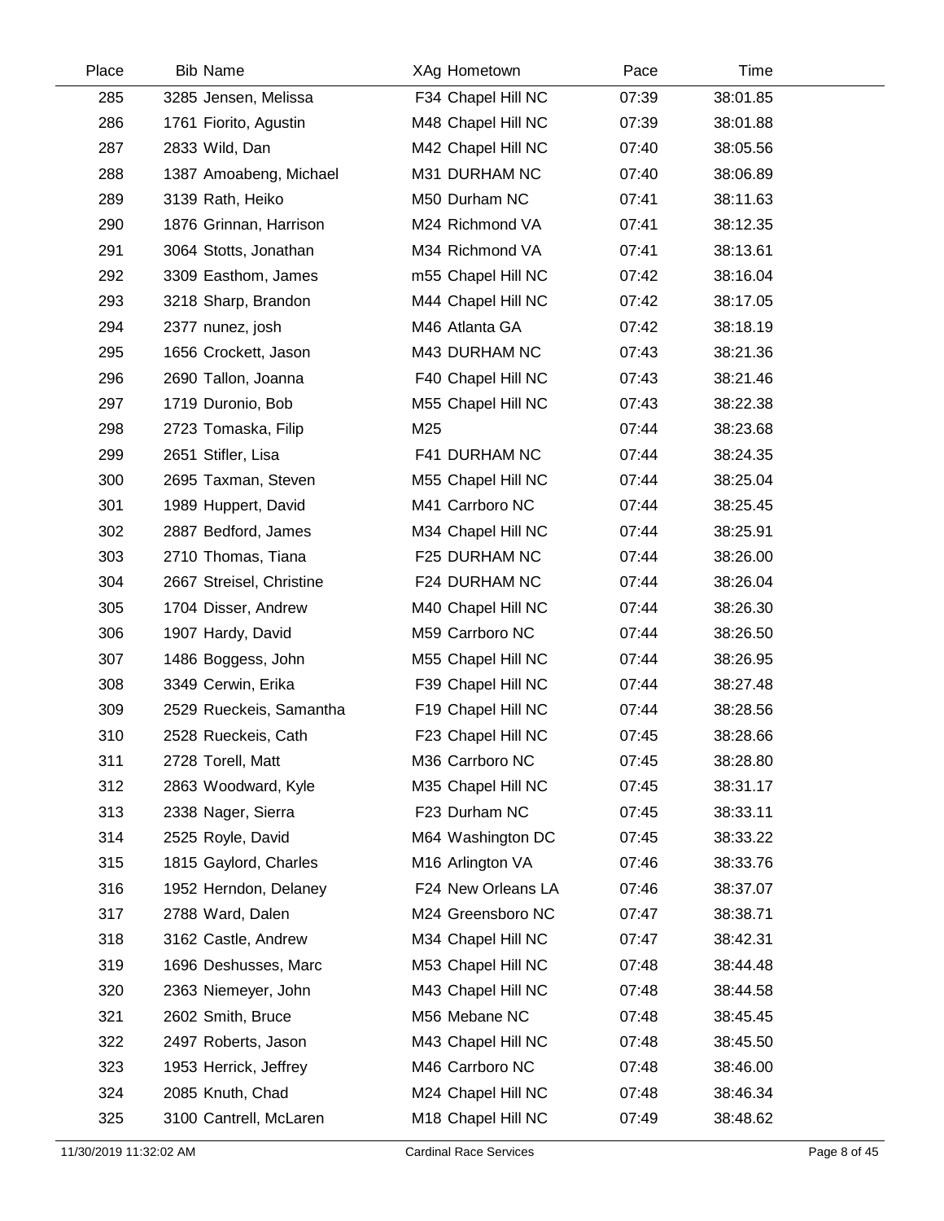| Place | Bib | Name | XAg | Hometown | Pace | Time |
|---|---|---|---|---|---|---|
| 285 | 3285 | Jensen, Melissa | F34 | Chapel Hill NC | 07:39 | 38:01.85 |
| 286 | 1761 | Fiorito, Agustin | M48 | Chapel Hill NC | 07:39 | 38:01.88 |
| 287 | 2833 | Wild, Dan | M42 | Chapel Hill NC | 07:40 | 38:05.56 |
| 288 | 1387 | Amoabeng, Michael | M31 | DURHAM NC | 07:40 | 38:06.89 |
| 289 | 3139 | Rath, Heiko | M50 | Durham NC | 07:41 | 38:11.63 |
| 290 | 1876 | Grinnan, Harrison | M24 | Richmond VA | 07:41 | 38:12.35 |
| 291 | 3064 | Stotts, Jonathan | M34 | Richmond VA | 07:41 | 38:13.61 |
| 292 | 3309 | Easthom, James | m55 | Chapel Hill NC | 07:42 | 38:16.04 |
| 293 | 3218 | Sharp, Brandon | M44 | Chapel Hill NC | 07:42 | 38:17.05 |
| 294 | 2377 | nunez, josh | M46 | Atlanta GA | 07:42 | 38:18.19 |
| 295 | 1656 | Crockett, Jason | M43 | DURHAM NC | 07:43 | 38:21.36 |
| 296 | 2690 | Tallon, Joanna | F40 | Chapel Hill NC | 07:43 | 38:21.46 |
| 297 | 1719 | Duronio, Bob | M55 | Chapel Hill NC | 07:43 | 38:22.38 |
| 298 | 2723 | Tomaska, Filip | M25 | | 07:44 | 38:23.68 |
| 299 | 2651 | Stifler, Lisa | F41 | DURHAM NC | 07:44 | 38:24.35 |
| 300 | 2695 | Taxman, Steven | M55 | Chapel Hill NC | 07:44 | 38:25.04 |
| 301 | 1989 | Huppert, David | M41 | Carrboro NC | 07:44 | 38:25.45 |
| 302 | 2887 | Bedford, James | M34 | Chapel Hill NC | 07:44 | 38:25.91 |
| 303 | 2710 | Thomas, Tiana | F25 | DURHAM NC | 07:44 | 38:26.00 |
| 304 | 2667 | Streisel, Christine | F24 | DURHAM NC | 07:44 | 38:26.04 |
| 305 | 1704 | Disser, Andrew | M40 | Chapel Hill NC | 07:44 | 38:26.30 |
| 306 | 1907 | Hardy, David | M59 | Carrboro NC | 07:44 | 38:26.50 |
| 307 | 1486 | Boggess, John | M55 | Chapel Hill NC | 07:44 | 38:26.95 |
| 308 | 3349 | Cerwin, Erika | F39 | Chapel Hill NC | 07:44 | 38:27.48 |
| 309 | 2529 | Rueckeis, Samantha | F19 | Chapel Hill NC | 07:44 | 38:28.56 |
| 310 | 2528 | Rueckeis, Cath | F23 | Chapel Hill NC | 07:45 | 38:28.66 |
| 311 | 2728 | Torell, Matt | M36 | Carrboro NC | 07:45 | 38:28.80 |
| 312 | 2863 | Woodward, Kyle | M35 | Chapel Hill NC | 07:45 | 38:31.17 |
| 313 | 2338 | Nager, Sierra | F23 | Durham NC | 07:45 | 38:33.11 |
| 314 | 2525 | Royle, David | M64 | Washington DC | 07:45 | 38:33.22 |
| 315 | 1815 | Gaylord, Charles | M16 | Arlington VA | 07:46 | 38:33.76 |
| 316 | 1952 | Herndon, Delaney | F24 | New Orleans LA | 07:46 | 38:37.07 |
| 317 | 2788 | Ward, Dalen | M24 | Greensboro NC | 07:47 | 38:38.71 |
| 318 | 3162 | Castle, Andrew | M34 | Chapel Hill NC | 07:47 | 38:42.31 |
| 319 | 1696 | Deshusses, Marc | M53 | Chapel Hill NC | 07:48 | 38:44.48 |
| 320 | 2363 | Niemeyer, John | M43 | Chapel Hill NC | 07:48 | 38:44.58 |
| 321 | 2602 | Smith, Bruce | M56 | Mebane NC | 07:48 | 38:45.45 |
| 322 | 2497 | Roberts, Jason | M43 | Chapel Hill NC | 07:48 | 38:45.50 |
| 323 | 1953 | Herrick, Jeffrey | M46 | Carrboro NC | 07:48 | 38:46.00 |
| 324 | 2085 | Knuth, Chad | M24 | Chapel Hill NC | 07:48 | 38:46.34 |
| 325 | 3100 | Cantrell, McLaren | M18 | Chapel Hill NC | 07:49 | 38:48.62 |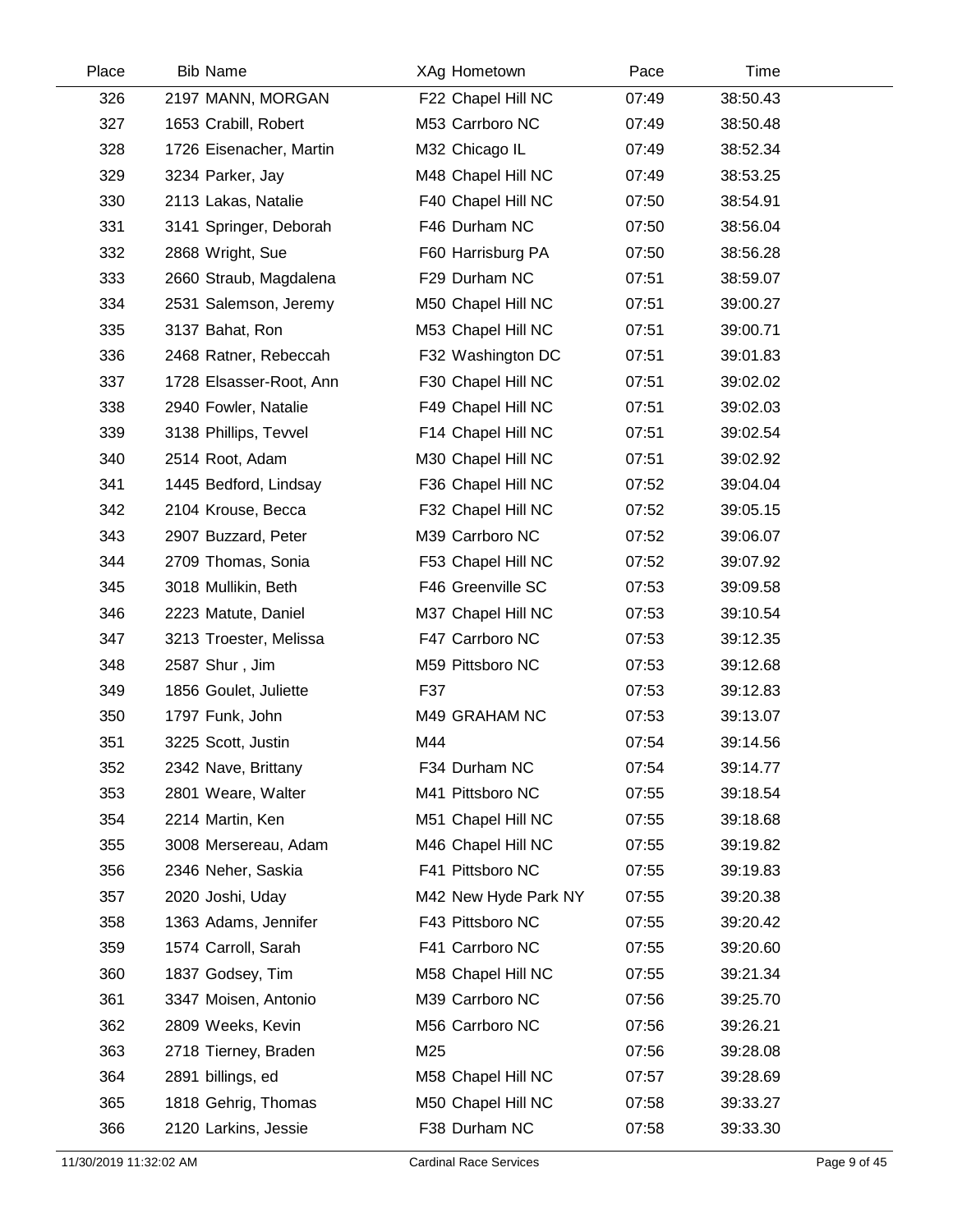| Place | Bib | Name | XAg | Hometown | Pace | Time |
|---|---|---|---|---|---|---|
| 326 | 2197 | MANN, MORGAN | F22 | Chapel Hill NC | 07:49 | 38:50.43 |
| 327 | 1653 | Crabill, Robert | M53 | Carrboro NC | 07:49 | 38:50.48 |
| 328 | 1726 | Eisenacher, Martin | M32 | Chicago IL | 07:49 | 38:52.34 |
| 329 | 3234 | Parker, Jay | M48 | Chapel Hill NC | 07:49 | 38:53.25 |
| 330 | 2113 | Lakas, Natalie | F40 | Chapel Hill NC | 07:50 | 38:54.91 |
| 331 | 3141 | Springer, Deborah | F46 | Durham NC | 07:50 | 38:56.04 |
| 332 | 2868 | Wright, Sue | F60 | Harrisburg PA | 07:50 | 38:56.28 |
| 333 | 2660 | Straub, Magdalena | F29 | Durham NC | 07:51 | 38:59.07 |
| 334 | 2531 | Salemson, Jeremy | M50 | Chapel Hill NC | 07:51 | 39:00.27 |
| 335 | 3137 | Bahat, Ron | M53 | Chapel Hill NC | 07:51 | 39:00.71 |
| 336 | 2468 | Ratner, Rebeccah | F32 | Washington DC | 07:51 | 39:01.83 |
| 337 | 1728 | Elsasser-Root, Ann | F30 | Chapel Hill NC | 07:51 | 39:02.02 |
| 338 | 2940 | Fowler, Natalie | F49 | Chapel Hill NC | 07:51 | 39:02.03 |
| 339 | 3138 | Phillips, Tevvel | F14 | Chapel Hill NC | 07:51 | 39:02.54 |
| 340 | 2514 | Root, Adam | M30 | Chapel Hill NC | 07:51 | 39:02.92 |
| 341 | 1445 | Bedford, Lindsay | F36 | Chapel Hill NC | 07:52 | 39:04.04 |
| 342 | 2104 | Krouse, Becca | F32 | Chapel Hill NC | 07:52 | 39:05.15 |
| 343 | 2907 | Buzzard, Peter | M39 | Carrboro NC | 07:52 | 39:06.07 |
| 344 | 2709 | Thomas, Sonia | F53 | Chapel Hill NC | 07:52 | 39:07.92 |
| 345 | 3018 | Mullikin, Beth | F46 | Greenville SC | 07:53 | 39:09.58 |
| 346 | 2223 | Matute, Daniel | M37 | Chapel Hill NC | 07:53 | 39:10.54 |
| 347 | 3213 | Troester, Melissa | F47 | Carrboro NC | 07:53 | 39:12.35 |
| 348 | 2587 | Shur , Jim | M59 | Pittsboro NC | 07:53 | 39:12.68 |
| 349 | 1856 | Goulet, Juliette | F37 | | 07:53 | 39:12.83 |
| 350 | 1797 | Funk, John | M49 | GRAHAM NC | 07:53 | 39:13.07 |
| 351 | 3225 | Scott, Justin | M44 | | 07:54 | 39:14.56 |
| 352 | 2342 | Nave, Brittany | F34 | Durham NC | 07:54 | 39:14.77 |
| 353 | 2801 | Weare, Walter | M41 | Pittsboro NC | 07:55 | 39:18.54 |
| 354 | 2214 | Martin, Ken | M51 | Chapel Hill NC | 07:55 | 39:18.68 |
| 355 | 3008 | Mersereau, Adam | M46 | Chapel Hill NC | 07:55 | 39:19.82 |
| 356 | 2346 | Neher, Saskia | F41 | Pittsboro NC | 07:55 | 39:19.83 |
| 357 | 2020 | Joshi, Uday | M42 | New Hyde Park NY | 07:55 | 39:20.38 |
| 358 | 1363 | Adams, Jennifer | F43 | Pittsboro NC | 07:55 | 39:20.42 |
| 359 | 1574 | Carroll, Sarah | F41 | Carrboro NC | 07:55 | 39:20.60 |
| 360 | 1837 | Godsey, Tim | M58 | Chapel Hill NC | 07:55 | 39:21.34 |
| 361 | 3347 | Moisen, Antonio | M39 | Carrboro NC | 07:56 | 39:25.70 |
| 362 | 2809 | Weeks, Kevin | M56 | Carrboro NC | 07:56 | 39:26.21 |
| 363 | 2718 | Tierney, Braden | M25 | | 07:56 | 39:28.08 |
| 364 | 2891 | billings, ed | M58 | Chapel Hill NC | 07:57 | 39:28.69 |
| 365 | 1818 | Gehrig, Thomas | M50 | Chapel Hill NC | 07:58 | 39:33.27 |
| 366 | 2120 | Larkins, Jessie | F38 | Durham NC | 07:58 | 39:33.30 |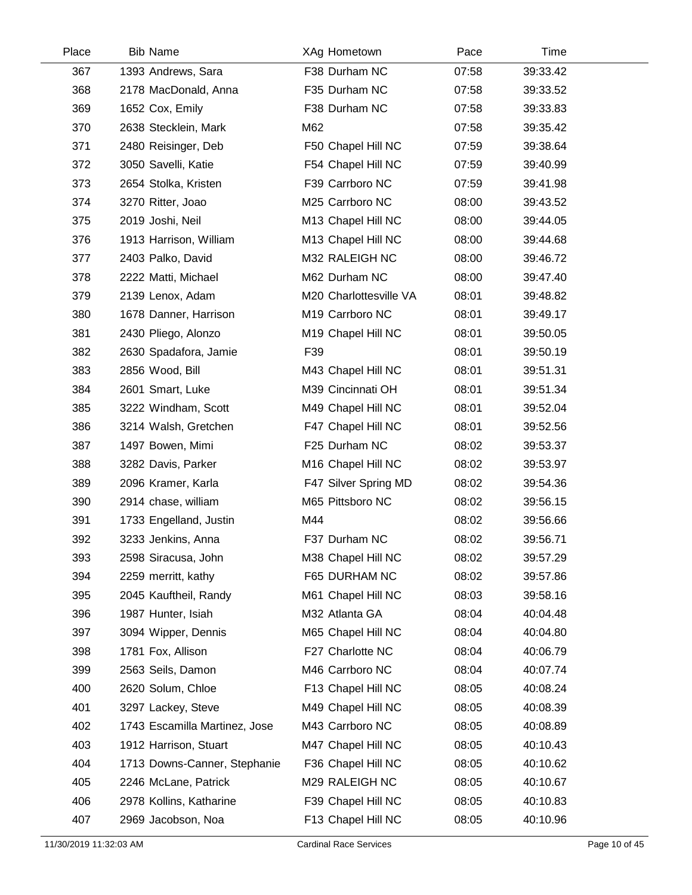| Place | Bib | Name | XAg | Hometown | Pace | Time |
|---|---|---|---|---|---|---|
| 367 | 1393 | Andrews, Sara | F38 | Durham NC | 07:58 | 39:33.42 |
| 368 | 2178 | MacDonald, Anna | F35 | Durham NC | 07:58 | 39:33.52 |
| 369 | 1652 | Cox, Emily | F38 | Durham NC | 07:58 | 39:33.83 |
| 370 | 2638 | Stecklein, Mark | M62 | | 07:58 | 39:35.42 |
| 371 | 2480 | Reisinger, Deb | F50 | Chapel Hill NC | 07:59 | 39:38.64 |
| 372 | 3050 | Savelli, Katie | F54 | Chapel Hill NC | 07:59 | 39:40.99 |
| 373 | 2654 | Stolka, Kristen | F39 | Carrboro NC | 07:59 | 39:41.98 |
| 374 | 3270 | Ritter, Joao | M25 | Carrboro NC | 08:00 | 39:43.52 |
| 375 | 2019 | Joshi, Neil | M13 | Chapel Hill NC | 08:00 | 39:44.05 |
| 376 | 1913 | Harrison, William | M13 | Chapel Hill NC | 08:00 | 39:44.68 |
| 377 | 2403 | Palko, David | M32 | RALEIGH NC | 08:00 | 39:46.72 |
| 378 | 2222 | Matti, Michael | M62 | Durham NC | 08:00 | 39:47.40 |
| 379 | 2139 | Lenox, Adam | M20 | Charlottesville VA | 08:01 | 39:48.82 |
| 380 | 1678 | Danner, Harrison | M19 | Carrboro NC | 08:01 | 39:49.17 |
| 381 | 2430 | Pliego, Alonzo | M19 | Chapel Hill NC | 08:01 | 39:50.05 |
| 382 | 2630 | Spadafora, Jamie | F39 | | 08:01 | 39:50.19 |
| 383 | 2856 | Wood, Bill | M43 | Chapel Hill NC | 08:01 | 39:51.31 |
| 384 | 2601 | Smart, Luke | M39 | Cincinnati OH | 08:01 | 39:51.34 |
| 385 | 3222 | Windham, Scott | M49 | Chapel Hill NC | 08:01 | 39:52.04 |
| 386 | 3214 | Walsh, Gretchen | F47 | Chapel Hill NC | 08:01 | 39:52.56 |
| 387 | 1497 | Bowen, Mimi | F25 | Durham NC | 08:02 | 39:53.37 |
| 388 | 3282 | Davis, Parker | M16 | Chapel Hill NC | 08:02 | 39:53.97 |
| 389 | 2096 | Kramer, Karla | F47 | Silver Spring MD | 08:02 | 39:54.36 |
| 390 | 2914 | chase, william | M65 | Pittsboro NC | 08:02 | 39:56.15 |
| 391 | 1733 | Engelland, Justin | M44 | | 08:02 | 39:56.66 |
| 392 | 3233 | Jenkins, Anna | F37 | Durham NC | 08:02 | 39:56.71 |
| 393 | 2598 | Siracusa, John | M38 | Chapel Hill NC | 08:02 | 39:57.29 |
| 394 | 2259 | merritt, kathy | F65 | DURHAM NC | 08:02 | 39:57.86 |
| 395 | 2045 | Kauftheil, Randy | M61 | Chapel Hill NC | 08:03 | 39:58.16 |
| 396 | 1987 | Hunter, Isiah | M32 | Atlanta GA | 08:04 | 40:04.48 |
| 397 | 3094 | Wipper, Dennis | M65 | Chapel Hill NC | 08:04 | 40:04.80 |
| 398 | 1781 | Fox, Allison | F27 | Charlotte NC | 08:04 | 40:06.79 |
| 399 | 2563 | Seils, Damon | M46 | Carrboro NC | 08:04 | 40:07.74 |
| 400 | 2620 | Solum, Chloe | F13 | Chapel Hill NC | 08:05 | 40:08.24 |
| 401 | 3297 | Lackey, Steve | M49 | Chapel Hill NC | 08:05 | 40:08.39 |
| 402 | 1743 | Escamilla Martinez, Jose | M43 | Carrboro NC | 08:05 | 40:08.89 |
| 403 | 1912 | Harrison, Stuart | M47 | Chapel Hill NC | 08:05 | 40:10.43 |
| 404 | 1713 | Downs-Canner, Stephanie | F36 | Chapel Hill NC | 08:05 | 40:10.62 |
| 405 | 2246 | McLane, Patrick | M29 | RALEIGH NC | 08:05 | 40:10.67 |
| 406 | 2978 | Kollins, Katharine | F39 | Chapel Hill NC | 08:05 | 40:10.83 |
| 407 | 2969 | Jacobson, Noa | F13 | Chapel Hill NC | 08:05 | 40:10.96 |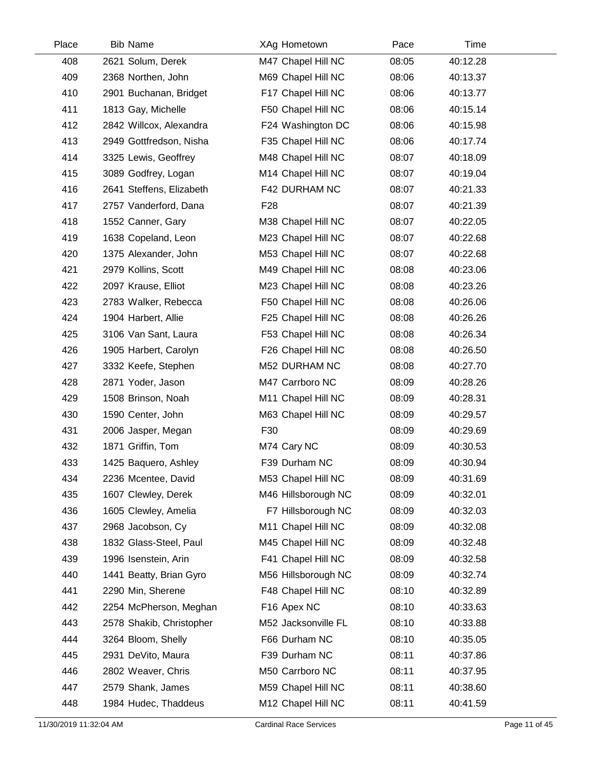| Place | Bib | Name | XAg | Hometown | Pace | Time |
|---|---|---|---|---|---|---|
| 408 | 2621 | Solum, Derek | M47 | Chapel Hill NC | 08:05 | 40:12.28 |
| 409 | 2368 | Northen, John | M69 | Chapel Hill NC | 08:06 | 40:13.37 |
| 410 | 2901 | Buchanan, Bridget | F17 | Chapel Hill NC | 08:06 | 40:13.77 |
| 411 | 1813 | Gay, Michelle | F50 | Chapel Hill NC | 08:06 | 40:15.14 |
| 412 | 2842 | Willcox, Alexandra | F24 | Washington DC | 08:06 | 40:15.98 |
| 413 | 2949 | Gottfredson, Nisha | F35 | Chapel Hill NC | 08:06 | 40:17.74 |
| 414 | 3325 | Lewis, Geoffrey | M48 | Chapel Hill NC | 08:07 | 40:18.09 |
| 415 | 3089 | Godfrey, Logan | M14 | Chapel Hill NC | 08:07 | 40:19.04 |
| 416 | 2641 | Steffens, Elizabeth | F42 | DURHAM NC | 08:07 | 40:21.33 |
| 417 | 2757 | Vanderford, Dana | F28 | | 08:07 | 40:21.39 |
| 418 | 1552 | Canner, Gary | M38 | Chapel Hill NC | 08:07 | 40:22.05 |
| 419 | 1638 | Copeland, Leon | M23 | Chapel Hill NC | 08:07 | 40:22.68 |
| 420 | 1375 | Alexander, John | M53 | Chapel Hill NC | 08:07 | 40:22.68 |
| 421 | 2979 | Kollins, Scott | M49 | Chapel Hill NC | 08:08 | 40:23.06 |
| 422 | 2097 | Krause, Elliot | M23 | Chapel Hill NC | 08:08 | 40:23.26 |
| 423 | 2783 | Walker, Rebecca | F50 | Chapel Hill NC | 08:08 | 40:26.06 |
| 424 | 1904 | Harbert, Allie | F25 | Chapel Hill NC | 08:08 | 40:26.26 |
| 425 | 3106 | Van Sant, Laura | F53 | Chapel Hill NC | 08:08 | 40:26.34 |
| 426 | 1905 | Harbert, Carolyn | F26 | Chapel Hill NC | 08:08 | 40:26.50 |
| 427 | 3332 | Keefe, Stephen | M52 | DURHAM NC | 08:08 | 40:27.70 |
| 428 | 2871 | Yoder, Jason | M47 | Carrboro NC | 08:09 | 40:28.26 |
| 429 | 1508 | Brinson, Noah | M11 | Chapel Hill NC | 08:09 | 40:28.31 |
| 430 | 1590 | Center, John | M63 | Chapel Hill NC | 08:09 | 40:29.57 |
| 431 | 2006 | Jasper, Megan | F30 | | 08:09 | 40:29.69 |
| 432 | 1871 | Griffin, Tom | M74 | Cary NC | 08:09 | 40:30.53 |
| 433 | 1425 | Baquero, Ashley | F39 | Durham NC | 08:09 | 40:30.94 |
| 434 | 2236 | Mcentee, David | M53 | Chapel Hill NC | 08:09 | 40:31.69 |
| 435 | 1607 | Clewley, Derek | M46 | Hillsborough NC | 08:09 | 40:32.01 |
| 436 | 1605 | Clewley, Amelia | F7 | Hillsborough NC | 08:09 | 40:32.03 |
| 437 | 2968 | Jacobson, Cy | M11 | Chapel Hill NC | 08:09 | 40:32.08 |
| 438 | 1832 | Glass-Steel, Paul | M45 | Chapel Hill NC | 08:09 | 40:32.48 |
| 439 | 1996 | Isenstein, Arin | F41 | Chapel Hill NC | 08:09 | 40:32.58 |
| 440 | 1441 | Beatty, Brian Gyro | M56 | Hillsborough NC | 08:09 | 40:32.74 |
| 441 | 2290 | Min, Sherene | F48 | Chapel Hill NC | 08:10 | 40:32.89 |
| 442 | 2254 | McPherson, Meghan | F16 | Apex NC | 08:10 | 40:33.63 |
| 443 | 2578 | Shakib, Christopher | M52 | Jacksonville FL | 08:10 | 40:33.88 |
| 444 | 3264 | Bloom, Shelly | F66 | Durham NC | 08:10 | 40:35.05 |
| 445 | 2931 | DeVito, Maura | F39 | Durham NC | 08:11 | 40:37.86 |
| 446 | 2802 | Weaver, Chris | M50 | Carrboro NC | 08:11 | 40:37.95 |
| 447 | 2579 | Shank, James | M59 | Chapel Hill NC | 08:11 | 40:38.60 |
| 448 | 1984 | Hudec, Thaddeus | M12 | Chapel Hill NC | 08:11 | 40:41.59 |

11/30/2019 11:32:04 AM — Cardinal Race Services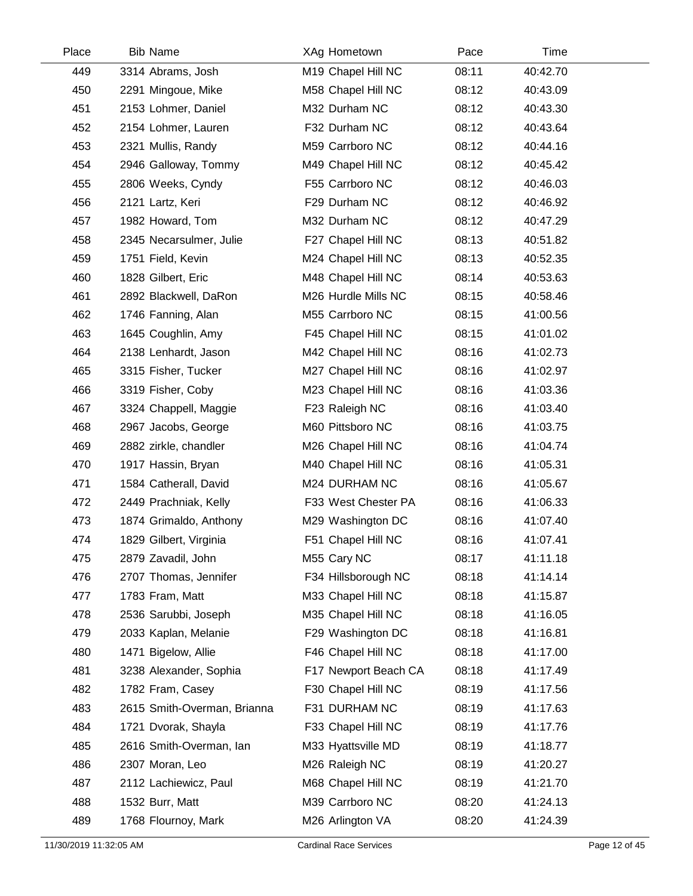| Place | Bib | Name | XAg | Hometown | Pace | Time |
|---|---|---|---|---|---|---|
| 449 | 3314 | Abrams, Josh | M19 | Chapel Hill NC | 08:11 | 40:42.70 |
| 450 | 2291 | Mingoue, Mike | M58 | Chapel Hill NC | 08:12 | 40:43.09 |
| 451 | 2153 | Lohmer, Daniel | M32 | Durham NC | 08:12 | 40:43.30 |
| 452 | 2154 | Lohmer, Lauren | F32 | Durham NC | 08:12 | 40:43.64 |
| 453 | 2321 | Mullis, Randy | M59 | Carrboro NC | 08:12 | 40:44.16 |
| 454 | 2946 | Galloway, Tommy | M49 | Chapel Hill NC | 08:12 | 40:45.42 |
| 455 | 2806 | Weeks, Cyndy | F55 | Carrboro NC | 08:12 | 40:46.03 |
| 456 | 2121 | Lartz, Keri | F29 | Durham NC | 08:12 | 40:46.92 |
| 457 | 1982 | Howard, Tom | M32 | Durham NC | 08:12 | 40:47.29 |
| 458 | 2345 | Necarsulmer, Julie | F27 | Chapel Hill NC | 08:13 | 40:51.82 |
| 459 | 1751 | Field, Kevin | M24 | Chapel Hill NC | 08:13 | 40:52.35 |
| 460 | 1828 | Gilbert, Eric | M48 | Chapel Hill NC | 08:14 | 40:53.63 |
| 461 | 2892 | Blackwell, DaRon | M26 | Hurdle Mills NC | 08:15 | 40:58.46 |
| 462 | 1746 | Fanning, Alan | M55 | Carrboro NC | 08:15 | 41:00.56 |
| 463 | 1645 | Coughlin, Amy | F45 | Chapel Hill NC | 08:15 | 41:01.02 |
| 464 | 2138 | Lenhardt, Jason | M42 | Chapel Hill NC | 08:16 | 41:02.73 |
| 465 | 3315 | Fisher, Tucker | M27 | Chapel Hill NC | 08:16 | 41:02.97 |
| 466 | 3319 | Fisher, Coby | M23 | Chapel Hill NC | 08:16 | 41:03.36 |
| 467 | 3324 | Chappell, Maggie | F23 | Raleigh NC | 08:16 | 41:03.40 |
| 468 | 2967 | Jacobs, George | M60 | Pittsboro NC | 08:16 | 41:03.75 |
| 469 | 2882 | zirkle, chandler | M26 | Chapel Hill NC | 08:16 | 41:04.74 |
| 470 | 1917 | Hassin, Bryan | M40 | Chapel Hill NC | 08:16 | 41:05.31 |
| 471 | 1584 | Catherall, David | M24 | DURHAM NC | 08:16 | 41:05.67 |
| 472 | 2449 | Prachniak, Kelly | F33 | West Chester PA | 08:16 | 41:06.33 |
| 473 | 1874 | Grimaldo, Anthony | M29 | Washington DC | 08:16 | 41:07.40 |
| 474 | 1829 | Gilbert, Virginia | F51 | Chapel Hill NC | 08:16 | 41:07.41 |
| 475 | 2879 | Zavadil, John | M55 | Cary NC | 08:17 | 41:11.18 |
| 476 | 2707 | Thomas, Jennifer | F34 | Hillsborough NC | 08:18 | 41:14.14 |
| 477 | 1783 | Fram, Matt | M33 | Chapel Hill NC | 08:18 | 41:15.87 |
| 478 | 2536 | Sarubbi, Joseph | M35 | Chapel Hill NC | 08:18 | 41:16.05 |
| 479 | 2033 | Kaplan, Melanie | F29 | Washington DC | 08:18 | 41:16.81 |
| 480 | 1471 | Bigelow, Allie | F46 | Chapel Hill NC | 08:18 | 41:17.00 |
| 481 | 3238 | Alexander, Sophia | F17 | Newport Beach CA | 08:18 | 41:17.49 |
| 482 | 1782 | Fram, Casey | F30 | Chapel Hill NC | 08:19 | 41:17.56 |
| 483 | 2615 | Smith-Overman, Brianna | F31 | DURHAM NC | 08:19 | 41:17.63 |
| 484 | 1721 | Dvorak, Shayla | F33 | Chapel Hill NC | 08:19 | 41:17.76 |
| 485 | 2616 | Smith-Overman, Ian | M33 | Hyattsville MD | 08:19 | 41:18.77 |
| 486 | 2307 | Moran, Leo | M26 | Raleigh NC | 08:19 | 41:20.27 |
| 487 | 2112 | Lachiewicz, Paul | M68 | Chapel Hill NC | 08:19 | 41:21.70 |
| 488 | 1532 | Burr, Matt | M39 | Carrboro NC | 08:20 | 41:24.13 |
| 489 | 1768 | Flournoy, Mark | M26 | Arlington VA | 08:20 | 41:24.39 |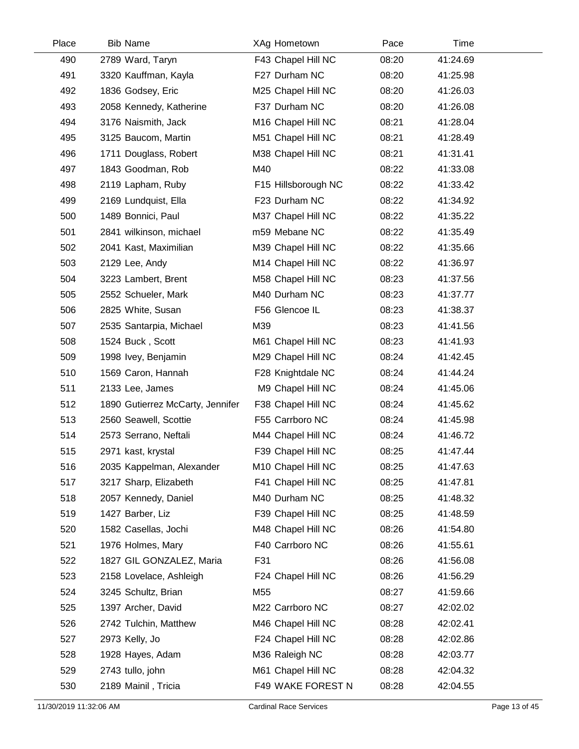| Place | Bib | Name | XAg | Hometown | Pace | Time |
|---|---|---|---|---|---|---|
| 490 | 2789 | Ward, Taryn | F43 | Chapel Hill NC | 08:20 | 41:24.69 |
| 491 | 3320 | Kauffman, Kayla | F27 | Durham NC | 08:20 | 41:25.98 |
| 492 | 1836 | Godsey, Eric | M25 | Chapel Hill NC | 08:20 | 41:26.03 |
| 493 | 2058 | Kennedy, Katherine | F37 | Durham NC | 08:20 | 41:26.08 |
| 494 | 3176 | Naismith, Jack | M16 | Chapel Hill NC | 08:21 | 41:28.04 |
| 495 | 3125 | Baucom, Martin | M51 | Chapel Hill NC | 08:21 | 41:28.49 |
| 496 | 1711 | Douglass, Robert | M38 | Chapel Hill NC | 08:21 | 41:31.41 |
| 497 | 1843 | Goodman, Rob | M40 | | 08:22 | 41:33.08 |
| 498 | 2119 | Lapham, Ruby | F15 | Hillsborough NC | 08:22 | 41:33.42 |
| 499 | 2169 | Lundquist, Ella | F23 | Durham NC | 08:22 | 41:34.92 |
| 500 | 1489 | Bonnici, Paul | M37 | Chapel Hill NC | 08:22 | 41:35.22 |
| 501 | 2841 | wilkinson, michael | m59 | Mebane NC | 08:22 | 41:35.49 |
| 502 | 2041 | Kast, Maximilian | M39 | Chapel Hill NC | 08:22 | 41:35.66 |
| 503 | 2129 | Lee, Andy | M14 | Chapel Hill NC | 08:22 | 41:36.97 |
| 504 | 3223 | Lambert, Brent | M58 | Chapel Hill NC | 08:23 | 41:37.56 |
| 505 | 2552 | Schueler, Mark | M40 | Durham NC | 08:23 | 41:37.77 |
| 506 | 2825 | White, Susan | F56 | Glencoe IL | 08:23 | 41:38.37 |
| 507 | 2535 | Santarpia, Michael | M39 | | 08:23 | 41:41.56 |
| 508 | 1524 | Buck , Scott | M61 | Chapel Hill NC | 08:23 | 41:41.93 |
| 509 | 1998 | Ivey, Benjamin | M29 | Chapel Hill NC | 08:24 | 41:42.45 |
| 510 | 1569 | Caron, Hannah | F28 | Knightdale NC | 08:24 | 41:44.24 |
| 511 | 2133 | Lee, James | M9 | Chapel Hill NC | 08:24 | 41:45.06 |
| 512 | 1890 | Gutierrez McCarty, Jennifer | F38 | Chapel Hill NC | 08:24 | 41:45.62 |
| 513 | 2560 | Seawell, Scottie | F55 | Carrboro NC | 08:24 | 41:45.98 |
| 514 | 2573 | Serrano, Neftali | M44 | Chapel Hill NC | 08:24 | 41:46.72 |
| 515 | 2971 | kast, krystal | F39 | Chapel Hill NC | 08:25 | 41:47.44 |
| 516 | 2035 | Kappelman, Alexander | M10 | Chapel Hill NC | 08:25 | 41:47.63 |
| 517 | 3217 | Sharp, Elizabeth | F41 | Chapel Hill NC | 08:25 | 41:47.81 |
| 518 | 2057 | Kennedy, Daniel | M40 | Durham NC | 08:25 | 41:48.32 |
| 519 | 1427 | Barber, Liz | F39 | Chapel Hill NC | 08:25 | 41:48.59 |
| 520 | 1582 | Casellas, Jochi | M48 | Chapel Hill NC | 08:26 | 41:54.80 |
| 521 | 1976 | Holmes, Mary | F40 | Carrboro NC | 08:26 | 41:55.61 |
| 522 | 1827 | GIL GONZALEZ, Maria | F31 | | 08:26 | 41:56.08 |
| 523 | 2158 | Lovelace, Ashleigh | F24 | Chapel Hill NC | 08:26 | 41:56.29 |
| 524 | 3245 | Schultz, Brian | M55 | | 08:27 | 41:59.66 |
| 525 | 1397 | Archer, David | M22 | Carrboro NC | 08:27 | 42:02.02 |
| 526 | 2742 | Tulchin, Matthew | M46 | Chapel Hill NC | 08:28 | 42:02.41 |
| 527 | 2973 | Kelly, Jo | F24 | Chapel Hill NC | 08:28 | 42:02.86 |
| 528 | 1928 | Hayes, Adam | M36 | Raleigh NC | 08:28 | 42:03.77 |
| 529 | 2743 | tullo, john | M61 | Chapel Hill NC | 08:28 | 42:04.32 |
| 530 | 2189 | Mainil , Tricia | F49 | WAKE FOREST N | 08:28 | 42:04.55 |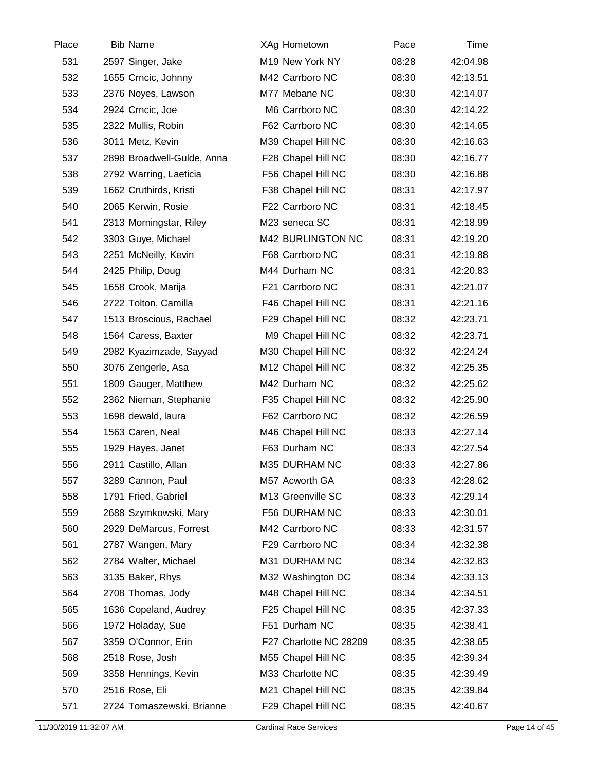| Place | Bib | Name | XAg | Hometown | Pace | Time |
|---|---|---|---|---|---|---|
| 531 | 2597 | Singer, Jake | M19 | New York NY | 08:28 | 42:04.98 |
| 532 | 1655 | Crncic, Johnny | M42 | Carrboro NC | 08:30 | 42:13.51 |
| 533 | 2376 | Noyes, Lawson | M77 | Mebane NC | 08:30 | 42:14.07 |
| 534 | 2924 | Crncic, Joe | M6 | Carrboro NC | 08:30 | 42:14.22 |
| 535 | 2322 | Mullis, Robin | F62 | Carrboro NC | 08:30 | 42:14.65 |
| 536 | 3011 | Metz, Kevin | M39 | Chapel Hill NC | 08:30 | 42:16.63 |
| 537 | 2898 | Broadwell-Gulde, Anna | F28 | Chapel Hill NC | 08:30 | 42:16.77 |
| 538 | 2792 | Warring, Laeticia | F56 | Chapel Hill NC | 08:30 | 42:16.88 |
| 539 | 1662 | Cruthirds, Kristi | F38 | Chapel Hill NC | 08:31 | 42:17.97 |
| 540 | 2065 | Kerwin, Rosie | F22 | Carrboro NC | 08:31 | 42:18.45 |
| 541 | 2313 | Morningstar, Riley | M23 | seneca SC | 08:31 | 42:18.99 |
| 542 | 3303 | Guye, Michael | M42 | BURLINGTON NC | 08:31 | 42:19.20 |
| 543 | 2251 | McNeilly, Kevin | F68 | Carrboro NC | 08:31 | 42:19.88 |
| 544 | 2425 | Philip, Doug | M44 | Durham NC | 08:31 | 42:20.83 |
| 545 | 1658 | Crook, Marija | F21 | Carrboro NC | 08:31 | 42:21.07 |
| 546 | 2722 | Tolton, Camilla | F46 | Chapel Hill NC | 08:31 | 42:21.16 |
| 547 | 1513 | Broscious, Rachael | F29 | Chapel Hill NC | 08:32 | 42:23.71 |
| 548 | 1564 | Caress, Baxter | M9 | Chapel Hill NC | 08:32 | 42:23.71 |
| 549 | 2982 | Kyazimzade, Sayyad | M30 | Chapel Hill NC | 08:32 | 42:24.24 |
| 550 | 3076 | Zengerle, Asa | M12 | Chapel Hill NC | 08:32 | 42:25.35 |
| 551 | 1809 | Gauger, Matthew | M42 | Durham NC | 08:32 | 42:25.62 |
| 552 | 2362 | Nieman, Stephanie | F35 | Chapel Hill NC | 08:32 | 42:25.90 |
| 553 | 1698 | dewald, laura | F62 | Carrboro NC | 08:32 | 42:26.59 |
| 554 | 1563 | Caren, Neal | M46 | Chapel Hill NC | 08:33 | 42:27.14 |
| 555 | 1929 | Hayes, Janet | F63 | Durham NC | 08:33 | 42:27.54 |
| 556 | 2911 | Castillo, Allan | M35 | DURHAM NC | 08:33 | 42:27.86 |
| 557 | 3289 | Cannon, Paul | M57 | Acworth GA | 08:33 | 42:28.62 |
| 558 | 1791 | Fried, Gabriel | M13 | Greenville SC | 08:33 | 42:29.14 |
| 559 | 2688 | Szymkowski, Mary | F56 | DURHAM NC | 08:33 | 42:30.01 |
| 560 | 2929 | DeMarcus, Forrest | M42 | Carrboro NC | 08:33 | 42:31.57 |
| 561 | 2787 | Wangen, Mary | F29 | Carrboro NC | 08:34 | 42:32.38 |
| 562 | 2784 | Walter, Michael | M31 | DURHAM NC | 08:34 | 42:32.83 |
| 563 | 3135 | Baker, Rhys | M32 | Washington DC | 08:34 | 42:33.13 |
| 564 | 2708 | Thomas, Jody | M48 | Chapel Hill NC | 08:34 | 42:34.51 |
| 565 | 1636 | Copeland, Audrey | F25 | Chapel Hill NC | 08:35 | 42:37.33 |
| 566 | 1972 | Holaday, Sue | F51 | Durham NC | 08:35 | 42:38.41 |
| 567 | 3359 | O'Connor, Erin | F27 | Charlotte NC 28209 | 08:35 | 42:38.65 |
| 568 | 2518 | Rose, Josh | M55 | Chapel Hill NC | 08:35 | 42:39.34 |
| 569 | 3358 | Hennings, Kevin | M33 | Charlotte NC | 08:35 | 42:39.49 |
| 570 | 2516 | Rose, Eli | M21 | Chapel Hill NC | 08:35 | 42:39.84 |
| 571 | 2724 | Tomaszewski, Brianne | F29 | Chapel Hill NC | 08:35 | 42:40.67 |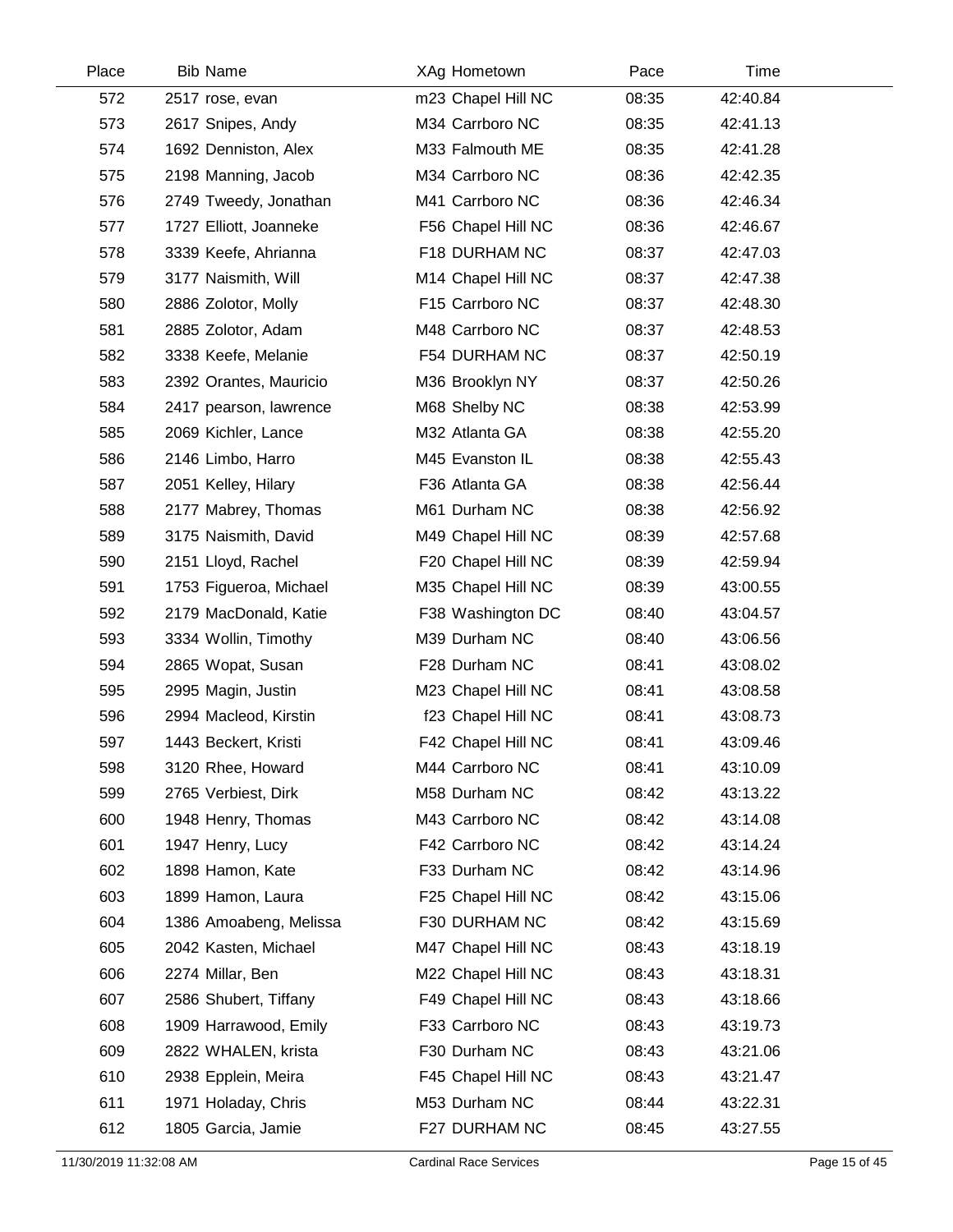| Place | Bib | Name | XAg | Hometown | Pace | Time |
|---|---|---|---|---|---|---|
| 572 | 2517 | rose, evan | m23 | Chapel Hill NC | 08:35 | 42:40.84 |
| 573 | 2617 | Snipes, Andy | M34 | Carrboro NC | 08:35 | 42:41.13 |
| 574 | 1692 | Denniston, Alex | M33 | Falmouth ME | 08:35 | 42:41.28 |
| 575 | 2198 | Manning, Jacob | M34 | Carrboro NC | 08:36 | 42:42.35 |
| 576 | 2749 | Tweedy, Jonathan | M41 | Carrboro NC | 08:36 | 42:46.34 |
| 577 | 1727 | Elliott, Joanneke | F56 | Chapel Hill NC | 08:36 | 42:46.67 |
| 578 | 3339 | Keefe, Ahrianna | F18 | DURHAM NC | 08:37 | 42:47.03 |
| 579 | 3177 | Naismith, Will | M14 | Chapel Hill NC | 08:37 | 42:47.38 |
| 580 | 2886 | Zolotor, Molly | F15 | Carrboro NC | 08:37 | 42:48.30 |
| 581 | 2885 | Zolotor, Adam | M48 | Carrboro NC | 08:37 | 42:48.53 |
| 582 | 3338 | Keefe, Melanie | F54 | DURHAM NC | 08:37 | 42:50.19 |
| 583 | 2392 | Orantes, Mauricio | M36 | Brooklyn NY | 08:37 | 42:50.26 |
| 584 | 2417 | pearson, lawrence | M68 | Shelby NC | 08:38 | 42:53.99 |
| 585 | 2069 | Kichler, Lance | M32 | Atlanta GA | 08:38 | 42:55.20 |
| 586 | 2146 | Limbo, Harro | M45 | Evanston IL | 08:38 | 42:55.43 |
| 587 | 2051 | Kelley, Hilary | F36 | Atlanta GA | 08:38 | 42:56.44 |
| 588 | 2177 | Mabrey, Thomas | M61 | Durham NC | 08:38 | 42:56.92 |
| 589 | 3175 | Naismith, David | M49 | Chapel Hill NC | 08:39 | 42:57.68 |
| 590 | 2151 | Lloyd, Rachel | F20 | Chapel Hill NC | 08:39 | 42:59.94 |
| 591 | 1753 | Figueroa, Michael | M35 | Chapel Hill NC | 08:39 | 43:00.55 |
| 592 | 2179 | MacDonald, Katie | F38 | Washington DC | 08:40 | 43:04.57 |
| 593 | 3334 | Wollin, Timothy | M39 | Durham NC | 08:40 | 43:06.56 |
| 594 | 2865 | Wopat, Susan | F28 | Durham NC | 08:41 | 43:08.02 |
| 595 | 2995 | Magin, Justin | M23 | Chapel Hill NC | 08:41 | 43:08.58 |
| 596 | 2994 | Macleod, Kirstin | f23 | Chapel Hill NC | 08:41 | 43:08.73 |
| 597 | 1443 | Beckert, Kristi | F42 | Chapel Hill NC | 08:41 | 43:09.46 |
| 598 | 3120 | Rhee, Howard | M44 | Carrboro NC | 08:41 | 43:10.09 |
| 599 | 2765 | Verbiest, Dirk | M58 | Durham NC | 08:42 | 43:13.22 |
| 600 | 1948 | Henry, Thomas | M43 | Carrboro NC | 08:42 | 43:14.08 |
| 601 | 1947 | Henry, Lucy | F42 | Carrboro NC | 08:42 | 43:14.24 |
| 602 | 1898 | Hamon, Kate | F33 | Durham NC | 08:42 | 43:14.96 |
| 603 | 1899 | Hamon, Laura | F25 | Chapel Hill NC | 08:42 | 43:15.06 |
| 604 | 1386 | Amoabeng, Melissa | F30 | DURHAM NC | 08:42 | 43:15.69 |
| 605 | 2042 | Kasten, Michael | M47 | Chapel Hill NC | 08:43 | 43:18.19 |
| 606 | 2274 | Millar, Ben | M22 | Chapel Hill NC | 08:43 | 43:18.31 |
| 607 | 2586 | Shubert, Tiffany | F49 | Chapel Hill NC | 08:43 | 43:18.66 |
| 608 | 1909 | Harrawood, Emily | F33 | Carrboro NC | 08:43 | 43:19.73 |
| 609 | 2822 | WHALEN, krista | F30 | Durham NC | 08:43 | 43:21.06 |
| 610 | 2938 | Epplein, Meira | F45 | Chapel Hill NC | 08:43 | 43:21.47 |
| 611 | 1971 | Holaday, Chris | M53 | Durham NC | 08:44 | 43:22.31 |
| 612 | 1805 | Garcia, Jamie | F27 | DURHAM NC | 08:45 | 43:27.55 |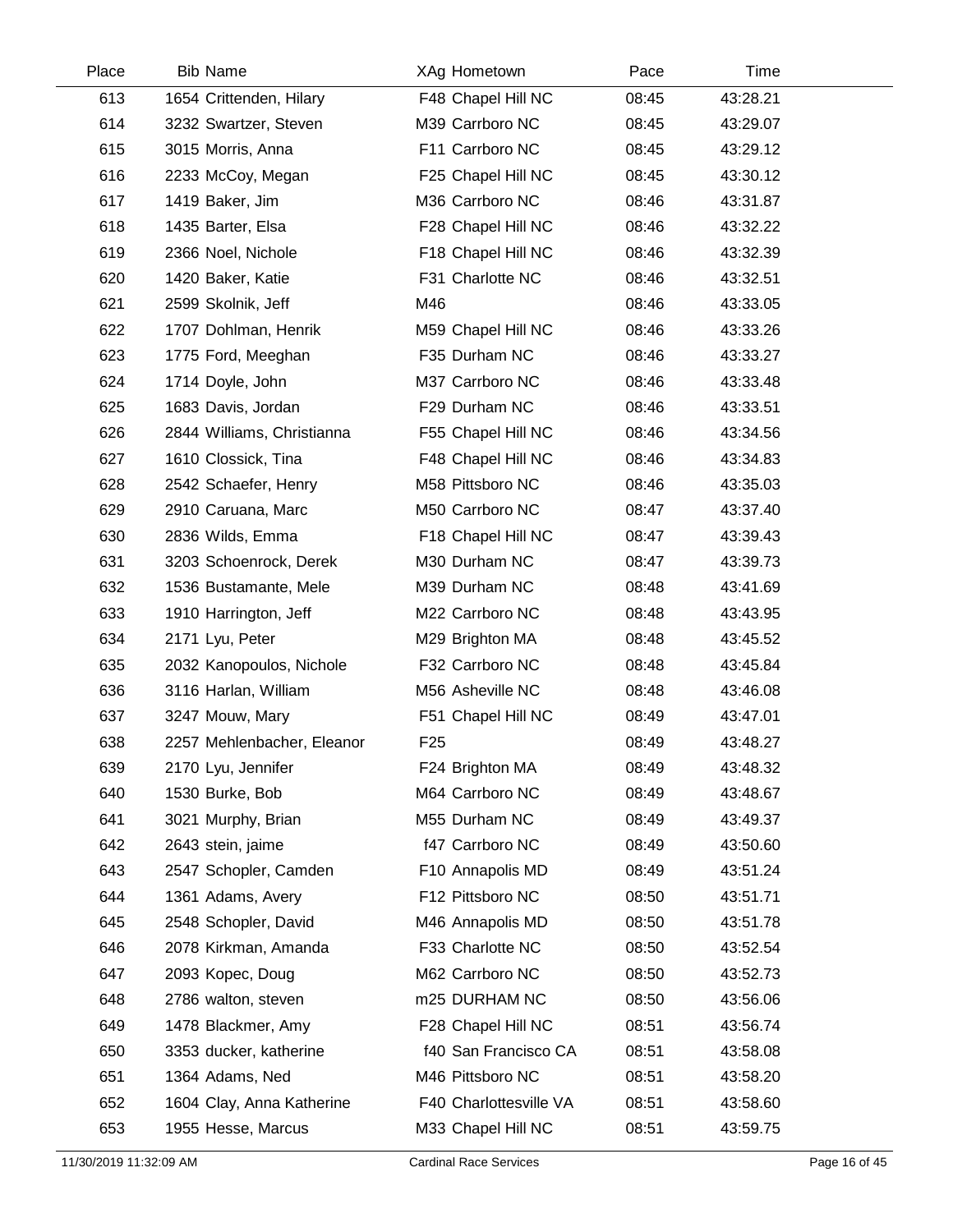| Place | Bib | Name | XAg | Hometown | Pace | Time |
|---|---|---|---|---|---|---|
| 613 | 1654 | Crittenden, Hilary | F48 | Chapel Hill NC | 08:45 | 43:28.21 |
| 614 | 3232 | Swartzer, Steven | M39 | Carrboro NC | 08:45 | 43:29.07 |
| 615 | 3015 | Morris, Anna | F11 | Carrboro NC | 08:45 | 43:29.12 |
| 616 | 2233 | McCoy, Megan | F25 | Chapel Hill NC | 08:45 | 43:30.12 |
| 617 | 1419 | Baker, Jim | M36 | Carrboro NC | 08:46 | 43:31.87 |
| 618 | 1435 | Barter, Elsa | F28 | Chapel Hill NC | 08:46 | 43:32.22 |
| 619 | 2366 | Noel, Nichole | F18 | Chapel Hill NC | 08:46 | 43:32.39 |
| 620 | 1420 | Baker, Katie | F31 | Charlotte NC | 08:46 | 43:32.51 |
| 621 | 2599 | Skolnik, Jeff | M46 | | 08:46 | 43:33.05 |
| 622 | 1707 | Dohlman, Henrik | M59 | Chapel Hill NC | 08:46 | 43:33.26 |
| 623 | 1775 | Ford, Meeghan | F35 | Durham NC | 08:46 | 43:33.27 |
| 624 | 1714 | Doyle, John | M37 | Carrboro NC | 08:46 | 43:33.48 |
| 625 | 1683 | Davis, Jordan | F29 | Durham NC | 08:46 | 43:33.51 |
| 626 | 2844 | Williams, Christianna | F55 | Chapel Hill NC | 08:46 | 43:34.56 |
| 627 | 1610 | Clossick, Tina | F48 | Chapel Hill NC | 08:46 | 43:34.83 |
| 628 | 2542 | Schaefer, Henry | M58 | Pittsboro NC | 08:46 | 43:35.03 |
| 629 | 2910 | Caruana, Marc | M50 | Carrboro NC | 08:47 | 43:37.40 |
| 630 | 2836 | Wilds, Emma | F18 | Chapel Hill NC | 08:47 | 43:39.43 |
| 631 | 3203 | Schoenrock, Derek | M30 | Durham NC | 08:47 | 43:39.73 |
| 632 | 1536 | Bustamante, Mele | M39 | Durham NC | 08:48 | 43:41.69 |
| 633 | 1910 | Harrington, Jeff | M22 | Carrboro NC | 08:48 | 43:43.95 |
| 634 | 2171 | Lyu, Peter | M29 | Brighton MA | 08:48 | 43:45.52 |
| 635 | 2032 | Kanopoulos, Nichole | F32 | Carrboro NC | 08:48 | 43:45.84 |
| 636 | 3116 | Harlan, William | M56 | Asheville NC | 08:48 | 43:46.08 |
| 637 | 3247 | Mouw, Mary | F51 | Chapel Hill NC | 08:49 | 43:47.01 |
| 638 | 2257 | Mehlenbacher, Eleanor | F25 | | 08:49 | 43:48.27 |
| 639 | 2170 | Lyu, Jennifer | F24 | Brighton MA | 08:49 | 43:48.32 |
| 640 | 1530 | Burke, Bob | M64 | Carrboro NC | 08:49 | 43:48.67 |
| 641 | 3021 | Murphy, Brian | M55 | Durham NC | 08:49 | 43:49.37 |
| 642 | 2643 | stein, jaime | f47 | Carrboro NC | 08:49 | 43:50.60 |
| 643 | 2547 | Schopler, Camden | F10 | Annapolis MD | 08:49 | 43:51.24 |
| 644 | 1361 | Adams, Avery | F12 | Pittsboro NC | 08:50 | 43:51.71 |
| 645 | 2548 | Schopler, David | M46 | Annapolis MD | 08:50 | 43:51.78 |
| 646 | 2078 | Kirkman, Amanda | F33 | Charlotte NC | 08:50 | 43:52.54 |
| 647 | 2093 | Kopec, Doug | M62 | Carrboro NC | 08:50 | 43:52.73 |
| 648 | 2786 | walton, steven | m25 | DURHAM NC | 08:50 | 43:56.06 |
| 649 | 1478 | Blackmer, Amy | F28 | Chapel Hill NC | 08:51 | 43:56.74 |
| 650 | 3353 | ducker, katherine | f40 | San Francisco CA | 08:51 | 43:58.08 |
| 651 | 1364 | Adams, Ned | M46 | Pittsboro NC | 08:51 | 43:58.20 |
| 652 | 1604 | Clay, Anna Katherine | F40 | Charlottesville VA | 08:51 | 43:58.60 |
| 653 | 1955 | Hesse, Marcus | M33 | Chapel Hill NC | 08:51 | 43:59.75 |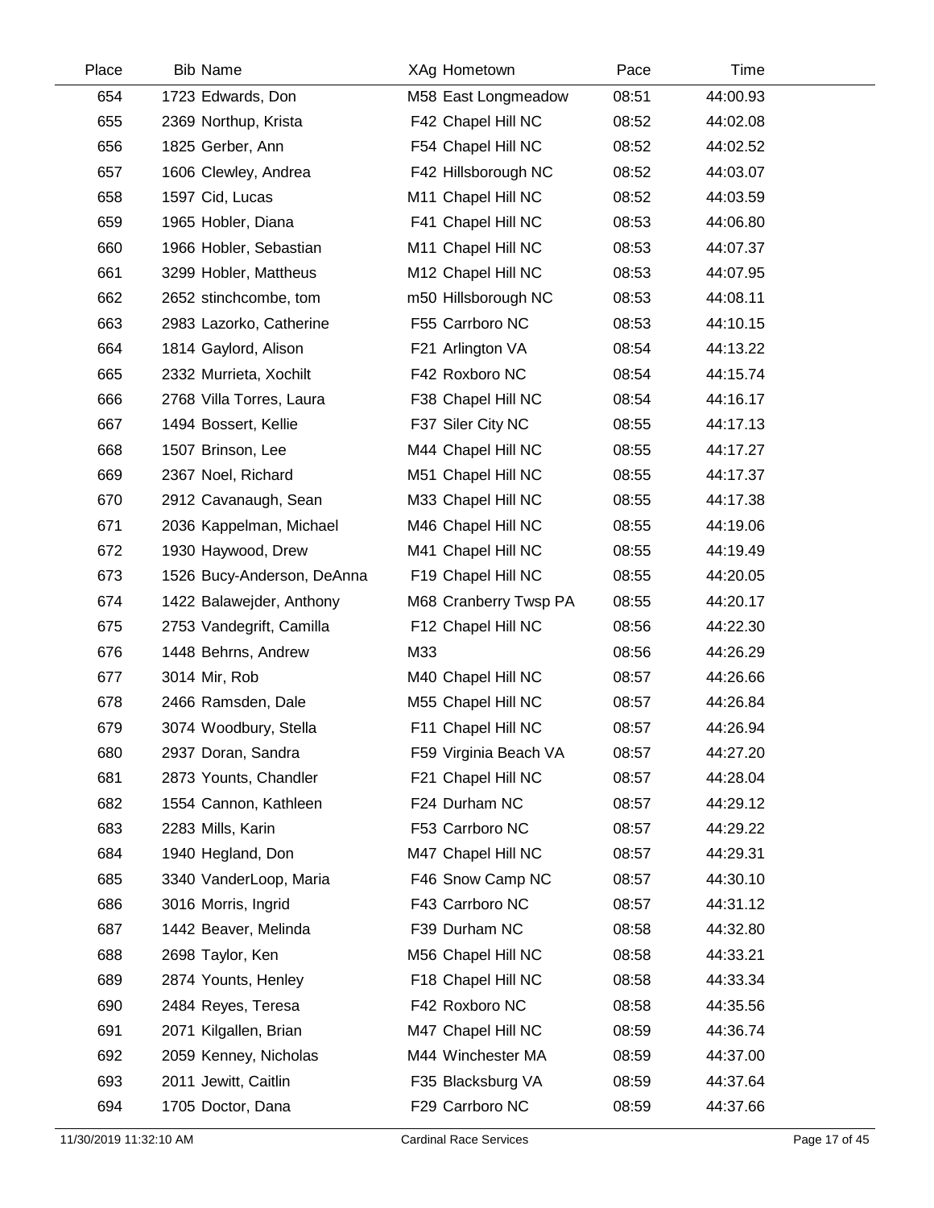| Place | Bib | Name | XAg | Hometown | Pace | Time |
|---|---|---|---|---|---|---|
| 654 | 1723 | Edwards, Don | M58 | East Longmeadow | 08:51 | 44:00.93 |
| 655 | 2369 | Northup, Krista | F42 | Chapel Hill NC | 08:52 | 44:02.08 |
| 656 | 1825 | Gerber, Ann | F54 | Chapel Hill NC | 08:52 | 44:02.52 |
| 657 | 1606 | Clewley, Andrea | F42 | Hillsborough NC | 08:52 | 44:03.07 |
| 658 | 1597 | Cid, Lucas | M11 | Chapel Hill NC | 08:52 | 44:03.59 |
| 659 | 1965 | Hobler, Diana | F41 | Chapel Hill NC | 08:53 | 44:06.80 |
| 660 | 1966 | Hobler, Sebastian | M11 | Chapel Hill NC | 08:53 | 44:07.37 |
| 661 | 3299 | Hobler, Mattheus | M12 | Chapel Hill NC | 08:53 | 44:07.95 |
| 662 | 2652 | stinchcombe, tom | m50 | Hillsborough NC | 08:53 | 44:08.11 |
| 663 | 2983 | Lazorko, Catherine | F55 | Carrboro NC | 08:53 | 44:10.15 |
| 664 | 1814 | Gaylord, Alison | F21 | Arlington VA | 08:54 | 44:13.22 |
| 665 | 2332 | Murrieta, Xochilt | F42 | Roxboro NC | 08:54 | 44:15.74 |
| 666 | 2768 | Villa Torres, Laura | F38 | Chapel Hill NC | 08:54 | 44:16.17 |
| 667 | 1494 | Bossert, Kellie | F37 | Siler City NC | 08:55 | 44:17.13 |
| 668 | 1507 | Brinson, Lee | M44 | Chapel Hill NC | 08:55 | 44:17.27 |
| 669 | 2367 | Noel, Richard | M51 | Chapel Hill NC | 08:55 | 44:17.37 |
| 670 | 2912 | Cavanaugh, Sean | M33 | Chapel Hill NC | 08:55 | 44:17.38 |
| 671 | 2036 | Kappelman, Michael | M46 | Chapel Hill NC | 08:55 | 44:19.06 |
| 672 | 1930 | Haywood, Drew | M41 | Chapel Hill NC | 08:55 | 44:19.49 |
| 673 | 1526 | Bucy-Anderson, DeAnna | F19 | Chapel Hill NC | 08:55 | 44:20.05 |
| 674 | 1422 | Balawejder, Anthony | M68 | Cranberry Twsp PA | 08:55 | 44:20.17 |
| 675 | 2753 | Vandegrift, Camilla | F12 | Chapel Hill NC | 08:56 | 44:22.30 |
| 676 | 1448 | Behrns, Andrew | M33 | | 08:56 | 44:26.29 |
| 677 | 3014 | Mir, Rob | M40 | Chapel Hill NC | 08:57 | 44:26.66 |
| 678 | 2466 | Ramsden, Dale | M55 | Chapel Hill NC | 08:57 | 44:26.84 |
| 679 | 3074 | Woodbury, Stella | F11 | Chapel Hill NC | 08:57 | 44:26.94 |
| 680 | 2937 | Doran, Sandra | F59 | Virginia Beach VA | 08:57 | 44:27.20 |
| 681 | 2873 | Younts, Chandler | F21 | Chapel Hill NC | 08:57 | 44:28.04 |
| 682 | 1554 | Cannon, Kathleen | F24 | Durham NC | 08:57 | 44:29.12 |
| 683 | 2283 | Mills, Karin | F53 | Carrboro NC | 08:57 | 44:29.22 |
| 684 | 1940 | Hegland, Don | M47 | Chapel Hill NC | 08:57 | 44:29.31 |
| 685 | 3340 | VanderLoop, Maria | F46 | Snow Camp NC | 08:57 | 44:30.10 |
| 686 | 3016 | Morris, Ingrid | F43 | Carrboro NC | 08:57 | 44:31.12 |
| 687 | 1442 | Beaver, Melinda | F39 | Durham NC | 08:58 | 44:32.80 |
| 688 | 2698 | Taylor, Ken | M56 | Chapel Hill NC | 08:58 | 44:33.21 |
| 689 | 2874 | Younts, Henley | F18 | Chapel Hill NC | 08:58 | 44:33.34 |
| 690 | 2484 | Reyes, Teresa | F42 | Roxboro NC | 08:58 | 44:35.56 |
| 691 | 2071 | Kilgallen, Brian | M47 | Chapel Hill NC | 08:59 | 44:36.74 |
| 692 | 2059 | Kenney, Nicholas | M44 | Winchester MA | 08:59 | 44:37.00 |
| 693 | 2011 | Jewitt, Caitlin | F35 | Blacksburg VA | 08:59 | 44:37.64 |
| 694 | 1705 | Doctor, Dana | F29 | Carrboro NC | 08:59 | 44:37.66 |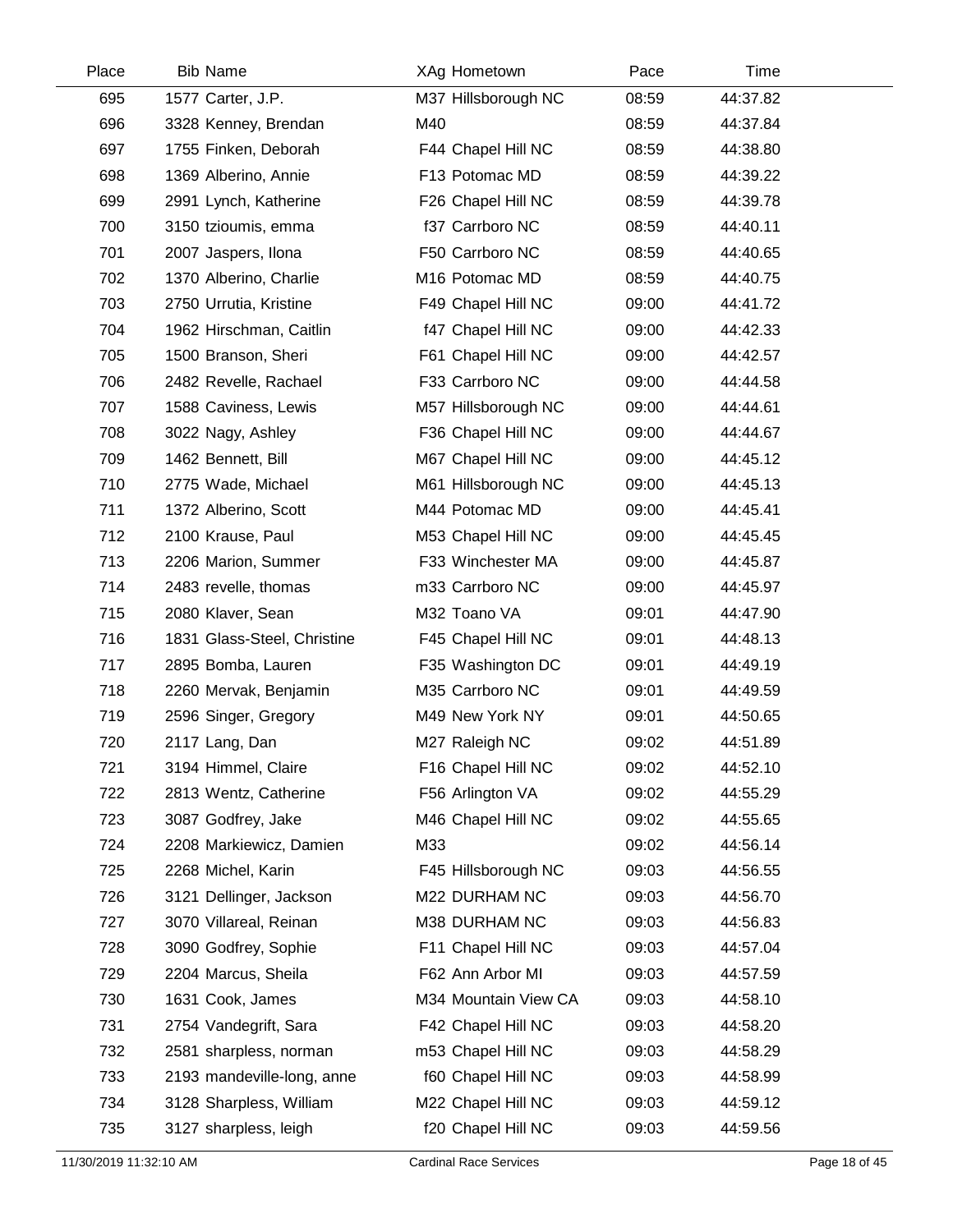| Place | Bib | Name | XAg | Hometown | Pace | Time |
|---|---|---|---|---|---|---|
| 695 | 1577 | Carter, J.P. | M37 | Hillsborough NC | 08:59 | 44:37.82 |
| 696 | 3328 | Kenney, Brendan | M40 | | 08:59 | 44:37.84 |
| 697 | 1755 | Finken, Deborah | F44 | Chapel Hill NC | 08:59 | 44:38.80 |
| 698 | 1369 | Alberino, Annie | F13 | Potomac MD | 08:59 | 44:39.22 |
| 699 | 2991 | Lynch, Katherine | F26 | Chapel Hill NC | 08:59 | 44:39.78 |
| 700 | 3150 | tzioumis, emma | f37 | Carrboro NC | 08:59 | 44:40.11 |
| 701 | 2007 | Jaspers, Ilona | F50 | Carrboro NC | 08:59 | 44:40.65 |
| 702 | 1370 | Alberino, Charlie | M16 | Potomac MD | 08:59 | 44:40.75 |
| 703 | 2750 | Urrutia, Kristine | F49 | Chapel Hill NC | 09:00 | 44:41.72 |
| 704 | 1962 | Hirschman, Caitlin | f47 | Chapel Hill NC | 09:00 | 44:42.33 |
| 705 | 1500 | Branson, Sheri | F61 | Chapel Hill NC | 09:00 | 44:42.57 |
| 706 | 2482 | Revelle, Rachael | F33 | Carrboro NC | 09:00 | 44:44.58 |
| 707 | 1588 | Caviness, Lewis | M57 | Hillsborough NC | 09:00 | 44:44.61 |
| 708 | 3022 | Nagy, Ashley | F36 | Chapel Hill NC | 09:00 | 44:44.67 |
| 709 | 1462 | Bennett, Bill | M67 | Chapel Hill NC | 09:00 | 44:45.12 |
| 710 | 2775 | Wade, Michael | M61 | Hillsborough NC | 09:00 | 44:45.13 |
| 711 | 1372 | Alberino, Scott | M44 | Potomac MD | 09:00 | 44:45.41 |
| 712 | 2100 | Krause, Paul | M53 | Chapel Hill NC | 09:00 | 44:45.45 |
| 713 | 2206 | Marion, Summer | F33 | Winchester MA | 09:00 | 44:45.87 |
| 714 | 2483 | revelle, thomas | m33 | Carrboro NC | 09:00 | 44:45.97 |
| 715 | 2080 | Klaver, Sean | M32 | Toano VA | 09:01 | 44:47.90 |
| 716 | 1831 | Glass-Steel, Christine | F45 | Chapel Hill NC | 09:01 | 44:48.13 |
| 717 | 2895 | Bomba, Lauren | F35 | Washington DC | 09:01 | 44:49.19 |
| 718 | 2260 | Mervak, Benjamin | M35 | Carrboro NC | 09:01 | 44:49.59 |
| 719 | 2596 | Singer, Gregory | M49 | New York NY | 09:01 | 44:50.65 |
| 720 | 2117 | Lang, Dan | M27 | Raleigh NC | 09:02 | 44:51.89 |
| 721 | 3194 | Himmel, Claire | F16 | Chapel Hill NC | 09:02 | 44:52.10 |
| 722 | 2813 | Wentz, Catherine | F56 | Arlington VA | 09:02 | 44:55.29 |
| 723 | 3087 | Godfrey, Jake | M46 | Chapel Hill NC | 09:02 | 44:55.65 |
| 724 | 2208 | Markiewicz, Damien | M33 | | 09:02 | 44:56.14 |
| 725 | 2268 | Michel, Karin | F45 | Hillsborough NC | 09:03 | 44:56.55 |
| 726 | 3121 | Dellinger, Jackson | M22 | DURHAM NC | 09:03 | 44:56.70 |
| 727 | 3070 | Villareal, Reinan | M38 | DURHAM NC | 09:03 | 44:56.83 |
| 728 | 3090 | Godfrey, Sophie | F11 | Chapel Hill NC | 09:03 | 44:57.04 |
| 729 | 2204 | Marcus, Sheila | F62 | Ann Arbor MI | 09:03 | 44:57.59 |
| 730 | 1631 | Cook, James | M34 | Mountain View CA | 09:03 | 44:58.10 |
| 731 | 2754 | Vandegrift, Sara | F42 | Chapel Hill NC | 09:03 | 44:58.20 |
| 732 | 2581 | sharpless, norman | m53 | Chapel Hill NC | 09:03 | 44:58.29 |
| 733 | 2193 | mandeville-long, anne | f60 | Chapel Hill NC | 09:03 | 44:58.99 |
| 734 | 3128 | Sharpless, William | M22 | Chapel Hill NC | 09:03 | 44:59.12 |
| 735 | 3127 | sharpless, leigh | f20 | Chapel Hill NC | 09:03 | 44:59.56 |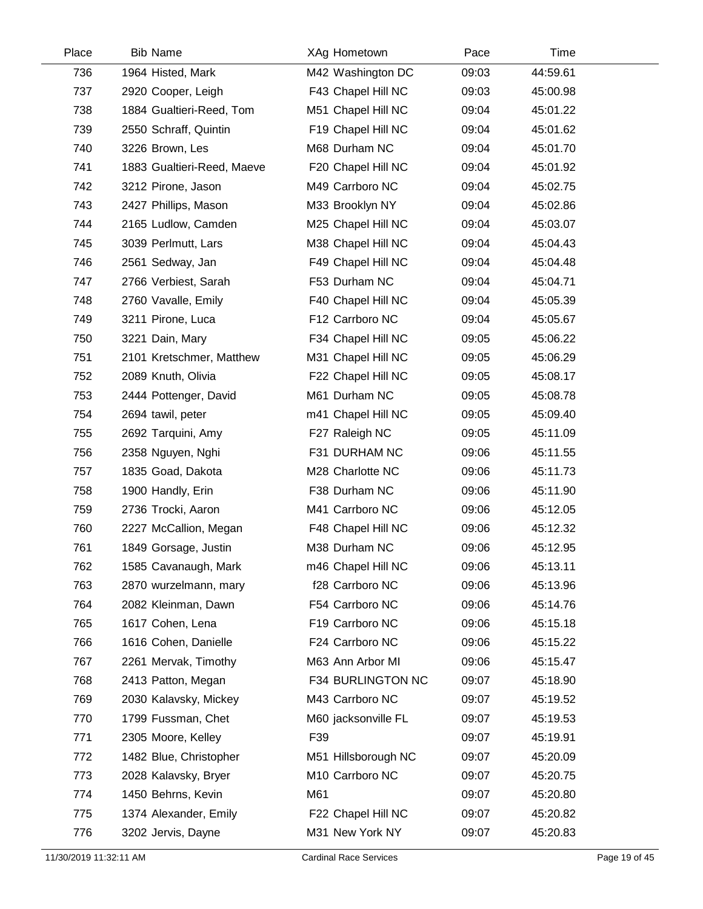| Place | Bib | Name | XAg | Hometown | Pace | Time |
|---|---|---|---|---|---|---|
| 736 | 1964 | Histed, Mark | M42 | Washington DC | 09:03 | 44:59.61 |
| 737 | 2920 | Cooper, Leigh | F43 | Chapel Hill NC | 09:03 | 45:00.98 |
| 738 | 1884 | Gualtieri-Reed, Tom | M51 | Chapel Hill NC | 09:04 | 45:01.22 |
| 739 | 2550 | Schraff, Quintin | F19 | Chapel Hill NC | 09:04 | 45:01.62 |
| 740 | 3226 | Brown, Les | M68 | Durham NC | 09:04 | 45:01.70 |
| 741 | 1883 | Gualtieri-Reed, Maeve | F20 | Chapel Hill NC | 09:04 | 45:01.92 |
| 742 | 3212 | Pirone, Jason | M49 | Carrboro NC | 09:04 | 45:02.75 |
| 743 | 2427 | Phillips, Mason | M33 | Brooklyn NY | 09:04 | 45:02.86 |
| 744 | 2165 | Ludlow, Camden | M25 | Chapel Hill NC | 09:04 | 45:03.07 |
| 745 | 3039 | Perlmutt, Lars | M38 | Chapel Hill NC | 09:04 | 45:04.43 |
| 746 | 2561 | Sedway, Jan | F49 | Chapel Hill NC | 09:04 | 45:04.48 |
| 747 | 2766 | Verbiest, Sarah | F53 | Durham NC | 09:04 | 45:04.71 |
| 748 | 2760 | Vavalle, Emily | F40 | Chapel Hill NC | 09:04 | 45:05.39 |
| 749 | 3211 | Pirone, Luca | F12 | Carrboro NC | 09:04 | 45:05.67 |
| 750 | 3221 | Dain, Mary | F34 | Chapel Hill NC | 09:05 | 45:06.22 |
| 751 | 2101 | Kretschmer, Matthew | M31 | Chapel Hill NC | 09:05 | 45:06.29 |
| 752 | 2089 | Knuth, Olivia | F22 | Chapel Hill NC | 09:05 | 45:08.17 |
| 753 | 2444 | Pottenger, David | M61 | Durham NC | 09:05 | 45:08.78 |
| 754 | 2694 | tawil, peter | m41 | Chapel Hill NC | 09:05 | 45:09.40 |
| 755 | 2692 | Tarquini, Amy | F27 | Raleigh NC | 09:05 | 45:11.09 |
| 756 | 2358 | Nguyen, Nghi | F31 | DURHAM NC | 09:06 | 45:11.55 |
| 757 | 1835 | Goad, Dakota | M28 | Charlotte NC | 09:06 | 45:11.73 |
| 758 | 1900 | Handly, Erin | F38 | Durham NC | 09:06 | 45:11.90 |
| 759 | 2736 | Trocki, Aaron | M41 | Carrboro NC | 09:06 | 45:12.05 |
| 760 | 2227 | McCallion, Megan | F48 | Chapel Hill NC | 09:06 | 45:12.32 |
| 761 | 1849 | Gorsage, Justin | M38 | Durham NC | 09:06 | 45:12.95 |
| 762 | 1585 | Cavanaugh, Mark | m46 | Chapel Hill NC | 09:06 | 45:13.11 |
| 763 | 2870 | wurzelmann, mary | f28 | Carrboro NC | 09:06 | 45:13.96 |
| 764 | 2082 | Kleinman, Dawn | F54 | Carrboro NC | 09:06 | 45:14.76 |
| 765 | 1617 | Cohen, Lena | F19 | Carrboro NC | 09:06 | 45:15.18 |
| 766 | 1616 | Cohen, Danielle | F24 | Carrboro NC | 09:06 | 45:15.22 |
| 767 | 2261 | Mervak, Timothy | M63 | Ann Arbor MI | 09:06 | 45:15.47 |
| 768 | 2413 | Patton, Megan | F34 | BURLINGTON NC | 09:07 | 45:18.90 |
| 769 | 2030 | Kalavsky, Mickey | M43 | Carrboro NC | 09:07 | 45:19.52 |
| 770 | 1799 | Fussman, Chet | M60 | jacksonville FL | 09:07 | 45:19.53 |
| 771 | 2305 | Moore, Kelley | F39 | | 09:07 | 45:19.91 |
| 772 | 1482 | Blue, Christopher | M51 | Hillsborough NC | 09:07 | 45:20.09 |
| 773 | 2028 | Kalavsky, Bryer | M10 | Carrboro NC | 09:07 | 45:20.75 |
| 774 | 1450 | Behrns, Kevin | M61 | | 09:07 | 45:20.80 |
| 775 | 1374 | Alexander, Emily | F22 | Chapel Hill NC | 09:07 | 45:20.82 |
| 776 | 3202 | Jervis, Dayne | M31 | New York NY | 09:07 | 45:20.83 |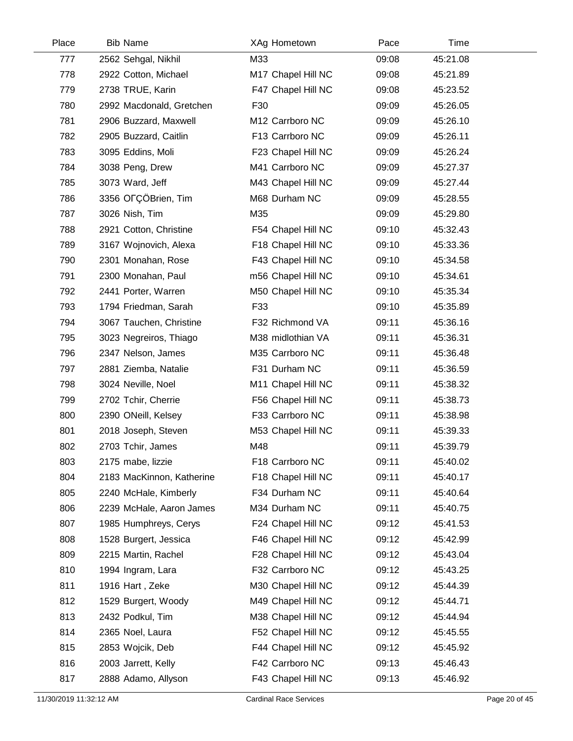| Place | Bib | Name | XAg | Hometown | Pace | Time |
|---|---|---|---|---|---|---|
| 777 | 2562 | Sehgal, Nikhil | M33 | | 09:08 | 45:21.08 |
| 778 | 2922 | Cotton, Michael | M17 | Chapel Hill NC | 09:08 | 45:21.89 |
| 779 | 2738 | TRUE, Karin | F47 | Chapel Hill NC | 09:08 | 45:23.52 |
| 780 | 2992 | Macdonald, Gretchen | F30 | | 09:09 | 45:26.05 |
| 781 | 2906 | Buzzard, Maxwell | M12 | Carrboro NC | 09:09 | 45:26.10 |
| 782 | 2905 | Buzzard, Caitlin | F13 | Carrboro NC | 09:09 | 45:26.11 |
| 783 | 3095 | Eddins, Moli | F23 | Chapel Hill NC | 09:09 | 45:26.24 |
| 784 | 3038 | Peng, Drew | M41 | Carrboro NC | 09:09 | 45:27.37 |
| 785 | 3073 | Ward, Jeff | M43 | Chapel Hill NC | 09:09 | 45:27.44 |
| 786 | 3356 | OΓÇÖBrien, Tim | M68 | Durham NC | 09:09 | 45:28.55 |
| 787 | 3026 | Nish, Tim | M35 | | 09:09 | 45:29.80 |
| 788 | 2921 | Cotton, Christine | F54 | Chapel Hill NC | 09:10 | 45:32.43 |
| 789 | 3167 | Wojnovich, Alexa | F18 | Chapel Hill NC | 09:10 | 45:33.36 |
| 790 | 2301 | Monahan, Rose | F43 | Chapel Hill NC | 09:10 | 45:34.58 |
| 791 | 2300 | Monahan, Paul | m56 | Chapel Hill NC | 09:10 | 45:34.61 |
| 792 | 2441 | Porter, Warren | M50 | Chapel Hill NC | 09:10 | 45:35.34 |
| 793 | 1794 | Friedman, Sarah | F33 | | 09:10 | 45:35.89 |
| 794 | 3067 | Tauchen, Christine | F32 | Richmond VA | 09:11 | 45:36.16 |
| 795 | 3023 | Negreiros, Thiago | M38 | midlothian VA | 09:11 | 45:36.31 |
| 796 | 2347 | Nelson, James | M35 | Carrboro NC | 09:11 | 45:36.48 |
| 797 | 2881 | Ziemba, Natalie | F31 | Durham NC | 09:11 | 45:36.59 |
| 798 | 3024 | Neville, Noel | M11 | Chapel Hill NC | 09:11 | 45:38.32 |
| 799 | 2702 | Tchir, Cherrie | F56 | Chapel Hill NC | 09:11 | 45:38.73 |
| 800 | 2390 | ONeill, Kelsey | F33 | Carrboro NC | 09:11 | 45:38.98 |
| 801 | 2018 | Joseph, Steven | M53 | Chapel Hill NC | 09:11 | 45:39.33 |
| 802 | 2703 | Tchir, James | M48 | | 09:11 | 45:39.79 |
| 803 | 2175 | mabe, lizzie | F18 | Carrboro NC | 09:11 | 45:40.02 |
| 804 | 2183 | MacKinnon, Katherine | F18 | Chapel Hill NC | 09:11 | 45:40.17 |
| 805 | 2240 | McHale, Kimberly | F34 | Durham NC | 09:11 | 45:40.64 |
| 806 | 2239 | McHale, Aaron James | M34 | Durham NC | 09:11 | 45:40.75 |
| 807 | 1985 | Humphreys, Cerys | F24 | Chapel Hill NC | 09:12 | 45:41.53 |
| 808 | 1528 | Burgert, Jessica | F46 | Chapel Hill NC | 09:12 | 45:42.99 |
| 809 | 2215 | Martin, Rachel | F28 | Chapel Hill NC | 09:12 | 45:43.04 |
| 810 | 1994 | Ingram, Lara | F32 | Carrboro NC | 09:12 | 45:43.25 |
| 811 | 1916 | Hart , Zeke | M30 | Chapel Hill NC | 09:12 | 45:44.39 |
| 812 | 1529 | Burgert, Woody | M49 | Chapel Hill NC | 09:12 | 45:44.71 |
| 813 | 2432 | Podkul, Tim | M38 | Chapel Hill NC | 09:12 | 45:44.94 |
| 814 | 2365 | Noel, Laura | F52 | Chapel Hill NC | 09:12 | 45:45.55 |
| 815 | 2853 | Wojcik, Deb | F44 | Chapel Hill NC | 09:12 | 45:45.92 |
| 816 | 2003 | Jarrett, Kelly | F42 | Carrboro NC | 09:13 | 45:46.43 |
| 817 | 2888 | Adamo, Allyson | F43 | Chapel Hill NC | 09:13 | 45:46.92 |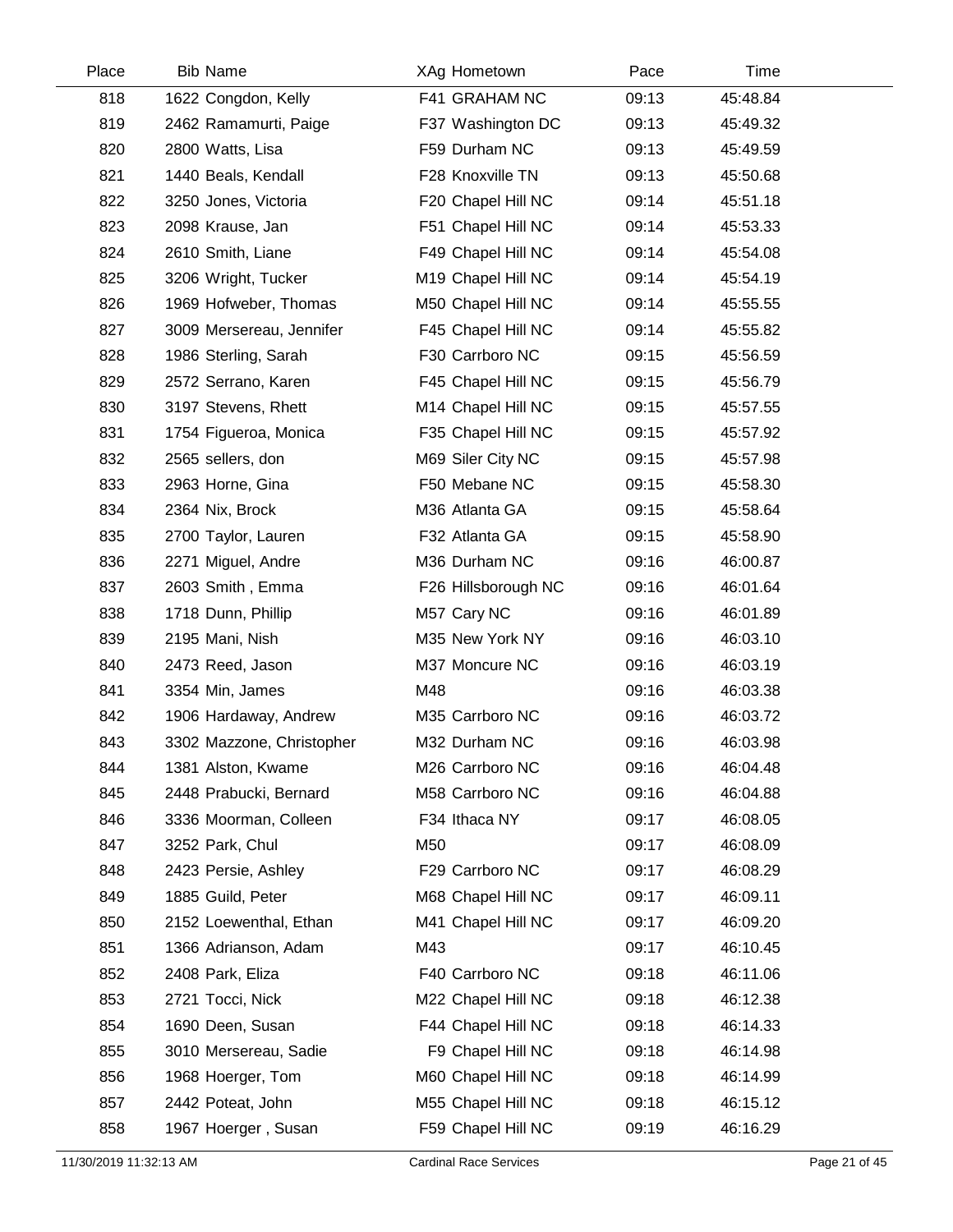| Place | Bib | Name | XAg | Hometown | Pace | Time |
|---|---|---|---|---|---|---|
| 818 | 1622 | Congdon, Kelly | F41 | GRAHAM NC | 09:13 | 45:48.84 |
| 819 | 2462 | Ramamurti, Paige | F37 | Washington DC | 09:13 | 45:49.32 |
| 820 | 2800 | Watts, Lisa | F59 | Durham NC | 09:13 | 45:49.59 |
| 821 | 1440 | Beals, Kendall | F28 | Knoxville TN | 09:13 | 45:50.68 |
| 822 | 3250 | Jones, Victoria | F20 | Chapel Hill NC | 09:14 | 45:51.18 |
| 823 | 2098 | Krause, Jan | F51 | Chapel Hill NC | 09:14 | 45:53.33 |
| 824 | 2610 | Smith, Liane | F49 | Chapel Hill NC | 09:14 | 45:54.08 |
| 825 | 3206 | Wright, Tucker | M19 | Chapel Hill NC | 09:14 | 45:54.19 |
| 826 | 1969 | Hofweber, Thomas | M50 | Chapel Hill NC | 09:14 | 45:55.55 |
| 827 | 3009 | Mersereau, Jennifer | F45 | Chapel Hill NC | 09:14 | 45:55.82 |
| 828 | 1986 | Sterling, Sarah | F30 | Carrboro NC | 09:15 | 45:56.59 |
| 829 | 2572 | Serrano, Karen | F45 | Chapel Hill NC | 09:15 | 45:56.79 |
| 830 | 3197 | Stevens, Rhett | M14 | Chapel Hill NC | 09:15 | 45:57.55 |
| 831 | 1754 | Figueroa, Monica | F35 | Chapel Hill NC | 09:15 | 45:57.92 |
| 832 | 2565 | sellers, don | M69 | Siler City NC | 09:15 | 45:57.98 |
| 833 | 2963 | Horne, Gina | F50 | Mebane NC | 09:15 | 45:58.30 |
| 834 | 2364 | Nix, Brock | M36 | Atlanta GA | 09:15 | 45:58.64 |
| 835 | 2700 | Taylor, Lauren | F32 | Atlanta GA | 09:15 | 45:58.90 |
| 836 | 2271 | Miguel, Andre | M36 | Durham NC | 09:16 | 46:00.87 |
| 837 | 2603 | Smith , Emma | F26 | Hillsborough NC | 09:16 | 46:01.64 |
| 838 | 1718 | Dunn, Phillip | M57 | Cary NC | 09:16 | 46:01.89 |
| 839 | 2195 | Mani, Nish | M35 | New York NY | 09:16 | 46:03.10 |
| 840 | 2473 | Reed, Jason | M37 | Moncure NC | 09:16 | 46:03.19 |
| 841 | 3354 | Min, James | M48 | | 09:16 | 46:03.38 |
| 842 | 1906 | Hardaway, Andrew | M35 | Carrboro NC | 09:16 | 46:03.72 |
| 843 | 3302 | Mazzone, Christopher | M32 | Durham NC | 09:16 | 46:03.98 |
| 844 | 1381 | Alston, Kwame | M26 | Carrboro NC | 09:16 | 46:04.48 |
| 845 | 2448 | Prabucki, Bernard | M58 | Carrboro NC | 09:16 | 46:04.88 |
| 846 | 3336 | Moorman, Colleen | F34 | Ithaca NY | 09:17 | 46:08.05 |
| 847 | 3252 | Park, Chul | M50 | | 09:17 | 46:08.09 |
| 848 | 2423 | Persie, Ashley | F29 | Carrboro NC | 09:17 | 46:08.29 |
| 849 | 1885 | Guild, Peter | M68 | Chapel Hill NC | 09:17 | 46:09.11 |
| 850 | 2152 | Loewenthal, Ethan | M41 | Chapel Hill NC | 09:17 | 46:09.20 |
| 851 | 1366 | Adrianson, Adam | M43 | | 09:17 | 46:10.45 |
| 852 | 2408 | Park, Eliza | F40 | Carrboro NC | 09:18 | 46:11.06 |
| 853 | 2721 | Tocci, Nick | M22 | Chapel Hill NC | 09:18 | 46:12.38 |
| 854 | 1690 | Deen, Susan | F44 | Chapel Hill NC | 09:18 | 46:14.33 |
| 855 | 3010 | Mersereau, Sadie | F9 | Chapel Hill NC | 09:18 | 46:14.98 |
| 856 | 1968 | Hoerger, Tom | M60 | Chapel Hill NC | 09:18 | 46:14.99 |
| 857 | 2442 | Poteat, John | M55 | Chapel Hill NC | 09:18 | 46:15.12 |
| 858 | 1967 | Hoerger , Susan | F59 | Chapel Hill NC | 09:19 | 46:16.29 |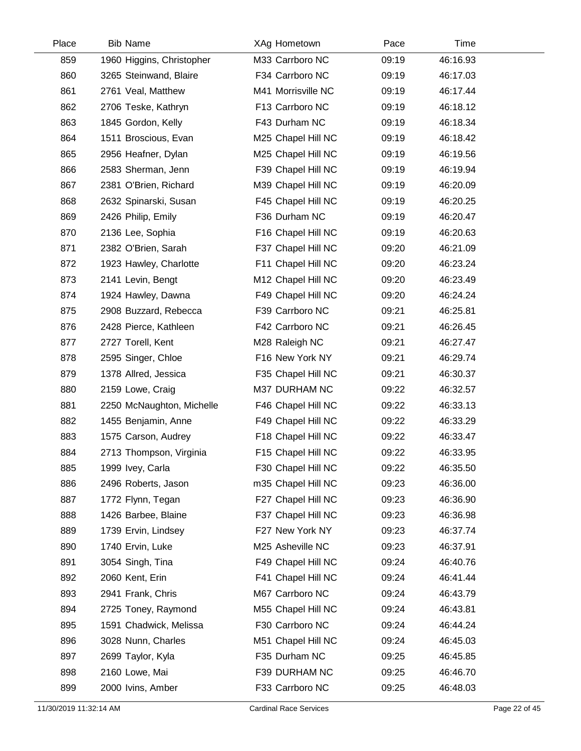| Place | Bib | Name | XAg | Hometown | Pace | Time |
|---|---|---|---|---|---|---|
| 859 | 1960 | Higgins, Christopher | M33 | Carrboro NC | 09:19 | 46:16.93 |
| 860 | 3265 | Steinwand, Blaire | F34 | Carrboro NC | 09:19 | 46:17.03 |
| 861 | 2761 | Veal, Matthew | M41 | Morrisville NC | 09:19 | 46:17.44 |
| 862 | 2706 | Teske, Kathryn | F13 | Carrboro NC | 09:19 | 46:18.12 |
| 863 | 1845 | Gordon, Kelly | F43 | Durham NC | 09:19 | 46:18.34 |
| 864 | 1511 | Broscious, Evan | M25 | Chapel Hill NC | 09:19 | 46:18.42 |
| 865 | 2956 | Heafner, Dylan | M25 | Chapel Hill NC | 09:19 | 46:19.56 |
| 866 | 2583 | Sherman, Jenn | F39 | Chapel Hill NC | 09:19 | 46:19.94 |
| 867 | 2381 | O'Brien, Richard | M39 | Chapel Hill NC | 09:19 | 46:20.09 |
| 868 | 2632 | Spinarski, Susan | F45 | Chapel Hill NC | 09:19 | 46:20.25 |
| 869 | 2426 | Philip, Emily | F36 | Durham NC | 09:19 | 46:20.47 |
| 870 | 2136 | Lee, Sophia | F16 | Chapel Hill NC | 09:19 | 46:20.63 |
| 871 | 2382 | O'Brien, Sarah | F37 | Chapel Hill NC | 09:20 | 46:21.09 |
| 872 | 1923 | Hawley, Charlotte | F11 | Chapel Hill NC | 09:20 | 46:23.24 |
| 873 | 2141 | Levin, Bengt | M12 | Chapel Hill NC | 09:20 | 46:23.49 |
| 874 | 1924 | Hawley, Dawna | F49 | Chapel Hill NC | 09:20 | 46:24.24 |
| 875 | 2908 | Buzzard, Rebecca | F39 | Carrboro NC | 09:21 | 46:25.81 |
| 876 | 2428 | Pierce, Kathleen | F42 | Carrboro NC | 09:21 | 46:26.45 |
| 877 | 2727 | Torell, Kent | M28 | Raleigh NC | 09:21 | 46:27.47 |
| 878 | 2595 | Singer, Chloe | F16 | New York NY | 09:21 | 46:29.74 |
| 879 | 1378 | Allred, Jessica | F35 | Chapel Hill NC | 09:21 | 46:30.37 |
| 880 | 2159 | Lowe, Craig | M37 | DURHAM NC | 09:22 | 46:32.57 |
| 881 | 2250 | McNaughton, Michelle | F46 | Chapel Hill NC | 09:22 | 46:33.13 |
| 882 | 1455 | Benjamin, Anne | F49 | Chapel Hill NC | 09:22 | 46:33.29 |
| 883 | 1575 | Carson, Audrey | F18 | Chapel Hill NC | 09:22 | 46:33.47 |
| 884 | 2713 | Thompson, Virginia | F15 | Chapel Hill NC | 09:22 | 46:33.95 |
| 885 | 1999 | Ivey, Carla | F30 | Chapel Hill NC | 09:22 | 46:35.50 |
| 886 | 2496 | Roberts, Jason | m35 | Chapel Hill NC | 09:23 | 46:36.00 |
| 887 | 1772 | Flynn, Tegan | F27 | Chapel Hill NC | 09:23 | 46:36.90 |
| 888 | 1426 | Barbee, Blaine | F37 | Chapel Hill NC | 09:23 | 46:36.98 |
| 889 | 1739 | Ervin, Lindsey | F27 | New York NY | 09:23 | 46:37.74 |
| 890 | 1740 | Ervin, Luke | M25 | Asheville NC | 09:23 | 46:37.91 |
| 891 | 3054 | Singh, Tina | F49 | Chapel Hill NC | 09:24 | 46:40.76 |
| 892 | 2060 | Kent, Erin | F41 | Chapel Hill NC | 09:24 | 46:41.44 |
| 893 | 2941 | Frank, Chris | M67 | Carrboro NC | 09:24 | 46:43.79 |
| 894 | 2725 | Toney, Raymond | M55 | Chapel Hill NC | 09:24 | 46:43.81 |
| 895 | 1591 | Chadwick, Melissa | F30 | Carrboro NC | 09:24 | 46:44.24 |
| 896 | 3028 | Nunn, Charles | M51 | Chapel Hill NC | 09:24 | 46:45.03 |
| 897 | 2699 | Taylor, Kyla | F35 | Durham NC | 09:25 | 46:45.85 |
| 898 | 2160 | Lowe, Mai | F39 | DURHAM NC | 09:25 | 46:46.70 |
| 899 | 2000 | Ivins, Amber | F33 | Carrboro NC | 09:25 | 46:48.03 |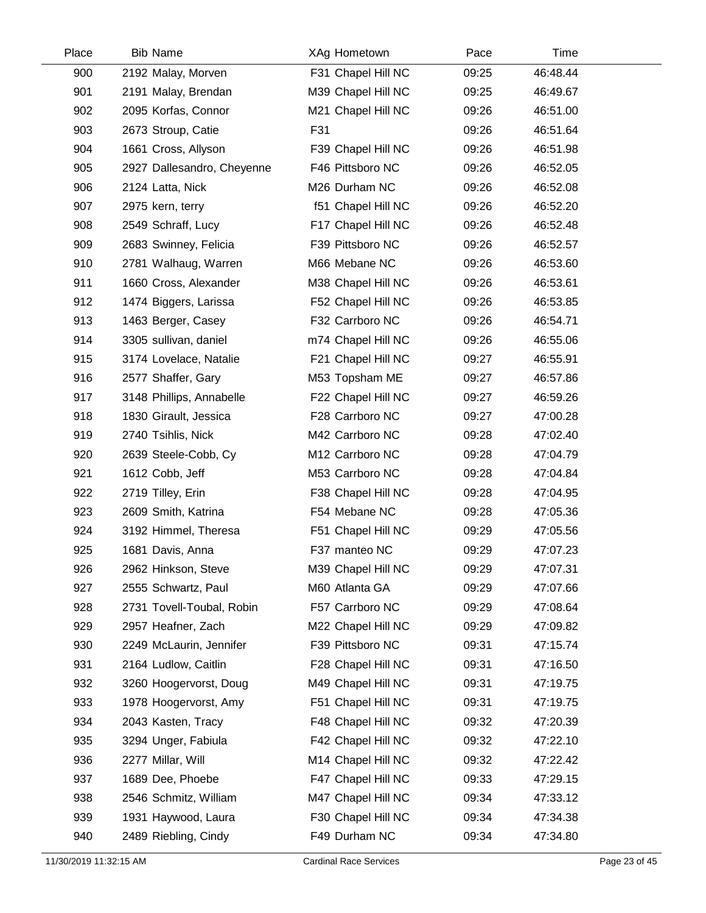| Place | Bib | Name | XAg | Hometown | Pace | Time |
|---|---|---|---|---|---|---|
| 900 | 2192 | Malay, Morven | F31 | Chapel Hill NC | 09:25 | 46:48.44 |
| 901 | 2191 | Malay, Brendan | M39 | Chapel Hill NC | 09:25 | 46:49.67 |
| 902 | 2095 | Korfas, Connor | M21 | Chapel Hill NC | 09:26 | 46:51.00 |
| 903 | 2673 | Stroup, Catie | F31 | | 09:26 | 46:51.64 |
| 904 | 1661 | Cross, Allyson | F39 | Chapel Hill NC | 09:26 | 46:51.98 |
| 905 | 2927 | Dallesandro, Cheyenne | F46 | Pittsboro NC | 09:26 | 46:52.05 |
| 906 | 2124 | Latta, Nick | M26 | Durham NC | 09:26 | 46:52.08 |
| 907 | 2975 | kern, terry | f51 | Chapel Hill NC | 09:26 | 46:52.20 |
| 908 | 2549 | Schraff, Lucy | F17 | Chapel Hill NC | 09:26 | 46:52.48 |
| 909 | 2683 | Swinney, Felicia | F39 | Pittsboro NC | 09:26 | 46:52.57 |
| 910 | 2781 | Walhaug, Warren | M66 | Mebane NC | 09:26 | 46:53.60 |
| 911 | 1660 | Cross, Alexander | M38 | Chapel Hill NC | 09:26 | 46:53.61 |
| 912 | 1474 | Biggers, Larissa | F52 | Chapel Hill NC | 09:26 | 46:53.85 |
| 913 | 1463 | Berger, Casey | F32 | Carrboro NC | 09:26 | 46:54.71 |
| 914 | 3305 | sullivan, daniel | m74 | Chapel Hill NC | 09:26 | 46:55.06 |
| 915 | 3174 | Lovelace, Natalie | F21 | Chapel Hill NC | 09:27 | 46:55.91 |
| 916 | 2577 | Shaffer, Gary | M53 | Topsham ME | 09:27 | 46:57.86 |
| 917 | 3148 | Phillips, Annabelle | F22 | Chapel Hill NC | 09:27 | 46:59.26 |
| 918 | 1830 | Girault, Jessica | F28 | Carrboro NC | 09:27 | 47:00.28 |
| 919 | 2740 | Tsihlis, Nick | M42 | Carrboro NC | 09:28 | 47:02.40 |
| 920 | 2639 | Steele-Cobb, Cy | M12 | Carrboro NC | 09:28 | 47:04.79 |
| 921 | 1612 | Cobb, Jeff | M53 | Carrboro NC | 09:28 | 47:04.84 |
| 922 | 2719 | Tilley, Erin | F38 | Chapel Hill NC | 09:28 | 47:04.95 |
| 923 | 2609 | Smith, Katrina | F54 | Mebane NC | 09:28 | 47:05.36 |
| 924 | 3192 | Himmel, Theresa | F51 | Chapel Hill NC | 09:29 | 47:05.56 |
| 925 | 1681 | Davis, Anna | F37 | manteo NC | 09:29 | 47:07.23 |
| 926 | 2962 | Hinkson, Steve | M39 | Chapel Hill NC | 09:29 | 47:07.31 |
| 927 | 2555 | Schwartz, Paul | M60 | Atlanta GA | 09:29 | 47:07.66 |
| 928 | 2731 | Tovell-Toubal, Robin | F57 | Carrboro NC | 09:29 | 47:08.64 |
| 929 | 2957 | Heafner, Zach | M22 | Chapel Hill NC | 09:29 | 47:09.82 |
| 930 | 2249 | McLaurin, Jennifer | F39 | Pittsboro NC | 09:31 | 47:15.74 |
| 931 | 2164 | Ludlow, Caitlin | F28 | Chapel Hill NC | 09:31 | 47:16.50 |
| 932 | 3260 | Hoogervorst, Doug | M49 | Chapel Hill NC | 09:31 | 47:19.75 |
| 933 | 1978 | Hoogervorst, Amy | F51 | Chapel Hill NC | 09:31 | 47:19.75 |
| 934 | 2043 | Kasten, Tracy | F48 | Chapel Hill NC | 09:32 | 47:20.39 |
| 935 | 3294 | Unger, Fabiula | F42 | Chapel Hill NC | 09:32 | 47:22.10 |
| 936 | 2277 | Millar, Will | M14 | Chapel Hill NC | 09:32 | 47:22.42 |
| 937 | 1689 | Dee, Phoebe | F47 | Chapel Hill NC | 09:33 | 47:29.15 |
| 938 | 2546 | Schmitz, William | M47 | Chapel Hill NC | 09:34 | 47:33.12 |
| 939 | 1931 | Haywood, Laura | F30 | Chapel Hill NC | 09:34 | 47:34.38 |
| 940 | 2489 | Riebling, Cindy | F49 | Durham NC | 09:34 | 47:34.80 |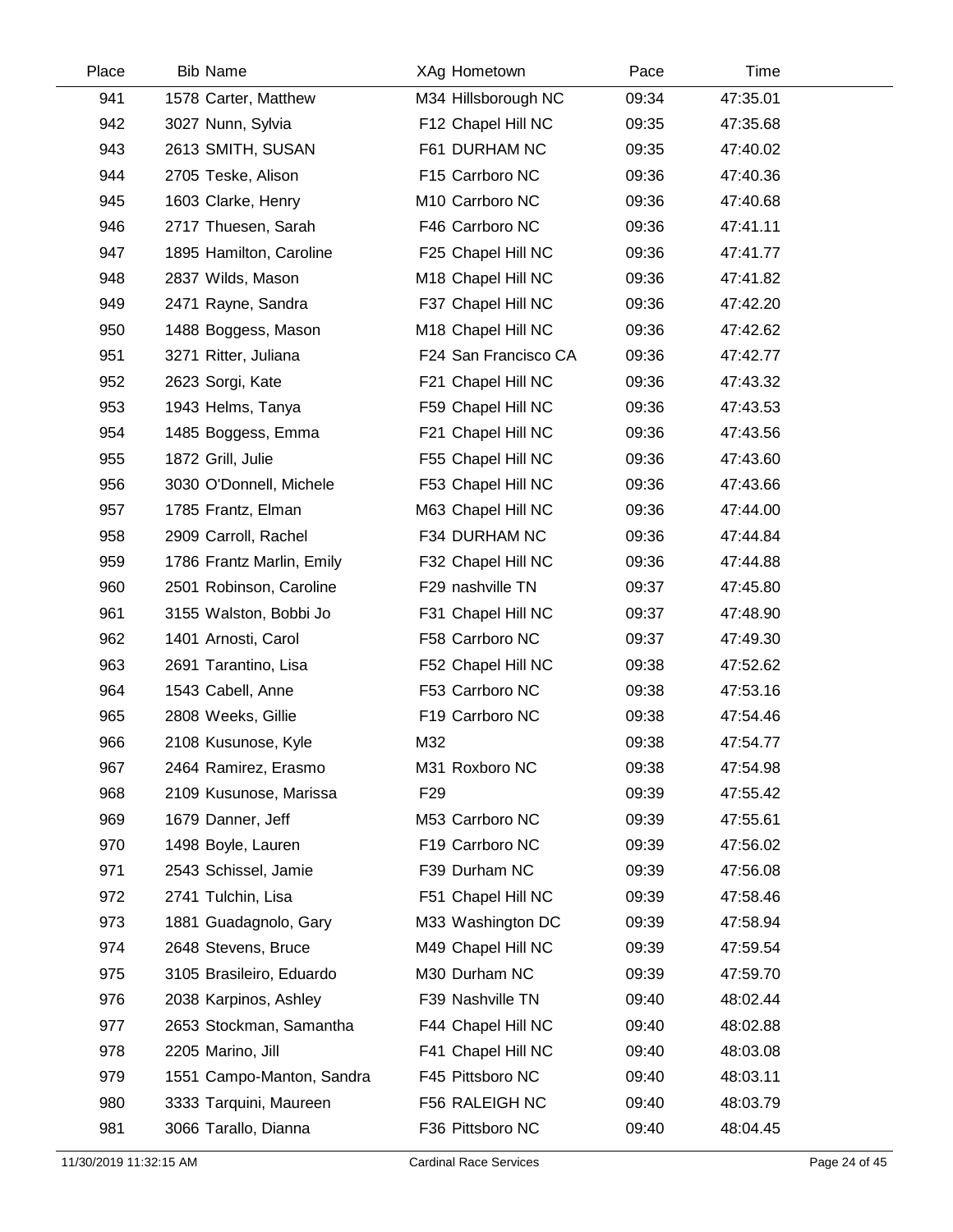| Place | Bib | Name | X | Ag | Hometown | Pace | Time |
|---|---|---|---|---|---|---|---|
| 941 | 1578 | Carter, Matthew | M | 34 | Hillsborough NC | 09:34 | 47:35.01 |
| 942 | 3027 | Nunn, Sylvia | F | 12 | Chapel Hill NC | 09:35 | 47:35.68 |
| 943 | 2613 | SMITH, SUSAN | F | 61 | DURHAM NC | 09:35 | 47:40.02 |
| 944 | 2705 | Teske, Alison | F | 15 | Carrboro NC | 09:36 | 47:40.36 |
| 945 | 1603 | Clarke, Henry | M | 10 | Carrboro NC | 09:36 | 47:40.68 |
| 946 | 2717 | Thuesen, Sarah | F | 46 | Carrboro NC | 09:36 | 47:41.11 |
| 947 | 1895 | Hamilton, Caroline | F | 25 | Chapel Hill NC | 09:36 | 47:41.77 |
| 948 | 2837 | Wilds, Mason | M | 18 | Chapel Hill NC | 09:36 | 47:41.82 |
| 949 | 2471 | Rayne, Sandra | F | 37 | Chapel Hill NC | 09:36 | 47:42.20 |
| 950 | 1488 | Boggess, Mason | M | 18 | Chapel Hill NC | 09:36 | 47:42.62 |
| 951 | 3271 | Ritter, Juliana | F | 24 | San Francisco CA | 09:36 | 47:42.77 |
| 952 | 2623 | Sorgi, Kate | F | 21 | Chapel Hill NC | 09:36 | 47:43.32 |
| 953 | 1943 | Helms, Tanya | F | 59 | Chapel Hill NC | 09:36 | 47:43.53 |
| 954 | 1485 | Boggess, Emma | F | 21 | Chapel Hill NC | 09:36 | 47:43.56 |
| 955 | 1872 | Grill, Julie | F | 55 | Chapel Hill NC | 09:36 | 47:43.60 |
| 956 | 3030 | O'Donnell, Michele | F | 53 | Chapel Hill NC | 09:36 | 47:43.66 |
| 957 | 1785 | Frantz, Elman | M | 63 | Chapel Hill NC | 09:36 | 47:44.00 |
| 958 | 2909 | Carroll, Rachel | F | 34 | DURHAM NC | 09:36 | 47:44.84 |
| 959 | 1786 | Frantz Marlin, Emily | F | 32 | Chapel Hill NC | 09:36 | 47:44.88 |
| 960 | 2501 | Robinson, Caroline | F | 29 | nashville TN | 09:37 | 47:45.80 |
| 961 | 3155 | Walston, Bobbi Jo | F | 31 | Chapel Hill NC | 09:37 | 47:48.90 |
| 962 | 1401 | Arnosti, Carol | F | 58 | Carrboro NC | 09:37 | 47:49.30 |
| 963 | 2691 | Tarantino, Lisa | F | 52 | Chapel Hill NC | 09:38 | 47:52.62 |
| 964 | 1543 | Cabell, Anne | F | 53 | Carrboro NC | 09:38 | 47:53.16 |
| 965 | 2808 | Weeks, Gillie | F | 19 | Carrboro NC | 09:38 | 47:54.46 |
| 966 | 2108 | Kusunose, Kyle | M | 32 | | 09:38 | 47:54.77 |
| 967 | 2464 | Ramirez, Erasmo | M | 31 | Roxboro NC | 09:38 | 47:54.98 |
| 968 | 2109 | Kusunose, Marissa | F | 29 | | 09:39 | 47:55.42 |
| 969 | 1679 | Danner, Jeff | M | 53 | Carrboro NC | 09:39 | 47:55.61 |
| 970 | 1498 | Boyle, Lauren | F | 19 | Carrboro NC | 09:39 | 47:56.02 |
| 971 | 2543 | Schissel, Jamie | F | 39 | Durham NC | 09:39 | 47:56.08 |
| 972 | 2741 | Tulchin, Lisa | F | 51 | Chapel Hill NC | 09:39 | 47:58.46 |
| 973 | 1881 | Guadagnolo, Gary | M | 33 | Washington DC | 09:39 | 47:58.94 |
| 974 | 2648 | Stevens, Bruce | M | 49 | Chapel Hill NC | 09:39 | 47:59.54 |
| 975 | 3105 | Brasileiro, Eduardo | M | 30 | Durham NC | 09:39 | 47:59.70 |
| 976 | 2038 | Karpinos, Ashley | F | 39 | Nashville TN | 09:40 | 48:02.44 |
| 977 | 2653 | Stockman, Samantha | F | 44 | Chapel Hill NC | 09:40 | 48:02.88 |
| 978 | 2205 | Marino, Jill | F | 41 | Chapel Hill NC | 09:40 | 48:03.08 |
| 979 | 1551 | Campo-Manton, Sandra | F | 45 | Pittsboro NC | 09:40 | 48:03.11 |
| 980 | 3333 | Tarquini, Maureen | F | 56 | RALEIGH NC | 09:40 | 48:03.79 |
| 981 | 3066 | Tarallo, Dianna | F | 36 | Pittsboro NC | 09:40 | 48:04.45 |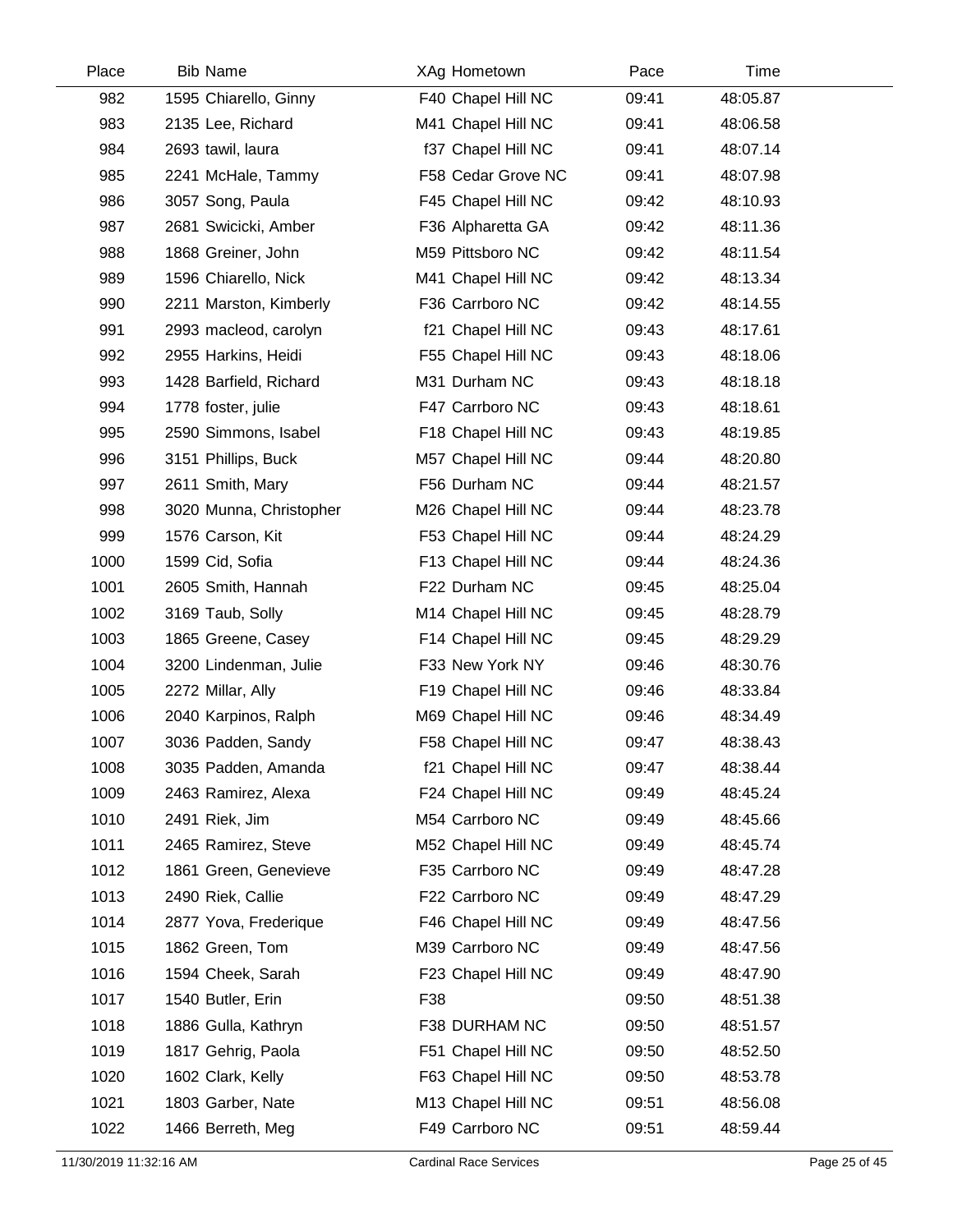| Place | Bib | Name | XAg | Hometown | Pace | Time |
|---|---|---|---|---|---|---|
| 982 | 1595 | Chiarello, Ginny | F40 | Chapel Hill NC | 09:41 | 48:05.87 |
| 983 | 2135 | Lee, Richard | M41 | Chapel Hill NC | 09:41 | 48:06.58 |
| 984 | 2693 | tawil, laura | f37 | Chapel Hill NC | 09:41 | 48:07.14 |
| 985 | 2241 | McHale, Tammy | F58 | Cedar Grove NC | 09:41 | 48:07.98 |
| 986 | 3057 | Song, Paula | F45 | Chapel Hill NC | 09:42 | 48:10.93 |
| 987 | 2681 | Swicicki, Amber | F36 | Alpharetta GA | 09:42 | 48:11.36 |
| 988 | 1868 | Greiner, John | M59 | Pittsboro NC | 09:42 | 48:11.54 |
| 989 | 1596 | Chiarello, Nick | M41 | Chapel Hill NC | 09:42 | 48:13.34 |
| 990 | 2211 | Marston, Kimberly | F36 | Carrboro NC | 09:42 | 48:14.55 |
| 991 | 2993 | macleod, carolyn | f21 | Chapel Hill NC | 09:43 | 48:17.61 |
| 992 | 2955 | Harkins, Heidi | F55 | Chapel Hill NC | 09:43 | 48:18.06 |
| 993 | 1428 | Barfield, Richard | M31 | Durham NC | 09:43 | 48:18.18 |
| 994 | 1778 | foster, julie | F47 | Carrboro NC | 09:43 | 48:18.61 |
| 995 | 2590 | Simmons, Isabel | F18 | Chapel Hill NC | 09:43 | 48:19.85 |
| 996 | 3151 | Phillips, Buck | M57 | Chapel Hill NC | 09:44 | 48:20.80 |
| 997 | 2611 | Smith, Mary | F56 | Durham NC | 09:44 | 48:21.57 |
| 998 | 3020 | Munna, Christopher | M26 | Chapel Hill NC | 09:44 | 48:23.78 |
| 999 | 1576 | Carson, Kit | F53 | Chapel Hill NC | 09:44 | 48:24.29 |
| 1000 | 1599 | Cid, Sofia | F13 | Chapel Hill NC | 09:44 | 48:24.36 |
| 1001 | 2605 | Smith, Hannah | F22 | Durham NC | 09:45 | 48:25.04 |
| 1002 | 3169 | Taub, Solly | M14 | Chapel Hill NC | 09:45 | 48:28.79 |
| 1003 | 1865 | Greene, Casey | F14 | Chapel Hill NC | 09:45 | 48:29.29 |
| 1004 | 3200 | Lindenman, Julie | F33 | New York NY | 09:46 | 48:30.76 |
| 1005 | 2272 | Millar, Ally | F19 | Chapel Hill NC | 09:46 | 48:33.84 |
| 1006 | 2040 | Karpinos, Ralph | M69 | Chapel Hill NC | 09:46 | 48:34.49 |
| 1007 | 3036 | Padden, Sandy | F58 | Chapel Hill NC | 09:47 | 48:38.43 |
| 1008 | 3035 | Padden, Amanda | f21 | Chapel Hill NC | 09:47 | 48:38.44 |
| 1009 | 2463 | Ramirez, Alexa | F24 | Chapel Hill NC | 09:49 | 48:45.24 |
| 1010 | 2491 | Riek, Jim | M54 | Carrboro NC | 09:49 | 48:45.66 |
| 1011 | 2465 | Ramirez, Steve | M52 | Chapel Hill NC | 09:49 | 48:45.74 |
| 1012 | 1861 | Green, Genevieve | F35 | Carrboro NC | 09:49 | 48:47.28 |
| 1013 | 2490 | Riek, Callie | F22 | Carrboro NC | 09:49 | 48:47.29 |
| 1014 | 2877 | Yova, Frederique | F46 | Chapel Hill NC | 09:49 | 48:47.56 |
| 1015 | 1862 | Green, Tom | M39 | Carrboro NC | 09:49 | 48:47.56 |
| 1016 | 1594 | Cheek, Sarah | F23 | Chapel Hill NC | 09:49 | 48:47.90 |
| 1017 | 1540 | Butler, Erin | F38 | | 09:50 | 48:51.38 |
| 1018 | 1886 | Gulla, Kathryn | F38 | DURHAM NC | 09:50 | 48:51.57 |
| 1019 | 1817 | Gehrig, Paola | F51 | Chapel Hill NC | 09:50 | 48:52.50 |
| 1020 | 1602 | Clark, Kelly | F63 | Chapel Hill NC | 09:50 | 48:53.78 |
| 1021 | 1803 | Garber, Nate | M13 | Chapel Hill NC | 09:51 | 48:56.08 |
| 1022 | 1466 | Berreth, Meg | F49 | Carrboro NC | 09:51 | 48:59.44 |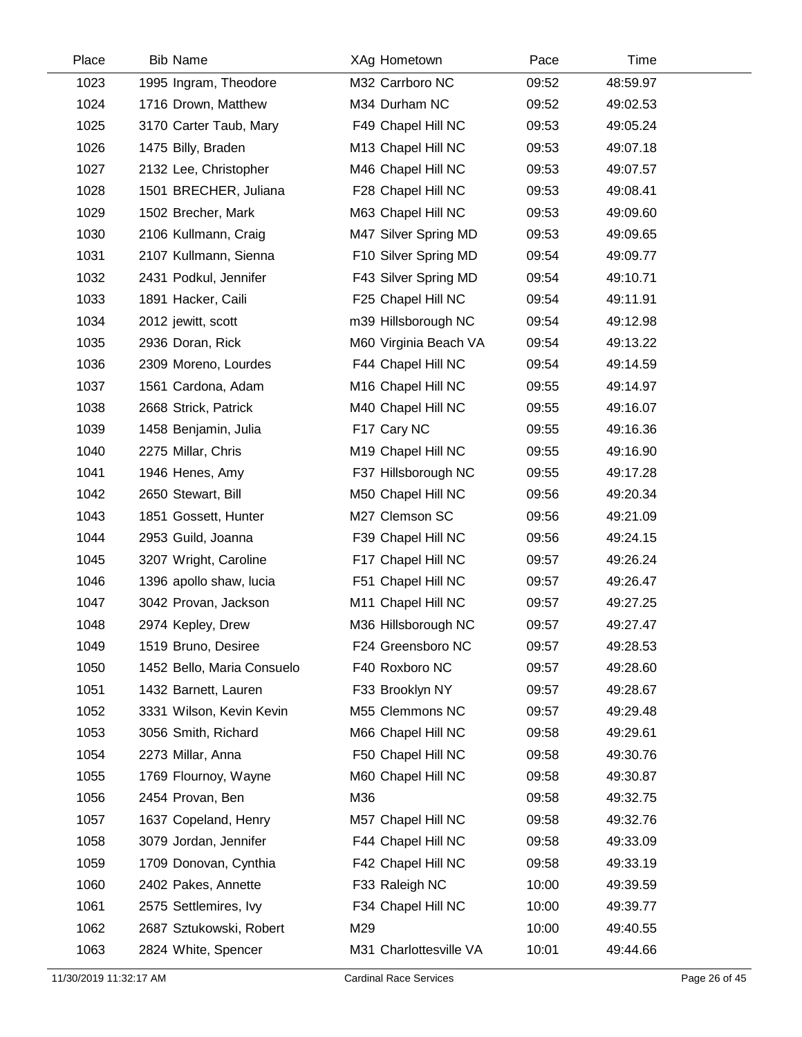| Place | Bib | Name | XAg | Hometown | Pace | Time |
|---|---|---|---|---|---|---|
| 1023 | 1995 | Ingram, Theodore | M32 | Carrboro NC | 09:52 | 48:59.97 |
| 1024 | 1716 | Drown, Matthew | M34 | Durham NC | 09:52 | 49:02.53 |
| 1025 | 3170 | Carter Taub, Mary | F49 | Chapel Hill NC | 09:53 | 49:05.24 |
| 1026 | 1475 | Billy, Braden | M13 | Chapel Hill NC | 09:53 | 49:07.18 |
| 1027 | 2132 | Lee, Christopher | M46 | Chapel Hill NC | 09:53 | 49:07.57 |
| 1028 | 1501 | BRECHER, Juliana | F28 | Chapel Hill NC | 09:53 | 49:08.41 |
| 1029 | 1502 | Brecher, Mark | M63 | Chapel Hill NC | 09:53 | 49:09.60 |
| 1030 | 2106 | Kullmann, Craig | M47 | Silver Spring MD | 09:53 | 49:09.65 |
| 1031 | 2107 | Kullmann, Sienna | F10 | Silver Spring MD | 09:54 | 49:09.77 |
| 1032 | 2431 | Podkul, Jennifer | F43 | Silver Spring MD | 09:54 | 49:10.71 |
| 1033 | 1891 | Hacker, Caili | F25 | Chapel Hill NC | 09:54 | 49:11.91 |
| 1034 | 2012 | jewitt, scott | m39 | Hillsborough NC | 09:54 | 49:12.98 |
| 1035 | 2936 | Doran, Rick | M60 | Virginia Beach VA | 09:54 | 49:13.22 |
| 1036 | 2309 | Moreno, Lourdes | F44 | Chapel Hill NC | 09:54 | 49:14.59 |
| 1037 | 1561 | Cardona, Adam | M16 | Chapel Hill NC | 09:55 | 49:14.97 |
| 1038 | 2668 | Strick, Patrick | M40 | Chapel Hill NC | 09:55 | 49:16.07 |
| 1039 | 1458 | Benjamin, Julia | F17 | Cary NC | 09:55 | 49:16.36 |
| 1040 | 2275 | Millar, Chris | M19 | Chapel Hill NC | 09:55 | 49:16.90 |
| 1041 | 1946 | Henes, Amy | F37 | Hillsborough NC | 09:55 | 49:17.28 |
| 1042 | 2650 | Stewart, Bill | M50 | Chapel Hill NC | 09:56 | 49:20.34 |
| 1043 | 1851 | Gossett, Hunter | M27 | Clemson SC | 09:56 | 49:21.09 |
| 1044 | 2953 | Guild, Joanna | F39 | Chapel Hill NC | 09:56 | 49:24.15 |
| 1045 | 3207 | Wright, Caroline | F17 | Chapel Hill NC | 09:57 | 49:26.24 |
| 1046 | 1396 | apollo shaw, lucia | F51 | Chapel Hill NC | 09:57 | 49:26.47 |
| 1047 | 3042 | Provan, Jackson | M11 | Chapel Hill NC | 09:57 | 49:27.25 |
| 1048 | 2974 | Kepley, Drew | M36 | Hillsborough NC | 09:57 | 49:27.47 |
| 1049 | 1519 | Bruno, Desiree | F24 | Greensboro NC | 09:57 | 49:28.53 |
| 1050 | 1452 | Bello, Maria Consuelo | F40 | Roxboro NC | 09:57 | 49:28.60 |
| 1051 | 1432 | Barnett, Lauren | F33 | Brooklyn NY | 09:57 | 49:28.67 |
| 1052 | 3331 | Wilson, Kevin Kevin | M55 | Clemmons NC | 09:57 | 49:29.48 |
| 1053 | 3056 | Smith, Richard | M66 | Chapel Hill NC | 09:58 | 49:29.61 |
| 1054 | 2273 | Millar, Anna | F50 | Chapel Hill NC | 09:58 | 49:30.76 |
| 1055 | 1769 | Flournoy, Wayne | M60 | Chapel Hill NC | 09:58 | 49:30.87 |
| 1056 | 2454 | Provan, Ben | M36 | | 09:58 | 49:32.75 |
| 1057 | 1637 | Copeland, Henry | M57 | Chapel Hill NC | 09:58 | 49:32.76 |
| 1058 | 3079 | Jordan, Jennifer | F44 | Chapel Hill NC | 09:58 | 49:33.09 |
| 1059 | 1709 | Donovan, Cynthia | F42 | Chapel Hill NC | 09:58 | 49:33.19 |
| 1060 | 2402 | Pakes, Annette | F33 | Raleigh NC | 10:00 | 49:39.59 |
| 1061 | 2575 | Settlemires, Ivy | F34 | Chapel Hill NC | 10:00 | 49:39.77 |
| 1062 | 2687 | Sztukowski, Robert | M29 | | 10:00 | 49:40.55 |
| 1063 | 2824 | White, Spencer | M31 | Charlottesville VA | 10:01 | 49:44.66 |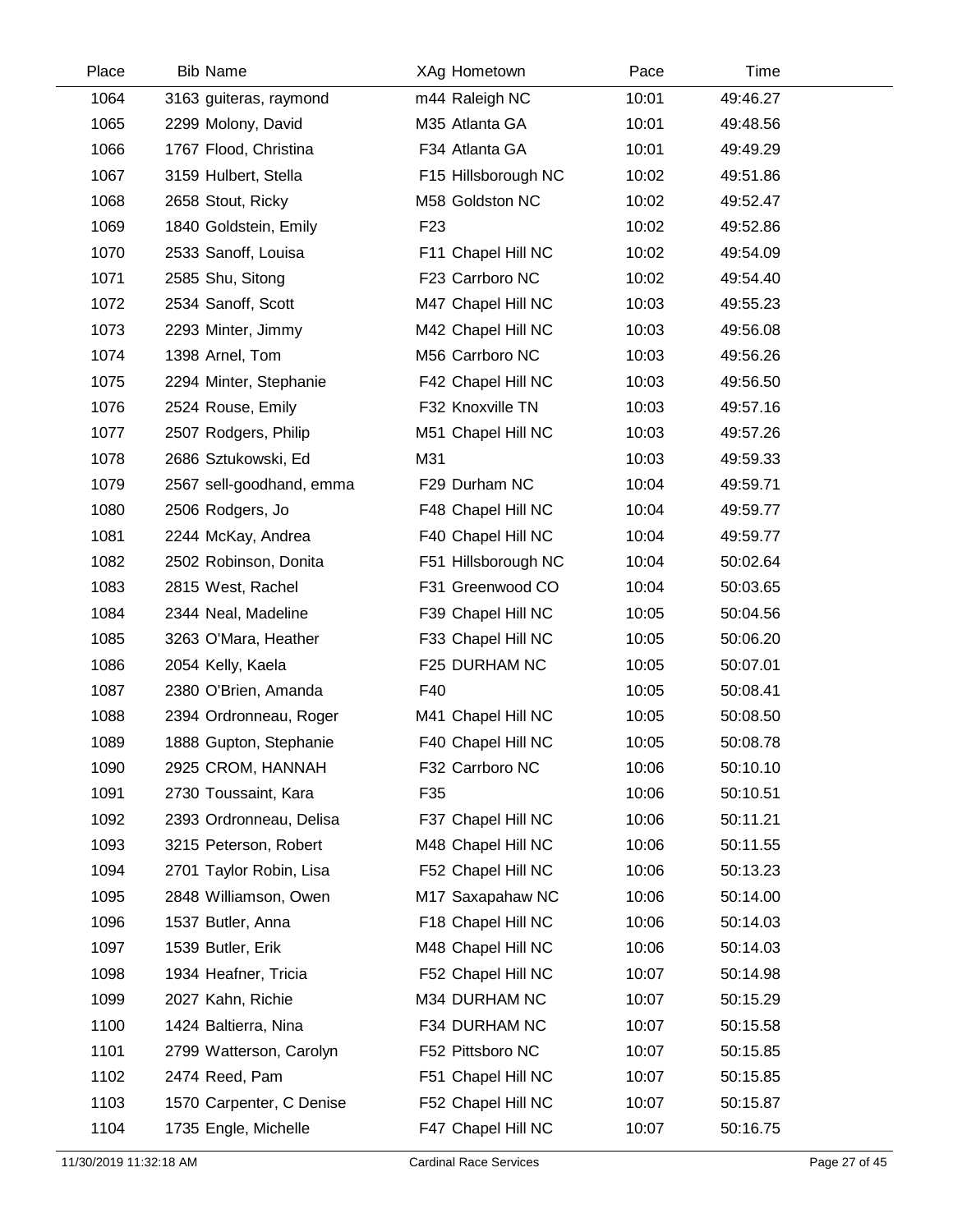| Place | Bib | Name | XAg | Hometown | Pace | Time |
|---|---|---|---|---|---|---|
| 1064 | 3163 | guiteras, raymond | m44 | Raleigh NC | 10:01 | 49:46.27 |
| 1065 | 2299 | Molony, David | M35 | Atlanta GA | 10:01 | 49:48.56 |
| 1066 | 1767 | Flood, Christina | F34 | Atlanta GA | 10:01 | 49:49.29 |
| 1067 | 3159 | Hulbert, Stella | F15 | Hillsborough NC | 10:02 | 49:51.86 |
| 1068 | 2658 | Stout, Ricky | M58 | Goldston NC | 10:02 | 49:52.47 |
| 1069 | 1840 | Goldstein, Emily | F23 | | 10:02 | 49:52.86 |
| 1070 | 2533 | Sanoff, Louisa | F11 | Chapel Hill NC | 10:02 | 49:54.09 |
| 1071 | 2585 | Shu, Sitong | F23 | Carrboro NC | 10:02 | 49:54.40 |
| 1072 | 2534 | Sanoff, Scott | M47 | Chapel Hill NC | 10:03 | 49:55.23 |
| 1073 | 2293 | Minter, Jimmy | M42 | Chapel Hill NC | 10:03 | 49:56.08 |
| 1074 | 1398 | Arnel, Tom | M56 | Carrboro NC | 10:03 | 49:56.26 |
| 1075 | 2294 | Minter, Stephanie | F42 | Chapel Hill NC | 10:03 | 49:56.50 |
| 1076 | 2524 | Rouse, Emily | F32 | Knoxville TN | 10:03 | 49:57.16 |
| 1077 | 2507 | Rodgers, Philip | M51 | Chapel Hill NC | 10:03 | 49:57.26 |
| 1078 | 2686 | Sztukowski, Ed | M31 | | 10:03 | 49:59.33 |
| 1079 | 2567 | sell-goodhand, emma | F29 | Durham NC | 10:04 | 49:59.71 |
| 1080 | 2506 | Rodgers, Jo | F48 | Chapel Hill NC | 10:04 | 49:59.77 |
| 1081 | 2244 | McKay, Andrea | F40 | Chapel Hill NC | 10:04 | 49:59.77 |
| 1082 | 2502 | Robinson, Donita | F51 | Hillsborough NC | 10:04 | 50:02.64 |
| 1083 | 2815 | West, Rachel | F31 | Greenwood CO | 10:04 | 50:03.65 |
| 1084 | 2344 | Neal, Madeline | F39 | Chapel Hill NC | 10:05 | 50:04.56 |
| 1085 | 3263 | O'Mara, Heather | F33 | Chapel Hill NC | 10:05 | 50:06.20 |
| 1086 | 2054 | Kelly, Kaela | F25 | DURHAM NC | 10:05 | 50:07.01 |
| 1087 | 2380 | O'Brien, Amanda | F40 | | 10:05 | 50:08.41 |
| 1088 | 2394 | Ordronneau, Roger | M41 | Chapel Hill NC | 10:05 | 50:08.50 |
| 1089 | 1888 | Gupton, Stephanie | F40 | Chapel Hill NC | 10:05 | 50:08.78 |
| 1090 | 2925 | CROM, HANNAH | F32 | Carrboro NC | 10:06 | 50:10.10 |
| 1091 | 2730 | Toussaint, Kara | F35 | | 10:06 | 50:10.51 |
| 1092 | 2393 | Ordronneau, Delisa | F37 | Chapel Hill NC | 10:06 | 50:11.21 |
| 1093 | 3215 | Peterson, Robert | M48 | Chapel Hill NC | 10:06 | 50:11.55 |
| 1094 | 2701 | Taylor Robin, Lisa | F52 | Chapel Hill NC | 10:06 | 50:13.23 |
| 1095 | 2848 | Williamson, Owen | M17 | Saxapahaw NC | 10:06 | 50:14.00 |
| 1096 | 1537 | Butler, Anna | F18 | Chapel Hill NC | 10:06 | 50:14.03 |
| 1097 | 1539 | Butler, Erik | M48 | Chapel Hill NC | 10:06 | 50:14.03 |
| 1098 | 1934 | Heafner, Tricia | F52 | Chapel Hill NC | 10:07 | 50:14.98 |
| 1099 | 2027 | Kahn, Richie | M34 | DURHAM NC | 10:07 | 50:15.29 |
| 1100 | 1424 | Baltierra, Nina | F34 | DURHAM NC | 10:07 | 50:15.58 |
| 1101 | 2799 | Watterson, Carolyn | F52 | Pittsboro NC | 10:07 | 50:15.85 |
| 1102 | 2474 | Reed, Pam | F51 | Chapel Hill NC | 10:07 | 50:15.85 |
| 1103 | 1570 | Carpenter, C Denise | F52 | Chapel Hill NC | 10:07 | 50:15.87 |
| 1104 | 1735 | Engle, Michelle | F47 | Chapel Hill NC | 10:07 | 50:16.75 |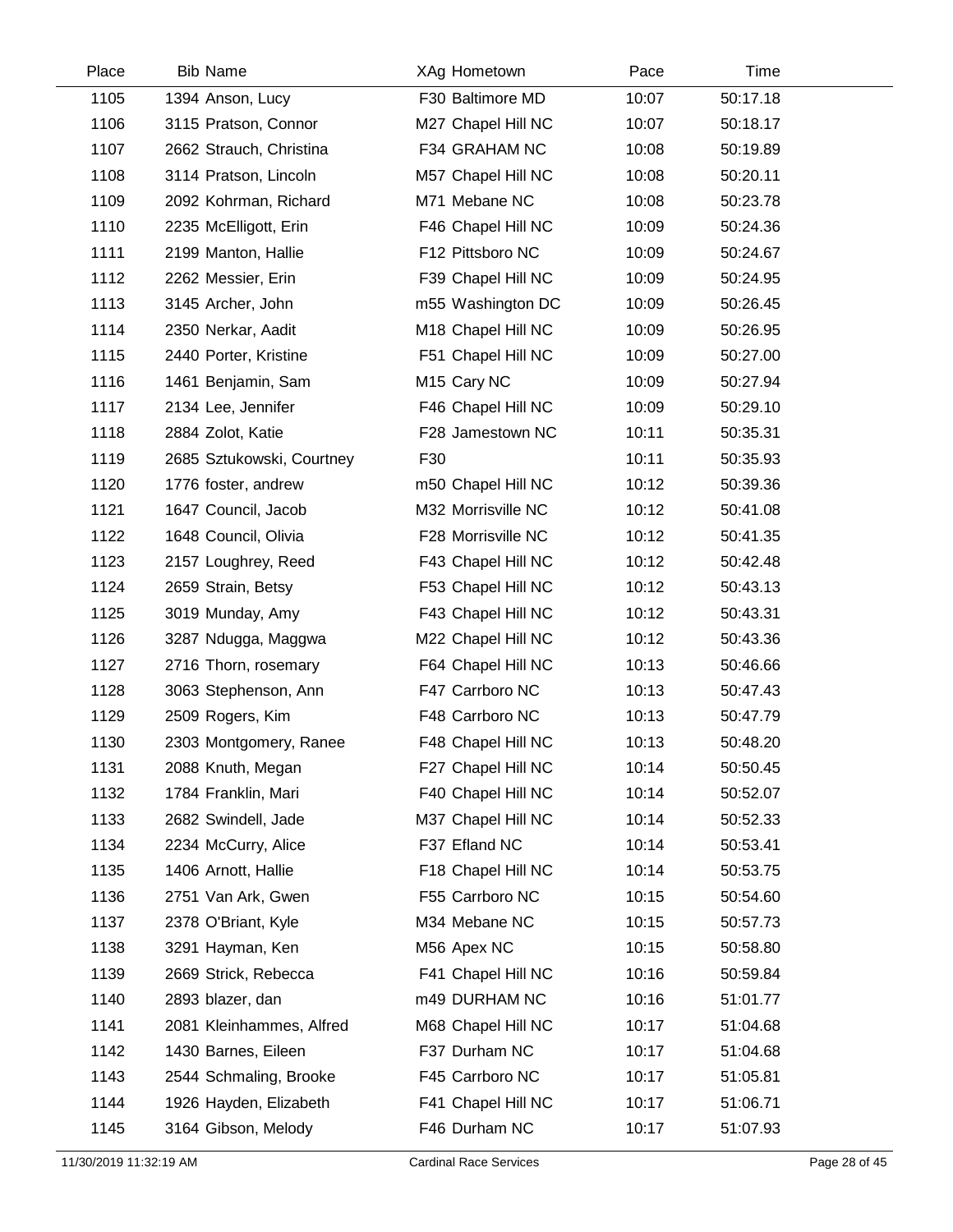| Place | Bib | Name | XAg | Hometown | Pace | Time |
|---|---|---|---|---|---|---|
| 1105 | 1394 | Anson, Lucy | F30 | Baltimore MD | 10:07 | 50:17.18 |
| 1106 | 3115 | Pratson, Connor | M27 | Chapel Hill NC | 10:07 | 50:18.17 |
| 1107 | 2662 | Strauch, Christina | F34 | GRAHAM NC | 10:08 | 50:19.89 |
| 1108 | 3114 | Pratson, Lincoln | M57 | Chapel Hill NC | 10:08 | 50:20.11 |
| 1109 | 2092 | Kohrman, Richard | M71 | Mebane NC | 10:08 | 50:23.78 |
| 1110 | 2235 | McElligott, Erin | F46 | Chapel Hill NC | 10:09 | 50:24.36 |
| 1111 | 2199 | Manton, Hallie | F12 | Pittsboro NC | 10:09 | 50:24.67 |
| 1112 | 2262 | Messier, Erin | F39 | Chapel Hill NC | 10:09 | 50:24.95 |
| 1113 | 3145 | Archer, John | m55 | Washington DC | 10:09 | 50:26.45 |
| 1114 | 2350 | Nerkar, Aadit | M18 | Chapel Hill NC | 10:09 | 50:26.95 |
| 1115 | 2440 | Porter, Kristine | F51 | Chapel Hill NC | 10:09 | 50:27.00 |
| 1116 | 1461 | Benjamin, Sam | M15 | Cary NC | 10:09 | 50:27.94 |
| 1117 | 2134 | Lee, Jennifer | F46 | Chapel Hill NC | 10:09 | 50:29.10 |
| 1118 | 2884 | Zolot, Katie | F28 | Jamestown NC | 10:11 | 50:35.31 |
| 1119 | 2685 | Sztukowski, Courtney | F30 | | 10:11 | 50:35.93 |
| 1120 | 1776 | foster, andrew | m50 | Chapel Hill NC | 10:12 | 50:39.36 |
| 1121 | 1647 | Council, Jacob | M32 | Morrisville NC | 10:12 | 50:41.08 |
| 1122 | 1648 | Council, Olivia | F28 | Morrisville NC | 10:12 | 50:41.35 |
| 1123 | 2157 | Loughrey, Reed | F43 | Chapel Hill NC | 10:12 | 50:42.48 |
| 1124 | 2659 | Strain, Betsy | F53 | Chapel Hill NC | 10:12 | 50:43.13 |
| 1125 | 3019 | Munday, Amy | F43 | Chapel Hill NC | 10:12 | 50:43.31 |
| 1126 | 3287 | Ndugga, Maggwa | M22 | Chapel Hill NC | 10:12 | 50:43.36 |
| 1127 | 2716 | Thorn, rosemary | F64 | Chapel Hill NC | 10:13 | 50:46.66 |
| 1128 | 3063 | Stephenson, Ann | F47 | Carrboro NC | 10:13 | 50:47.43 |
| 1129 | 2509 | Rogers, Kim | F48 | Carrboro NC | 10:13 | 50:47.79 |
| 1130 | 2303 | Montgomery, Ranee | F48 | Chapel Hill NC | 10:13 | 50:48.20 |
| 1131 | 2088 | Knuth, Megan | F27 | Chapel Hill NC | 10:14 | 50:50.45 |
| 1132 | 1784 | Franklin, Mari | F40 | Chapel Hill NC | 10:14 | 50:52.07 |
| 1133 | 2682 | Swindell, Jade | M37 | Chapel Hill NC | 10:14 | 50:52.33 |
| 1134 | 2234 | McCurry, Alice | F37 | Efland NC | 10:14 | 50:53.41 |
| 1135 | 1406 | Arnott, Hallie | F18 | Chapel Hill NC | 10:14 | 50:53.75 |
| 1136 | 2751 | Van Ark, Gwen | F55 | Carrboro NC | 10:15 | 50:54.60 |
| 1137 | 2378 | O'Briant, Kyle | M34 | Mebane NC | 10:15 | 50:57.73 |
| 1138 | 3291 | Hayman, Ken | M56 | Apex NC | 10:15 | 50:58.80 |
| 1139 | 2669 | Strick, Rebecca | F41 | Chapel Hill NC | 10:16 | 50:59.84 |
| 1140 | 2893 | blazer, dan | m49 | DURHAM NC | 10:16 | 51:01.77 |
| 1141 | 2081 | Kleinhammes, Alfred | M68 | Chapel Hill NC | 10:17 | 51:04.68 |
| 1142 | 1430 | Barnes, Eileen | F37 | Durham NC | 10:17 | 51:04.68 |
| 1143 | 2544 | Schmaling, Brooke | F45 | Carrboro NC | 10:17 | 51:05.81 |
| 1144 | 1926 | Hayden, Elizabeth | F41 | Chapel Hill NC | 10:17 | 51:06.71 |
| 1145 | 3164 | Gibson, Melody | F46 | Durham NC | 10:17 | 51:07.93 |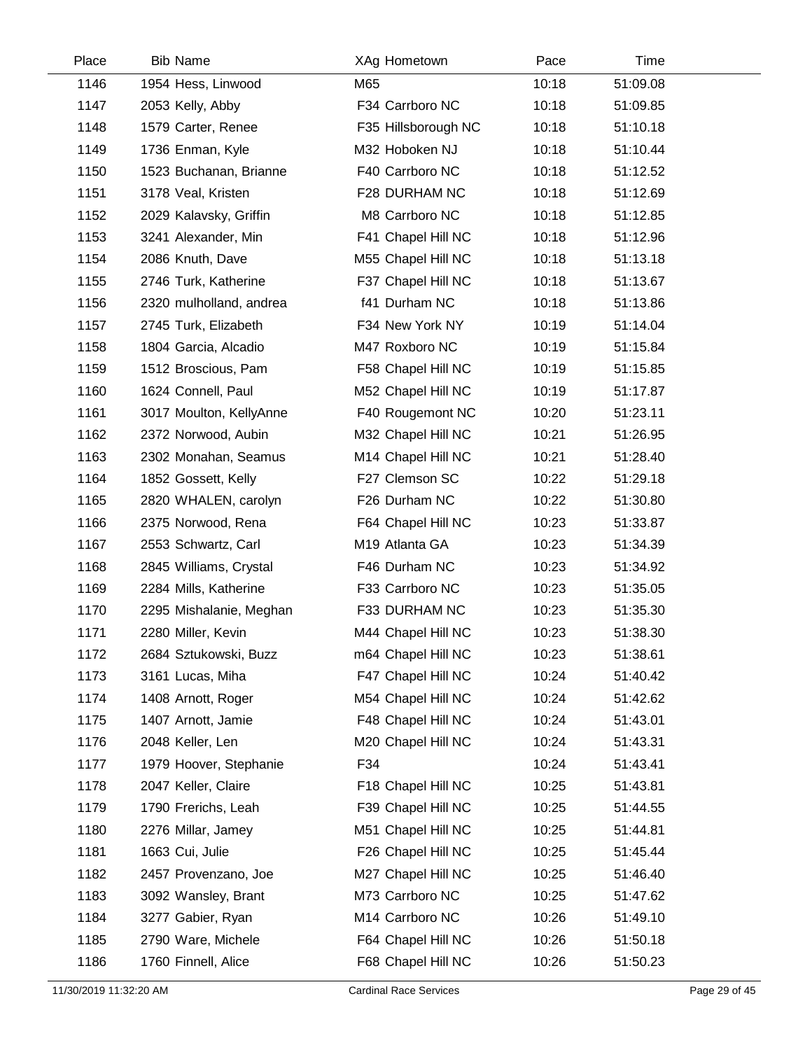| Place | Bib | Name | XAg | Hometown | Pace | Time |
|---|---|---|---|---|---|---|
| 1146 | 1954 | Hess, Linwood | M65 | | 10:18 | 51:09.08 |
| 1147 | 2053 | Kelly, Abby | F34 | Carrboro NC | 10:18 | 51:09.85 |
| 1148 | 1579 | Carter, Renee | F35 | Hillsborough NC | 10:18 | 51:10.18 |
| 1149 | 1736 | Enman, Kyle | M32 | Hoboken NJ | 10:18 | 51:10.44 |
| 1150 | 1523 | Buchanan, Brianne | F40 | Carrboro NC | 10:18 | 51:12.52 |
| 1151 | 3178 | Veal, Kristen | F28 | DURHAM NC | 10:18 | 51:12.69 |
| 1152 | 2029 | Kalavsky, Griffin | M8 | Carrboro NC | 10:18 | 51:12.85 |
| 1153 | 3241 | Alexander, Min | F41 | Chapel Hill NC | 10:18 | 51:12.96 |
| 1154 | 2086 | Knuth, Dave | M55 | Chapel Hill NC | 10:18 | 51:13.18 |
| 1155 | 2746 | Turk, Katherine | F37 | Chapel Hill NC | 10:18 | 51:13.67 |
| 1156 | 2320 | mulholland, andrea | f41 | Durham NC | 10:18 | 51:13.86 |
| 1157 | 2745 | Turk, Elizabeth | F34 | New York NY | 10:19 | 51:14.04 |
| 1158 | 1804 | Garcia, Alcadio | M47 | Roxboro NC | 10:19 | 51:15.84 |
| 1159 | 1512 | Broscious, Pam | F58 | Chapel Hill NC | 10:19 | 51:15.85 |
| 1160 | 1624 | Connell, Paul | M52 | Chapel Hill NC | 10:19 | 51:17.87 |
| 1161 | 3017 | Moulton, KellyAnne | F40 | Rougemont NC | 10:20 | 51:23.11 |
| 1162 | 2372 | Norwood, Aubin | M32 | Chapel Hill NC | 10:21 | 51:26.95 |
| 1163 | 2302 | Monahan, Seamus | M14 | Chapel Hill NC | 10:21 | 51:28.40 |
| 1164 | 1852 | Gossett, Kelly | F27 | Clemson SC | 10:22 | 51:29.18 |
| 1165 | 2820 | WHALEN, carolyn | F26 | Durham NC | 10:22 | 51:30.80 |
| 1166 | 2375 | Norwood, Rena | F64 | Chapel Hill NC | 10:23 | 51:33.87 |
| 1167 | 2553 | Schwartz, Carl | M19 | Atlanta GA | 10:23 | 51:34.39 |
| 1168 | 2845 | Williams, Crystal | F46 | Durham NC | 10:23 | 51:34.92 |
| 1169 | 2284 | Mills, Katherine | F33 | Carrboro NC | 10:23 | 51:35.05 |
| 1170 | 2295 | Mishalanie, Meghan | F33 | DURHAM NC | 10:23 | 51:35.30 |
| 1171 | 2280 | Miller, Kevin | M44 | Chapel Hill NC | 10:23 | 51:38.30 |
| 1172 | 2684 | Sztukowski, Buzz | m64 | Chapel Hill NC | 10:23 | 51:38.61 |
| 1173 | 3161 | Lucas, Miha | F47 | Chapel Hill NC | 10:24 | 51:40.42 |
| 1174 | 1408 | Arnott, Roger | M54 | Chapel Hill NC | 10:24 | 51:42.62 |
| 1175 | 1407 | Arnott, Jamie | F48 | Chapel Hill NC | 10:24 | 51:43.01 |
| 1176 | 2048 | Keller, Len | M20 | Chapel Hill NC | 10:24 | 51:43.31 |
| 1177 | 1979 | Hoover, Stephanie | F34 | | 10:24 | 51:43.41 |
| 1178 | 2047 | Keller, Claire | F18 | Chapel Hill NC | 10:25 | 51:43.81 |
| 1179 | 1790 | Frerichs, Leah | F39 | Chapel Hill NC | 10:25 | 51:44.55 |
| 1180 | 2276 | Millar, Jamey | M51 | Chapel Hill NC | 10:25 | 51:44.81 |
| 1181 | 1663 | Cui, Julie | F26 | Chapel Hill NC | 10:25 | 51:45.44 |
| 1182 | 2457 | Provenzano, Joe | M27 | Chapel Hill NC | 10:25 | 51:46.40 |
| 1183 | 3092 | Wansley, Brant | M73 | Carrboro NC | 10:25 | 51:47.62 |
| 1184 | 3277 | Gabier, Ryan | M14 | Carrboro NC | 10:26 | 51:49.10 |
| 1185 | 2790 | Ware, Michele | F64 | Chapel Hill NC | 10:26 | 51:50.18 |
| 1186 | 1760 | Finnell, Alice | F68 | Chapel Hill NC | 10:26 | 51:50.23 |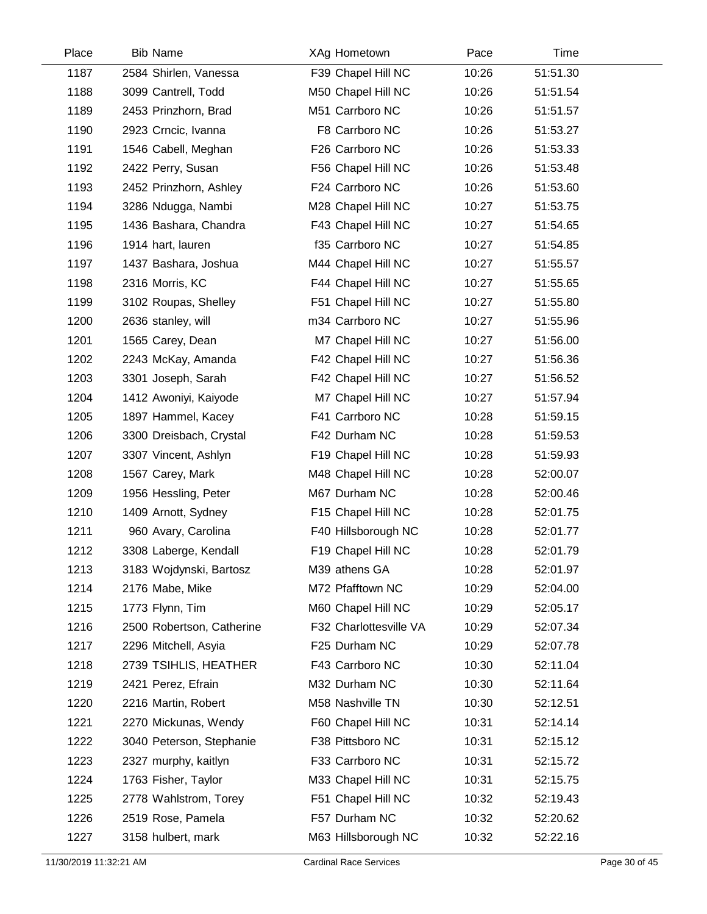| Place | Bib | Name | XAg | Hometown | Pace | Time |
|---|---|---|---|---|---|---|
| 1187 | 2584 | Shirlen, Vanessa | F39 | Chapel Hill NC | 10:26 | 51:51.30 |
| 1188 | 3099 | Cantrell, Todd | M50 | Chapel Hill NC | 10:26 | 51:51.54 |
| 1189 | 2453 | Prinzhorn, Brad | M51 | Carrboro NC | 10:26 | 51:51.57 |
| 1190 | 2923 | Crncic, Ivanna | F8 | Carrboro NC | 10:26 | 51:53.27 |
| 1191 | 1546 | Cabell, Meghan | F26 | Carrboro NC | 10:26 | 51:53.33 |
| 1192 | 2422 | Perry, Susan | F56 | Chapel Hill NC | 10:26 | 51:53.48 |
| 1193 | 2452 | Prinzhorn, Ashley | F24 | Carrboro NC | 10:26 | 51:53.60 |
| 1194 | 3286 | Ndugga, Nambi | M28 | Chapel Hill NC | 10:27 | 51:53.75 |
| 1195 | 1436 | Bashara, Chandra | F43 | Chapel Hill NC | 10:27 | 51:54.65 |
| 1196 | 1914 | hart, lauren | f35 | Carrboro NC | 10:27 | 51:54.85 |
| 1197 | 1437 | Bashara, Joshua | M44 | Chapel Hill NC | 10:27 | 51:55.57 |
| 1198 | 2316 | Morris, KC | F44 | Chapel Hill NC | 10:27 | 51:55.65 |
| 1199 | 3102 | Roupas, Shelley | F51 | Chapel Hill NC | 10:27 | 51:55.80 |
| 1200 | 2636 | stanley, will | m34 | Carrboro NC | 10:27 | 51:55.96 |
| 1201 | 1565 | Carey, Dean | M7 | Chapel Hill NC | 10:27 | 51:56.00 |
| 1202 | 2243 | McKay, Amanda | F42 | Chapel Hill NC | 10:27 | 51:56.36 |
| 1203 | 3301 | Joseph, Sarah | F42 | Chapel Hill NC | 10:27 | 51:56.52 |
| 1204 | 1412 | Awoniyi, Kaiyode | M7 | Chapel Hill NC | 10:27 | 51:57.94 |
| 1205 | 1897 | Hammel, Kacey | F41 | Carrboro NC | 10:28 | 51:59.15 |
| 1206 | 3300 | Dreisbach, Crystal | F42 | Durham NC | 10:28 | 51:59.53 |
| 1207 | 3307 | Vincent, Ashlyn | F19 | Chapel Hill NC | 10:28 | 51:59.93 |
| 1208 | 1567 | Carey, Mark | M48 | Chapel Hill NC | 10:28 | 52:00.07 |
| 1209 | 1956 | Hessling, Peter | M67 | Durham NC | 10:28 | 52:00.46 |
| 1210 | 1409 | Arnott, Sydney | F15 | Chapel Hill NC | 10:28 | 52:01.75 |
| 1211 | 960 | Avary, Carolina | F40 | Hillsborough NC | 10:28 | 52:01.77 |
| 1212 | 3308 | Laberge, Kendall | F19 | Chapel Hill NC | 10:28 | 52:01.79 |
| 1213 | 3183 | Wojdynski, Bartosz | M39 | athens GA | 10:28 | 52:01.97 |
| 1214 | 2176 | Mabe, Mike | M72 | Pfafftown NC | 10:29 | 52:04.00 |
| 1215 | 1773 | Flynn, Tim | M60 | Chapel Hill NC | 10:29 | 52:05.17 |
| 1216 | 2500 | Robertson, Catherine | F32 | Charlottesville VA | 10:29 | 52:07.34 |
| 1217 | 2296 | Mitchell, Asyia | F25 | Durham NC | 10:29 | 52:07.78 |
| 1218 | 2739 | TSIHLIS, HEATHER | F43 | Carrboro NC | 10:30 | 52:11.04 |
| 1219 | 2421 | Perez, Efrain | M32 | Durham NC | 10:30 | 52:11.64 |
| 1220 | 2216 | Martin, Robert | M58 | Nashville TN | 10:30 | 52:12.51 |
| 1221 | 2270 | Mickunas, Wendy | F60 | Chapel Hill NC | 10:31 | 52:14.14 |
| 1222 | 3040 | Peterson, Stephanie | F38 | Pittsboro NC | 10:31 | 52:15.12 |
| 1223 | 2327 | murphy, kaitlyn | F33 | Carrboro NC | 10:31 | 52:15.72 |
| 1224 | 1763 | Fisher, Taylor | M33 | Chapel Hill NC | 10:31 | 52:15.75 |
| 1225 | 2778 | Wahlstrom, Torey | F51 | Chapel Hill NC | 10:32 | 52:19.43 |
| 1226 | 2519 | Rose, Pamela | F57 | Durham NC | 10:32 | 52:20.62 |
| 1227 | 3158 | hulbert, mark | M63 | Hillsborough NC | 10:32 | 52:22.16 |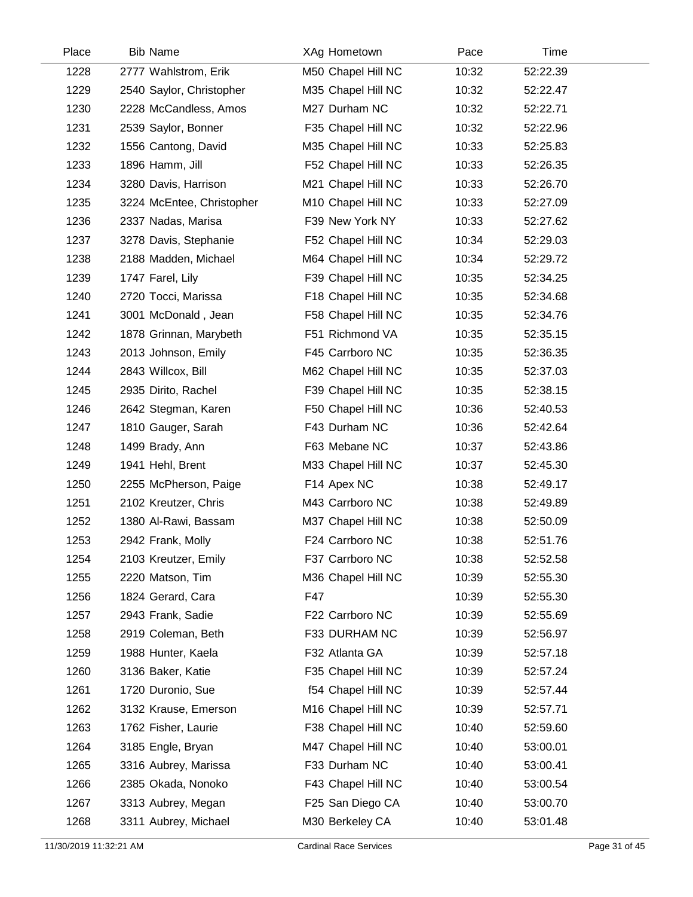| Place | Bib | Name | XAg | Hometown | Pace | Time |
|---|---|---|---|---|---|---|
| 1228 | 2777 | Wahlstrom, Erik | M50 | Chapel Hill NC | 10:32 | 52:22.39 |
| 1229 | 2540 | Saylor, Christopher | M35 | Chapel Hill NC | 10:32 | 52:22.47 |
| 1230 | 2228 | McCandless, Amos | M27 | Durham NC | 10:32 | 52:22.71 |
| 1231 | 2539 | Saylor, Bonner | F35 | Chapel Hill NC | 10:32 | 52:22.96 |
| 1232 | 1556 | Cantong, David | M35 | Chapel Hill NC | 10:33 | 52:25.83 |
| 1233 | 1896 | Hamm, Jill | F52 | Chapel Hill NC | 10:33 | 52:26.35 |
| 1234 | 3280 | Davis, Harrison | M21 | Chapel Hill NC | 10:33 | 52:26.70 |
| 1235 | 3224 | McEntee, Christopher | M10 | Chapel Hill NC | 10:33 | 52:27.09 |
| 1236 | 2337 | Nadas, Marisa | F39 | New York NY | 10:33 | 52:27.62 |
| 1237 | 3278 | Davis, Stephanie | F52 | Chapel Hill NC | 10:34 | 52:29.03 |
| 1238 | 2188 | Madden, Michael | M64 | Chapel Hill NC | 10:34 | 52:29.72 |
| 1239 | 1747 | Farel, Lily | F39 | Chapel Hill NC | 10:35 | 52:34.25 |
| 1240 | 2720 | Tocci, Marissa | F18 | Chapel Hill NC | 10:35 | 52:34.68 |
| 1241 | 3001 | McDonald , Jean | F58 | Chapel Hill NC | 10:35 | 52:34.76 |
| 1242 | 1878 | Grinnan, Marybeth | F51 | Richmond VA | 10:35 | 52:35.15 |
| 1243 | 2013 | Johnson, Emily | F45 | Carrboro NC | 10:35 | 52:36.35 |
| 1244 | 2843 | Willcox, Bill | M62 | Chapel Hill NC | 10:35 | 52:37.03 |
| 1245 | 2935 | Dirito, Rachel | F39 | Chapel Hill NC | 10:35 | 52:38.15 |
| 1246 | 2642 | Stegman, Karen | F50 | Chapel Hill NC | 10:36 | 52:40.53 |
| 1247 | 1810 | Gauger, Sarah | F43 | Durham NC | 10:36 | 52:42.64 |
| 1248 | 1499 | Brady, Ann | F63 | Mebane NC | 10:37 | 52:43.86 |
| 1249 | 1941 | Hehl, Brent | M33 | Chapel Hill NC | 10:37 | 52:45.30 |
| 1250 | 2255 | McPherson, Paige | F14 | Apex NC | 10:38 | 52:49.17 |
| 1251 | 2102 | Kreutzer, Chris | M43 | Carrboro NC | 10:38 | 52:49.89 |
| 1252 | 1380 | Al-Rawi, Bassam | M37 | Chapel Hill NC | 10:38 | 52:50.09 |
| 1253 | 2942 | Frank, Molly | F24 | Carrboro NC | 10:38 | 52:51.76 |
| 1254 | 2103 | Kreutzer, Emily | F37 | Carrboro NC | 10:38 | 52:52.58 |
| 1255 | 2220 | Matson, Tim | M36 | Chapel Hill NC | 10:39 | 52:55.30 |
| 1256 | 1824 | Gerard, Cara | F47 | | 10:39 | 52:55.30 |
| 1257 | 2943 | Frank, Sadie | F22 | Carrboro NC | 10:39 | 52:55.69 |
| 1258 | 2919 | Coleman, Beth | F33 | DURHAM NC | 10:39 | 52:56.97 |
| 1259 | 1988 | Hunter, Kaela | F32 | Atlanta GA | 10:39 | 52:57.18 |
| 1260 | 3136 | Baker, Katie | F35 | Chapel Hill NC | 10:39 | 52:57.24 |
| 1261 | 1720 | Duronio, Sue | f54 | Chapel Hill NC | 10:39 | 52:57.44 |
| 1262 | 3132 | Krause, Emerson | M16 | Chapel Hill NC | 10:39 | 52:57.71 |
| 1263 | 1762 | Fisher, Laurie | F38 | Chapel Hill NC | 10:40 | 52:59.60 |
| 1264 | 3185 | Engle, Bryan | M47 | Chapel Hill NC | 10:40 | 53:00.01 |
| 1265 | 3316 | Aubrey, Marissa | F33 | Durham NC | 10:40 | 53:00.41 |
| 1266 | 2385 | Okada, Nonoko | F43 | Chapel Hill NC | 10:40 | 53:00.54 |
| 1267 | 3313 | Aubrey, Megan | F25 | San Diego CA | 10:40 | 53:00.70 |
| 1268 | 3311 | Aubrey, Michael | M30 | Berkeley CA | 10:40 | 53:01.48 |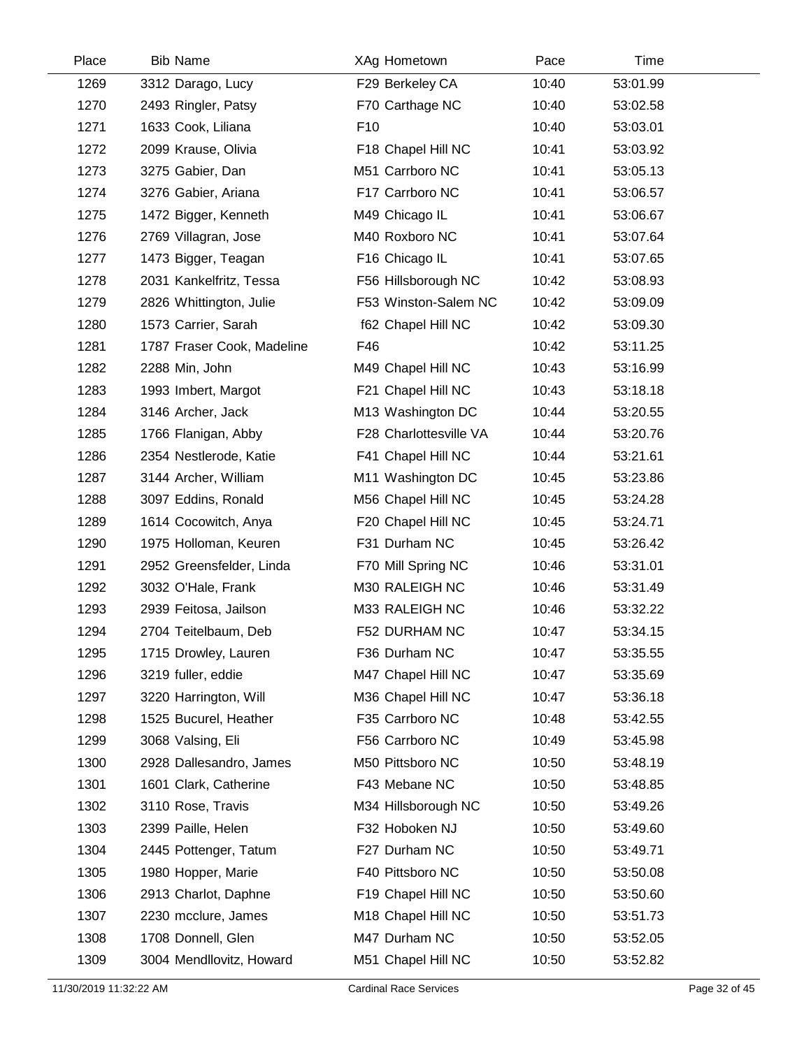| Place | Bib | Name | XAg | Hometown | Pace | Time |
|---|---|---|---|---|---|---|
| 1269 | 3312 | Darago, Lucy | F29 | Berkeley CA | 10:40 | 53:01.99 |
| 1270 | 2493 | Ringler, Patsy | F70 | Carthage NC | 10:40 | 53:02.58 |
| 1271 | 1633 | Cook, Liliana | F10 | | 10:40 | 53:03.01 |
| 1272 | 2099 | Krause, Olivia | F18 | Chapel Hill NC | 10:41 | 53:03.92 |
| 1273 | 3275 | Gabier, Dan | M51 | Carrboro NC | 10:41 | 53:05.13 |
| 1274 | 3276 | Gabier, Ariana | F17 | Carrboro NC | 10:41 | 53:06.57 |
| 1275 | 1472 | Bigger, Kenneth | M49 | Chicago IL | 10:41 | 53:06.67 |
| 1276 | 2769 | Villagran, Jose | M40 | Roxboro NC | 10:41 | 53:07.64 |
| 1277 | 1473 | Bigger, Teagan | F16 | Chicago IL | 10:41 | 53:07.65 |
| 1278 | 2031 | Kankelfritz, Tessa | F56 | Hillsborough NC | 10:42 | 53:08.93 |
| 1279 | 2826 | Whittington, Julie | F53 | Winston-Salem NC | 10:42 | 53:09.09 |
| 1280 | 1573 | Carrier, Sarah | f62 | Chapel Hill NC | 10:42 | 53:09.30 |
| 1281 | 1787 | Fraser Cook, Madeline | F46 | | 10:42 | 53:11.25 |
| 1282 | 2288 | Min, John | M49 | Chapel Hill NC | 10:43 | 53:16.99 |
| 1283 | 1993 | Imbert, Margot | F21 | Chapel Hill NC | 10:43 | 53:18.18 |
| 1284 | 3146 | Archer, Jack | M13 | Washington DC | 10:44 | 53:20.55 |
| 1285 | 1766 | Flanigan, Abby | F28 | Charlottesville VA | 10:44 | 53:20.76 |
| 1286 | 2354 | Nestlerode, Katie | F41 | Chapel Hill NC | 10:44 | 53:21.61 |
| 1287 | 3144 | Archer, William | M11 | Washington DC | 10:45 | 53:23.86 |
| 1288 | 3097 | Eddins, Ronald | M56 | Chapel Hill NC | 10:45 | 53:24.28 |
| 1289 | 1614 | Cocowitch, Anya | F20 | Chapel Hill NC | 10:45 | 53:24.71 |
| 1290 | 1975 | Holloman, Keuren | F31 | Durham NC | 10:45 | 53:26.42 |
| 1291 | 2952 | Greensfelder, Linda | F70 | Mill Spring NC | 10:46 | 53:31.01 |
| 1292 | 3032 | O'Hale, Frank | M30 | RALEIGH NC | 10:46 | 53:31.49 |
| 1293 | 2939 | Feitosa, Jailson | M33 | RALEIGH NC | 10:46 | 53:32.22 |
| 1294 | 2704 | Teitelbaum, Deb | F52 | DURHAM NC | 10:47 | 53:34.15 |
| 1295 | 1715 | Drowley, Lauren | F36 | Durham NC | 10:47 | 53:35.55 |
| 1296 | 3219 | fuller, eddie | M47 | Chapel Hill NC | 10:47 | 53:35.69 |
| 1297 | 3220 | Harrington, Will | M36 | Chapel Hill NC | 10:47 | 53:36.18 |
| 1298 | 1525 | Bucurel, Heather | F35 | Carrboro NC | 10:48 | 53:42.55 |
| 1299 | 3068 | Valsing, Eli | F56 | Carrboro NC | 10:49 | 53:45.98 |
| 1300 | 2928 | Dallesandro, James | M50 | Pittsboro NC | 10:50 | 53:48.19 |
| 1301 | 1601 | Clark, Catherine | F43 | Mebane NC | 10:50 | 53:48.85 |
| 1302 | 3110 | Rose, Travis | M34 | Hillsborough NC | 10:50 | 53:49.26 |
| 1303 | 2399 | Paille, Helen | F32 | Hoboken NJ | 10:50 | 53:49.60 |
| 1304 | 2445 | Pottenger, Tatum | F27 | Durham NC | 10:50 | 53:49.71 |
| 1305 | 1980 | Hopper, Marie | F40 | Pittsboro NC | 10:50 | 53:50.08 |
| 1306 | 2913 | Charlot, Daphne | F19 | Chapel Hill NC | 10:50 | 53:50.60 |
| 1307 | 2230 | mcclure, James | M18 | Chapel Hill NC | 10:50 | 53:51.73 |
| 1308 | 1708 | Donnell, Glen | M47 | Durham NC | 10:50 | 53:52.05 |
| 1309 | 3004 | Mendllovitz, Howard | M51 | Chapel Hill NC | 10:50 | 53:52.82 |

11/30/2019 11:32:22 AM Cardinal Race Services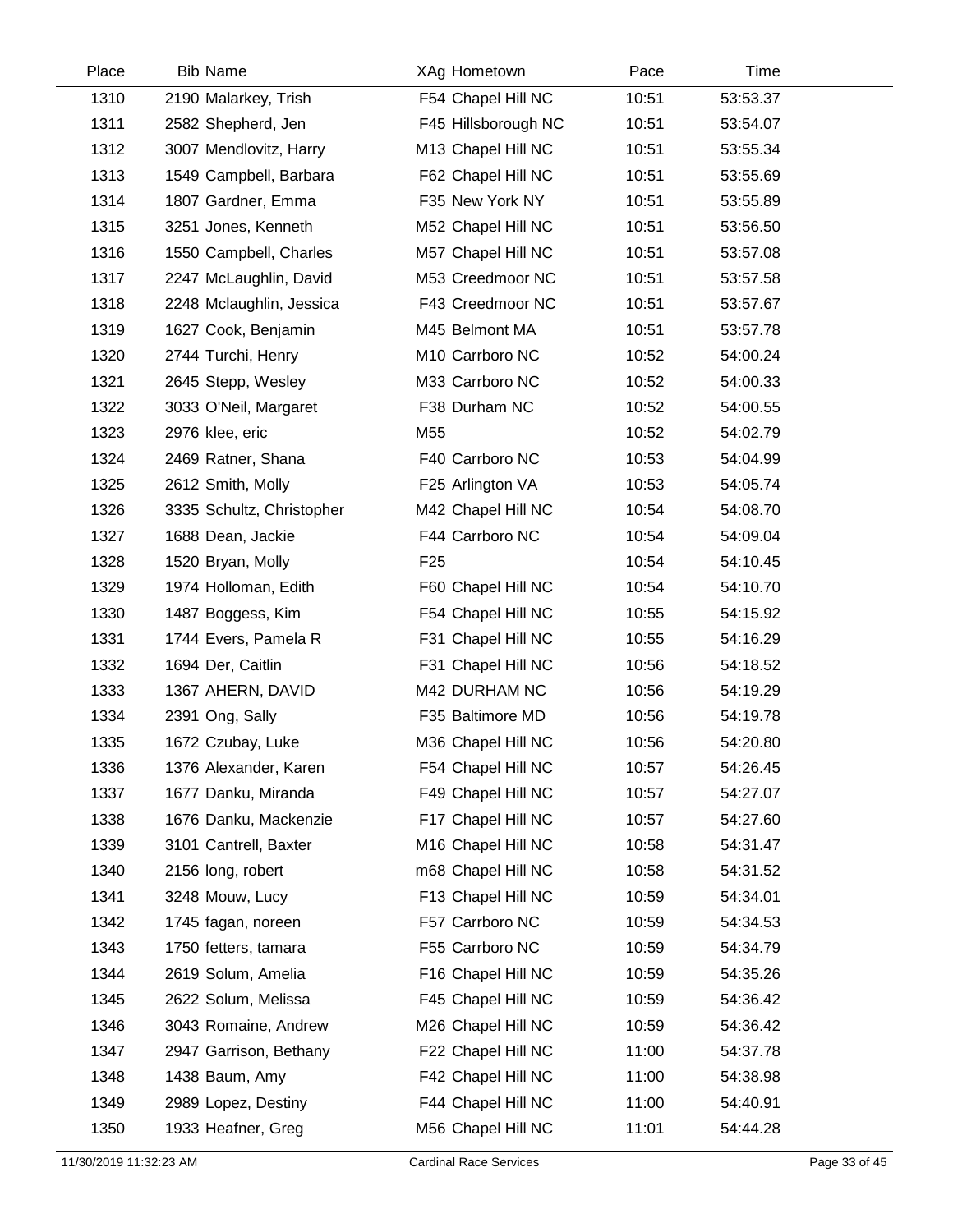| Place | Bib | Name | XAg | Hometown | Pace | Time |
|---|---|---|---|---|---|---|
| 1310 | 2190 | Malarkey, Trish | F54 | Chapel Hill NC | 10:51 | 53:53.37 |
| 1311 | 2582 | Shepherd, Jen | F45 | Hillsborough NC | 10:51 | 53:54.07 |
| 1312 | 3007 | Mendlovitz, Harry | M13 | Chapel Hill NC | 10:51 | 53:55.34 |
| 1313 | 1549 | Campbell, Barbara | F62 | Chapel Hill NC | 10:51 | 53:55.69 |
| 1314 | 1807 | Gardner, Emma | F35 | New York NY | 10:51 | 53:55.89 |
| 1315 | 3251 | Jones, Kenneth | M52 | Chapel Hill NC | 10:51 | 53:56.50 |
| 1316 | 1550 | Campbell, Charles | M57 | Chapel Hill NC | 10:51 | 53:57.08 |
| 1317 | 2247 | McLaughlin, David | M53 | Creedmoor NC | 10:51 | 53:57.58 |
| 1318 | 2248 | Mclaughlin, Jessica | F43 | Creedmoor NC | 10:51 | 53:57.67 |
| 1319 | 1627 | Cook, Benjamin | M45 | Belmont MA | 10:51 | 53:57.78 |
| 1320 | 2744 | Turchi, Henry | M10 | Carrboro NC | 10:52 | 54:00.24 |
| 1321 | 2645 | Stepp, Wesley | M33 | Carrboro NC | 10:52 | 54:00.33 |
| 1322 | 3033 | O'Neil, Margaret | F38 | Durham NC | 10:52 | 54:00.55 |
| 1323 | 2976 | klee, eric | M55 | | 10:52 | 54:02.79 |
| 1324 | 2469 | Ratner, Shana | F40 | Carrboro NC | 10:53 | 54:04.99 |
| 1325 | 2612 | Smith, Molly | F25 | Arlington VA | 10:53 | 54:05.74 |
| 1326 | 3335 | Schultz, Christopher | M42 | Chapel Hill NC | 10:54 | 54:08.70 |
| 1327 | 1688 | Dean, Jackie | F44 | Carrboro NC | 10:54 | 54:09.04 |
| 1328 | 1520 | Bryan, Molly | F25 | | 10:54 | 54:10.45 |
| 1329 | 1974 | Holloman, Edith | F60 | Chapel Hill NC | 10:54 | 54:10.70 |
| 1330 | 1487 | Boggess, Kim | F54 | Chapel Hill NC | 10:55 | 54:15.92 |
| 1331 | 1744 | Evers, Pamela R | F31 | Chapel Hill NC | 10:55 | 54:16.29 |
| 1332 | 1694 | Der, Caitlin | F31 | Chapel Hill NC | 10:56 | 54:18.52 |
| 1333 | 1367 | AHERN, DAVID | M42 | DURHAM NC | 10:56 | 54:19.29 |
| 1334 | 2391 | Ong, Sally | F35 | Baltimore MD | 10:56 | 54:19.78 |
| 1335 | 1672 | Czubay, Luke | M36 | Chapel Hill NC | 10:56 | 54:20.80 |
| 1336 | 1376 | Alexander, Karen | F54 | Chapel Hill NC | 10:57 | 54:26.45 |
| 1337 | 1677 | Danku, Miranda | F49 | Chapel Hill NC | 10:57 | 54:27.07 |
| 1338 | 1676 | Danku, Mackenzie | F17 | Chapel Hill NC | 10:57 | 54:27.60 |
| 1339 | 3101 | Cantrell, Baxter | M16 | Chapel Hill NC | 10:58 | 54:31.47 |
| 1340 | 2156 | long, robert | m68 | Chapel Hill NC | 10:58 | 54:31.52 |
| 1341 | 3248 | Mouw, Lucy | F13 | Chapel Hill NC | 10:59 | 54:34.01 |
| 1342 | 1745 | fagan, noreen | F57 | Carrboro NC | 10:59 | 54:34.53 |
| 1343 | 1750 | fetters, tamara | F55 | Carrboro NC | 10:59 | 54:34.79 |
| 1344 | 2619 | Solum, Amelia | F16 | Chapel Hill NC | 10:59 | 54:35.26 |
| 1345 | 2622 | Solum, Melissa | F45 | Chapel Hill NC | 10:59 | 54:36.42 |
| 1346 | 3043 | Romaine, Andrew | M26 | Chapel Hill NC | 10:59 | 54:36.42 |
| 1347 | 2947 | Garrison, Bethany | F22 | Chapel Hill NC | 11:00 | 54:37.78 |
| 1348 | 1438 | Baum, Amy | F42 | Chapel Hill NC | 11:00 | 54:38.98 |
| 1349 | 2989 | Lopez, Destiny | F44 | Chapel Hill NC | 11:00 | 54:40.91 |
| 1350 | 1933 | Heafner, Greg | M56 | Chapel Hill NC | 11:01 | 54:44.28 |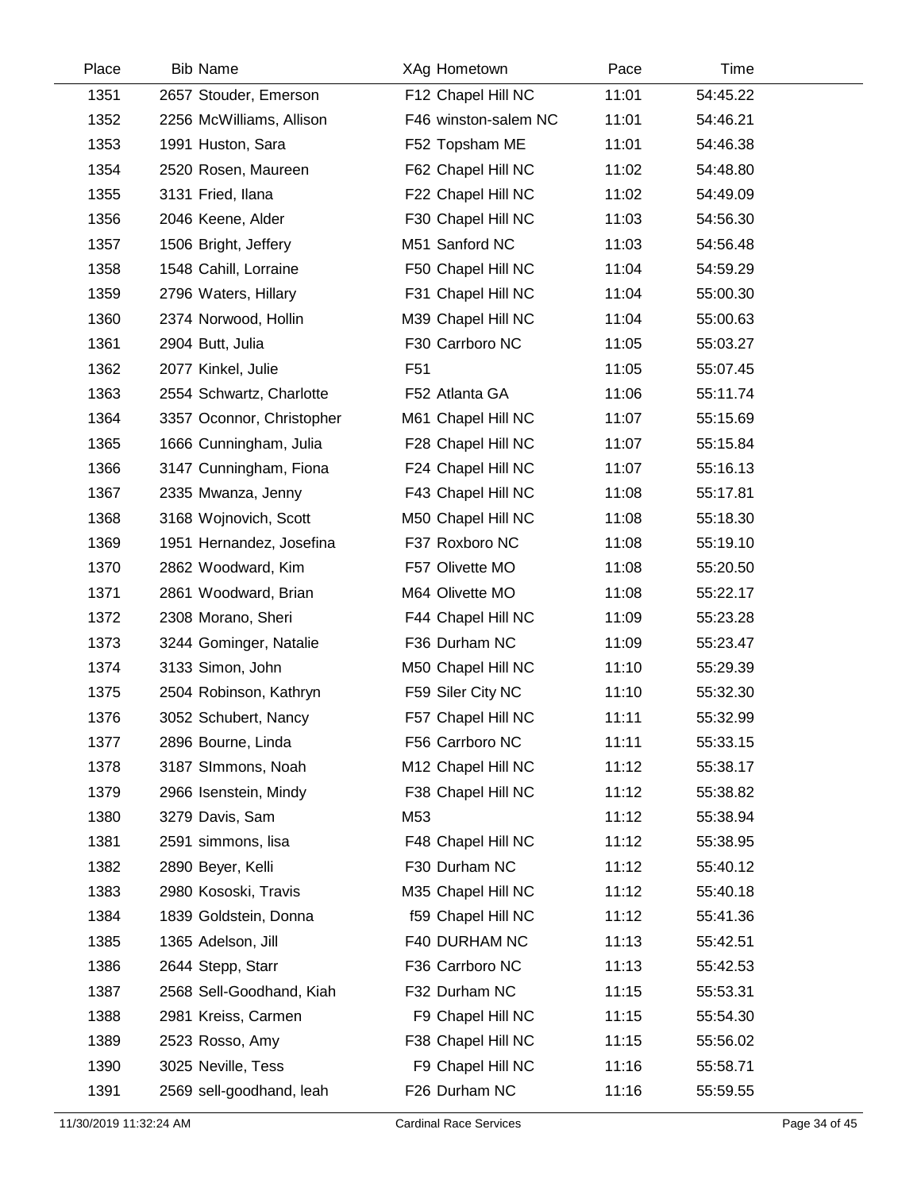| Place | Bib | Name | XAg | Hometown | Pace | Time |
|---|---|---|---|---|---|---|
| 1351 | 2657 | Stouder, Emerson | F12 | Chapel Hill NC | 11:01 | 54:45.22 |
| 1352 | 2256 | McWilliams, Allison | F46 | winston-salem NC | 11:01 | 54:46.21 |
| 1353 | 1991 | Huston, Sara | F52 | Topsham ME | 11:01 | 54:46.38 |
| 1354 | 2520 | Rosen, Maureen | F62 | Chapel Hill NC | 11:02 | 54:48.80 |
| 1355 | 3131 | Fried, Ilana | F22 | Chapel Hill NC | 11:02 | 54:49.09 |
| 1356 | 2046 | Keene, Alder | F30 | Chapel Hill NC | 11:03 | 54:56.30 |
| 1357 | 1506 | Bright, Jeffery | M51 | Sanford NC | 11:03 | 54:56.48 |
| 1358 | 1548 | Cahill, Lorraine | F50 | Chapel Hill NC | 11:04 | 54:59.29 |
| 1359 | 2796 | Waters, Hillary | F31 | Chapel Hill NC | 11:04 | 55:00.30 |
| 1360 | 2374 | Norwood, Hollin | M39 | Chapel Hill NC | 11:04 | 55:00.63 |
| 1361 | 2904 | Butt, Julia | F30 | Carrboro NC | 11:05 | 55:03.27 |
| 1362 | 2077 | Kinkel, Julie | F51 | | 11:05 | 55:07.45 |
| 1363 | 2554 | Schwartz, Charlotte | F52 | Atlanta GA | 11:06 | 55:11.74 |
| 1364 | 3357 | Oconnor, Christopher | M61 | Chapel Hill NC | 11:07 | 55:15.69 |
| 1365 | 1666 | Cunningham, Julia | F28 | Chapel Hill NC | 11:07 | 55:15.84 |
| 1366 | 3147 | Cunningham, Fiona | F24 | Chapel Hill NC | 11:07 | 55:16.13 |
| 1367 | 2335 | Mwanza, Jenny | F43 | Chapel Hill NC | 11:08 | 55:17.81 |
| 1368 | 3168 | Wojnovich, Scott | M50 | Chapel Hill NC | 11:08 | 55:18.30 |
| 1369 | 1951 | Hernandez, Josefina | F37 | Roxboro NC | 11:08 | 55:19.10 |
| 1370 | 2862 | Woodward, Kim | F57 | Olivette MO | 11:08 | 55:20.50 |
| 1371 | 2861 | Woodward, Brian | M64 | Olivette MO | 11:08 | 55:22.17 |
| 1372 | 2308 | Morano, Sheri | F44 | Chapel Hill NC | 11:09 | 55:23.28 |
| 1373 | 3244 | Gominger, Natalie | F36 | Durham NC | 11:09 | 55:23.47 |
| 1374 | 3133 | Simon, John | M50 | Chapel Hill NC | 11:10 | 55:29.39 |
| 1375 | 2504 | Robinson, Kathryn | F59 | Siler City NC | 11:10 | 55:32.30 |
| 1376 | 3052 | Schubert, Nancy | F57 | Chapel Hill NC | 11:11 | 55:32.99 |
| 1377 | 2896 | Bourne, Linda | F56 | Carrboro NC | 11:11 | 55:33.15 |
| 1378 | 3187 | SImmons, Noah | M12 | Chapel Hill NC | 11:12 | 55:38.17 |
| 1379 | 2966 | Isenstein, Mindy | F38 | Chapel Hill NC | 11:12 | 55:38.82 |
| 1380 | 3279 | Davis, Sam | M53 | | 11:12 | 55:38.94 |
| 1381 | 2591 | simmons, lisa | F48 | Chapel Hill NC | 11:12 | 55:38.95 |
| 1382 | 2890 | Beyer, Kelli | F30 | Durham NC | 11:12 | 55:40.12 |
| 1383 | 2980 | Kososki, Travis | M35 | Chapel Hill NC | 11:12 | 55:40.18 |
| 1384 | 1839 | Goldstein, Donna | f59 | Chapel Hill NC | 11:12 | 55:41.36 |
| 1385 | 1365 | Adelson, Jill | F40 | DURHAM NC | 11:13 | 55:42.51 |
| 1386 | 2644 | Stepp, Starr | F36 | Carrboro NC | 11:13 | 55:42.53 |
| 1387 | 2568 | Sell-Goodhand, Kiah | F32 | Durham NC | 11:15 | 55:53.31 |
| 1388 | 2981 | Kreiss, Carmen | F9 | Chapel Hill NC | 11:15 | 55:54.30 |
| 1389 | 2523 | Rosso, Amy | F38 | Chapel Hill NC | 11:15 | 55:56.02 |
| 1390 | 3025 | Neville, Tess | F9 | Chapel Hill NC | 11:16 | 55:58.71 |
| 1391 | 2569 | sell-goodhand, leah | F26 | Durham NC | 11:16 | 55:59.55 |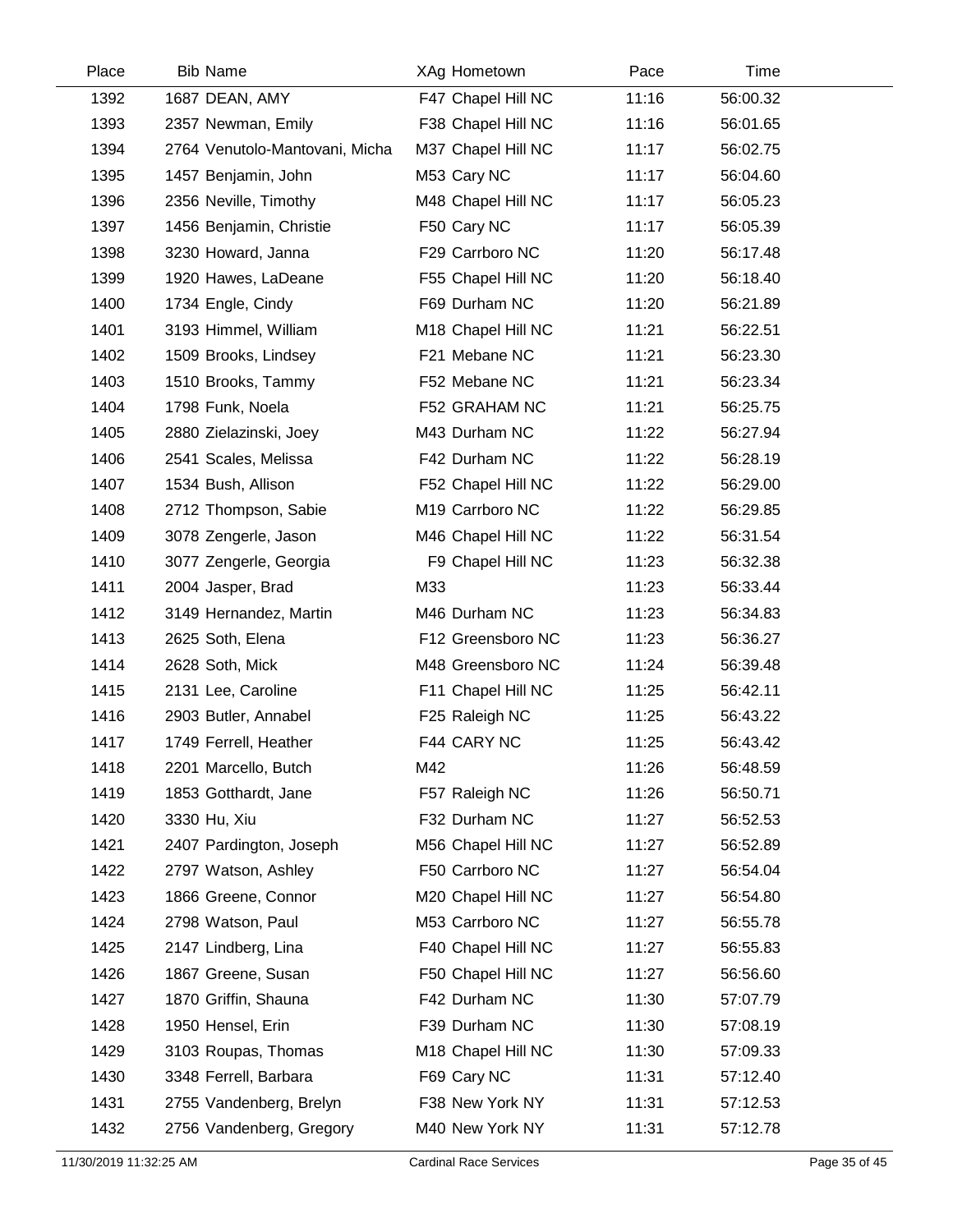| Place | Bib | Name | XAg | Hometown | Pace | Time |
|---|---|---|---|---|---|---|
| 1392 | 1687 | DEAN, AMY | F47 | Chapel Hill NC | 11:16 | 56:00.32 |
| 1393 | 2357 | Newman, Emily | F38 | Chapel Hill NC | 11:16 | 56:01.65 |
| 1394 | 2764 | Venutolo-Mantovani, Micha | M37 | Chapel Hill NC | 11:17 | 56:02.75 |
| 1395 | 1457 | Benjamin, John | M53 | Cary NC | 11:17 | 56:04.60 |
| 1396 | 2356 | Neville, Timothy | M48 | Chapel Hill NC | 11:17 | 56:05.23 |
| 1397 | 1456 | Benjamin, Christie | F50 | Cary NC | 11:17 | 56:05.39 |
| 1398 | 3230 | Howard, Janna | F29 | Carrboro NC | 11:20 | 56:17.48 |
| 1399 | 1920 | Hawes, LaDeane | F55 | Chapel Hill NC | 11:20 | 56:18.40 |
| 1400 | 1734 | Engle, Cindy | F69 | Durham NC | 11:20 | 56:21.89 |
| 1401 | 3193 | Himmel, William | M18 | Chapel Hill NC | 11:21 | 56:22.51 |
| 1402 | 1509 | Brooks, Lindsey | F21 | Mebane NC | 11:21 | 56:23.30 |
| 1403 | 1510 | Brooks, Tammy | F52 | Mebane NC | 11:21 | 56:23.34 |
| 1404 | 1798 | Funk, Noela | F52 | GRAHAM NC | 11:21 | 56:25.75 |
| 1405 | 2880 | Zielazinski, Joey | M43 | Durham NC | 11:22 | 56:27.94 |
| 1406 | 2541 | Scales, Melissa | F42 | Durham NC | 11:22 | 56:28.19 |
| 1407 | 1534 | Bush, Allison | F52 | Chapel Hill NC | 11:22 | 56:29.00 |
| 1408 | 2712 | Thompson, Sabie | M19 | Carrboro NC | 11:22 | 56:29.85 |
| 1409 | 3078 | Zengerle, Jason | M46 | Chapel Hill NC | 11:22 | 56:31.54 |
| 1410 | 3077 | Zengerle, Georgia | F9 | Chapel Hill NC | 11:23 | 56:32.38 |
| 1411 | 2004 | Jasper, Brad | M33 | | 11:23 | 56:33.44 |
| 1412 | 3149 | Hernandez, Martin | M46 | Durham NC | 11:23 | 56:34.83 |
| 1413 | 2625 | Soth, Elena | F12 | Greensboro NC | 11:23 | 56:36.27 |
| 1414 | 2628 | Soth, Mick | M48 | Greensboro NC | 11:24 | 56:39.48 |
| 1415 | 2131 | Lee, Caroline | F11 | Chapel Hill NC | 11:25 | 56:42.11 |
| 1416 | 2903 | Butler, Annabel | F25 | Raleigh NC | 11:25 | 56:43.22 |
| 1417 | 1749 | Ferrell, Heather | F44 | CARY NC | 11:25 | 56:43.42 |
| 1418 | 2201 | Marcello, Butch | M42 | | 11:26 | 56:48.59 |
| 1419 | 1853 | Gotthardt, Jane | F57 | Raleigh NC | 11:26 | 56:50.71 |
| 1420 | 3330 | Hu, Xiu | F32 | Durham NC | 11:27 | 56:52.53 |
| 1421 | 2407 | Pardington, Joseph | M56 | Chapel Hill NC | 11:27 | 56:52.89 |
| 1422 | 2797 | Watson, Ashley | F50 | Carrboro NC | 11:27 | 56:54.04 |
| 1423 | 1866 | Greene, Connor | M20 | Chapel Hill NC | 11:27 | 56:54.80 |
| 1424 | 2798 | Watson, Paul | M53 | Carrboro NC | 11:27 | 56:55.78 |
| 1425 | 2147 | Lindberg, Lina | F40 | Chapel Hill NC | 11:27 | 56:55.83 |
| 1426 | 1867 | Greene, Susan | F50 | Chapel Hill NC | 11:27 | 56:56.60 |
| 1427 | 1870 | Griffin, Shauna | F42 | Durham NC | 11:30 | 57:07.79 |
| 1428 | 1950 | Hensel, Erin | F39 | Durham NC | 11:30 | 57:08.19 |
| 1429 | 3103 | Roupas, Thomas | M18 | Chapel Hill NC | 11:30 | 57:09.33 |
| 1430 | 3348 | Ferrell, Barbara | F69 | Cary NC | 11:31 | 57:12.40 |
| 1431 | 2755 | Vandenberg, Brelyn | F38 | New York NY | 11:31 | 57:12.53 |
| 1432 | 2756 | Vandenberg, Gregory | M40 | New York NY | 11:31 | 57:12.78 |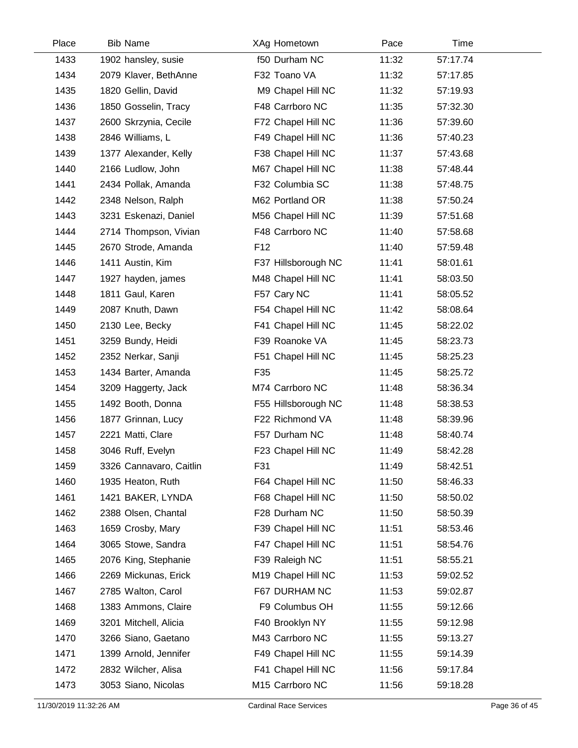| Place | Bib | Name | XAg | Hometown | Pace | Time |
|---|---|---|---|---|---|---|
| 1433 | 1902 | hansley, susie | f50 | Durham NC | 11:32 | 57:17.74 |
| 1434 | 2079 | Klaver, BethAnne | F32 | Toano VA | 11:32 | 57:17.85 |
| 1435 | 1820 | Gellin, David | M9 | Chapel Hill NC | 11:32 | 57:19.93 |
| 1436 | 1850 | Gosselin, Tracy | F48 | Carrboro NC | 11:35 | 57:32.30 |
| 1437 | 2600 | Skrzynia, Cecile | F72 | Chapel Hill NC | 11:36 | 57:39.60 |
| 1438 | 2846 | Williams, L | F49 | Chapel Hill NC | 11:36 | 57:40.23 |
| 1439 | 1377 | Alexander, Kelly | F38 | Chapel Hill NC | 11:37 | 57:43.68 |
| 1440 | 2166 | Ludlow, John | M67 | Chapel Hill NC | 11:38 | 57:48.44 |
| 1441 | 2434 | Pollak, Amanda | F32 | Columbia SC | 11:38 | 57:48.75 |
| 1442 | 2348 | Nelson, Ralph | M62 | Portland OR | 11:38 | 57:50.24 |
| 1443 | 3231 | Eskenazi, Daniel | M56 | Chapel Hill NC | 11:39 | 57:51.68 |
| 1444 | 2714 | Thompson, Vivian | F48 | Carrboro NC | 11:40 | 57:58.68 |
| 1445 | 2670 | Strode, Amanda | F12 | | 11:40 | 57:59.48 |
| 1446 | 1411 | Austin, Kim | F37 | Hillsborough NC | 11:41 | 58:01.61 |
| 1447 | 1927 | hayden, james | M48 | Chapel Hill NC | 11:41 | 58:03.50 |
| 1448 | 1811 | Gaul, Karen | F57 | Cary NC | 11:41 | 58:05.52 |
| 1449 | 2087 | Knuth, Dawn | F54 | Chapel Hill NC | 11:42 | 58:08.64 |
| 1450 | 2130 | Lee, Becky | F41 | Chapel Hill NC | 11:45 | 58:22.02 |
| 1451 | 3259 | Bundy, Heidi | F39 | Roanoke VA | 11:45 | 58:23.73 |
| 1452 | 2352 | Nerkar, Sanji | F51 | Chapel Hill NC | 11:45 | 58:25.23 |
| 1453 | 1434 | Barter, Amanda | F35 | | 11:45 | 58:25.72 |
| 1454 | 3209 | Haggerty, Jack | M74 | Carrboro NC | 11:48 | 58:36.34 |
| 1455 | 1492 | Booth, Donna | F55 | Hillsborough NC | 11:48 | 58:38.53 |
| 1456 | 1877 | Grinnan, Lucy | F22 | Richmond VA | 11:48 | 58:39.96 |
| 1457 | 2221 | Matti, Clare | F57 | Durham NC | 11:48 | 58:40.74 |
| 1458 | 3046 | Ruff, Evelyn | F23 | Chapel Hill NC | 11:49 | 58:42.28 |
| 1459 | 3326 | Cannavaro, Caitlin | F31 | | 11:49 | 58:42.51 |
| 1460 | 1935 | Heaton, Ruth | F64 | Chapel Hill NC | 11:50 | 58:46.33 |
| 1461 | 1421 | BAKER, LYNDA | F68 | Chapel Hill NC | 11:50 | 58:50.02 |
| 1462 | 2388 | Olsen, Chantal | F28 | Durham NC | 11:50 | 58:50.39 |
| 1463 | 1659 | Crosby, Mary | F39 | Chapel Hill NC | 11:51 | 58:53.46 |
| 1464 | 3065 | Stowe, Sandra | F47 | Chapel Hill NC | 11:51 | 58:54.76 |
| 1465 | 2076 | King, Stephanie | F39 | Raleigh NC | 11:51 | 58:55.21 |
| 1466 | 2269 | Mickunas, Erick | M19 | Chapel Hill NC | 11:53 | 59:02.52 |
| 1467 | 2785 | Walton, Carol | F67 | DURHAM NC | 11:53 | 59:02.87 |
| 1468 | 1383 | Ammons, Claire | F9 | Columbus OH | 11:55 | 59:12.66 |
| 1469 | 3201 | Mitchell, Alicia | F40 | Brooklyn NY | 11:55 | 59:12.98 |
| 1470 | 3266 | Siano, Gaetano | M43 | Carrboro NC | 11:55 | 59:13.27 |
| 1471 | 1399 | Arnold, Jennifer | F49 | Chapel Hill NC | 11:55 | 59:14.39 |
| 1472 | 2832 | Wilcher, Alisa | F41 | Chapel Hill NC | 11:56 | 59:17.84 |
| 1473 | 3053 | Siano, Nicolas | M15 | Carrboro NC | 11:56 | 59:18.28 |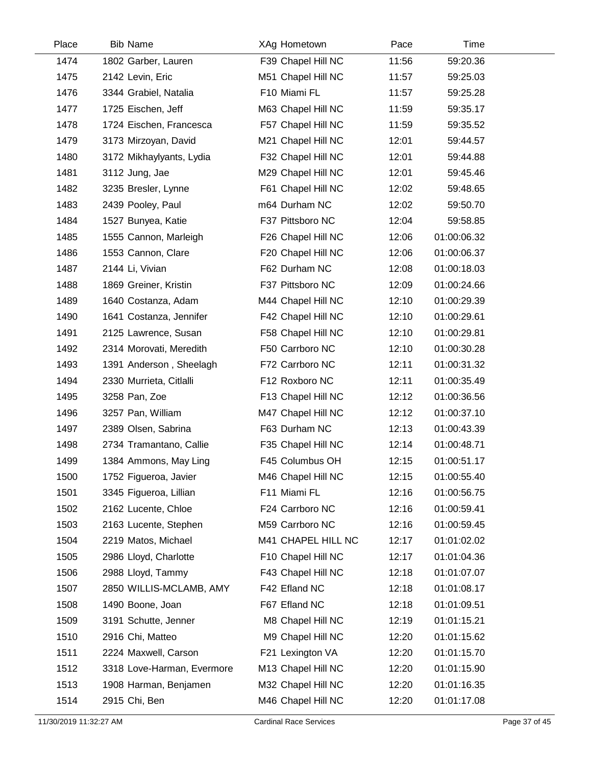| Place | Bib | Name | XAg | Hometown | Pace | Time |
|---|---|---|---|---|---|---|
| 1474 | 1802 | Garber, Lauren | F39 | Chapel Hill NC | 11:56 | 59:20.36 |
| 1475 | 2142 | Levin, Eric | M51 | Chapel Hill NC | 11:57 | 59:25.03 |
| 1476 | 3344 | Grabiel, Natalia | F10 | Miami FL | 11:57 | 59:25.28 |
| 1477 | 1725 | Eischen, Jeff | M63 | Chapel Hill NC | 11:59 | 59:35.17 |
| 1478 | 1724 | Eischen, Francesca | F57 | Chapel Hill NC | 11:59 | 59:35.52 |
| 1479 | 3173 | Mirzoyan, David | M21 | Chapel Hill NC | 12:01 | 59:44.57 |
| 1480 | 3172 | Mikhaylyants, Lydia | F32 | Chapel Hill NC | 12:01 | 59:44.88 |
| 1481 | 3112 | Jung, Jae | M29 | Chapel Hill NC | 12:01 | 59:45.46 |
| 1482 | 3235 | Bresler, Lynne | F61 | Chapel Hill NC | 12:02 | 59:48.65 |
| 1483 | 2439 | Pooley, Paul | m64 | Durham NC | 12:02 | 59:50.70 |
| 1484 | 1527 | Bunyea, Katie | F37 | Pittsboro NC | 12:04 | 59:58.85 |
| 1485 | 1555 | Cannon, Marleigh | F26 | Chapel Hill NC | 12:06 | 01:00:06.32 |
| 1486 | 1553 | Cannon, Clare | F20 | Chapel Hill NC | 12:06 | 01:00:06.37 |
| 1487 | 2144 | Li, Vivian | F62 | Durham NC | 12:08 | 01:00:18.03 |
| 1488 | 1869 | Greiner, Kristin | F37 | Pittsboro NC | 12:09 | 01:00:24.66 |
| 1489 | 1640 | Costanza, Adam | M44 | Chapel Hill NC | 12:10 | 01:00:29.39 |
| 1490 | 1641 | Costanza, Jennifer | F42 | Chapel Hill NC | 12:10 | 01:00:29.61 |
| 1491 | 2125 | Lawrence, Susan | F58 | Chapel Hill NC | 12:10 | 01:00:29.81 |
| 1492 | 2314 | Morovati, Meredith | F50 | Carrboro NC | 12:10 | 01:00:30.28 |
| 1493 | 1391 | Anderson , Sheelagh | F72 | Carrboro NC | 12:11 | 01:00:31.32 |
| 1494 | 2330 | Murrieta, Citlalli | F12 | Roxboro NC | 12:11 | 01:00:35.49 |
| 1495 | 3258 | Pan, Zoe | F13 | Chapel Hill NC | 12:12 | 01:00:36.56 |
| 1496 | 3257 | Pan, William | M47 | Chapel Hill NC | 12:12 | 01:00:37.10 |
| 1497 | 2389 | Olsen, Sabrina | F63 | Durham NC | 12:13 | 01:00:43.39 |
| 1498 | 2734 | Tramantano, Callie | F35 | Chapel Hill NC | 12:14 | 01:00:48.71 |
| 1499 | 1384 | Ammons, May Ling | F45 | Columbus OH | 12:15 | 01:00:51.17 |
| 1500 | 1752 | Figueroa, Javier | M46 | Chapel Hill NC | 12:15 | 01:00:55.40 |
| 1501 | 3345 | Figueroa, Lillian | F11 | Miami FL | 12:16 | 01:00:56.75 |
| 1502 | 2162 | Lucente, Chloe | F24 | Carrboro NC | 12:16 | 01:00:59.41 |
| 1503 | 2163 | Lucente, Stephen | M59 | Carrboro NC | 12:16 | 01:00:59.45 |
| 1504 | 2219 | Matos, Michael | M41 | CHAPEL HILL NC | 12:17 | 01:01:02.02 |
| 1505 | 2986 | Lloyd, Charlotte | F10 | Chapel Hill NC | 12:17 | 01:01:04.36 |
| 1506 | 2988 | Lloyd, Tammy | F43 | Chapel Hill NC | 12:18 | 01:01:07.07 |
| 1507 | 2850 | WILLIS-MCLAMB, AMY | F42 | Efland NC | 12:18 | 01:01:08.17 |
| 1508 | 1490 | Boone, Joan | F67 | Efland NC | 12:18 | 01:01:09.51 |
| 1509 | 3191 | Schutte, Jenner | M8 | Chapel Hill NC | 12:19 | 01:01:15.21 |
| 1510 | 2916 | Chi, Matteo | M9 | Chapel Hill NC | 12:20 | 01:01:15.62 |
| 1511 | 2224 | Maxwell, Carson | F21 | Lexington VA | 12:20 | 01:01:15.70 |
| 1512 | 3318 | Love-Harman, Evermore | M13 | Chapel Hill NC | 12:20 | 01:01:15.90 |
| 1513 | 1908 | Harman, Benjamen | M32 | Chapel Hill NC | 12:20 | 01:01:16.35 |
| 1514 | 2915 | Chi, Ben | M46 | Chapel Hill NC | 12:20 | 01:01:17.08 |

11/30/2019 11:32:27 AM Cardinal Race Services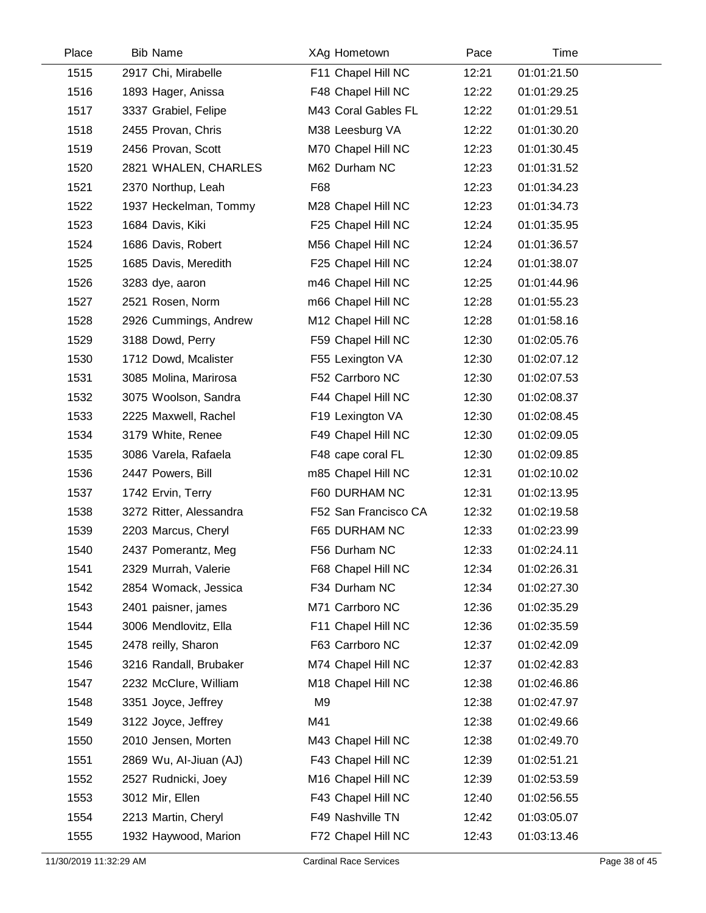| Place | Bib | Name | XAg | Hometown | Pace | Time |
|---|---|---|---|---|---|---|
| 1515 | 2917 | Chi, Mirabelle | F11 | Chapel Hill NC | 12:21 | 01:01:21.50 |
| 1516 | 1893 | Hager, Anissa | F48 | Chapel Hill NC | 12:22 | 01:01:29.25 |
| 1517 | 3337 | Grabiel, Felipe | M43 | Coral Gables FL | 12:22 | 01:01:29.51 |
| 1518 | 2455 | Provan, Chris | M38 | Leesburg VA | 12:22 | 01:01:30.20 |
| 1519 | 2456 | Provan, Scott | M70 | Chapel Hill NC | 12:23 | 01:01:30.45 |
| 1520 | 2821 | WHALEN, CHARLES | M62 | Durham NC | 12:23 | 01:01:31.52 |
| 1521 | 2370 | Northup, Leah | F68 | | 12:23 | 01:01:34.23 |
| 1522 | 1937 | Heckelman, Tommy | M28 | Chapel Hill NC | 12:23 | 01:01:34.73 |
| 1523 | 1684 | Davis, Kiki | F25 | Chapel Hill NC | 12:24 | 01:01:35.95 |
| 1524 | 1686 | Davis, Robert | M56 | Chapel Hill NC | 12:24 | 01:01:36.57 |
| 1525 | 1685 | Davis, Meredith | F25 | Chapel Hill NC | 12:24 | 01:01:38.07 |
| 1526 | 3283 | dye, aaron | m46 | Chapel Hill NC | 12:25 | 01:01:44.96 |
| 1527 | 2521 | Rosen, Norm | m66 | Chapel Hill NC | 12:28 | 01:01:55.23 |
| 1528 | 2926 | Cummings, Andrew | M12 | Chapel Hill NC | 12:28 | 01:01:58.16 |
| 1529 | 3188 | Dowd, Perry | F59 | Chapel Hill NC | 12:30 | 01:02:05.76 |
| 1530 | 1712 | Dowd, Mcalister | F55 | Lexington VA | 12:30 | 01:02:07.12 |
| 1531 | 3085 | Molina, Marirosa | F52 | Carrboro NC | 12:30 | 01:02:07.53 |
| 1532 | 3075 | Woolson, Sandra | F44 | Chapel Hill NC | 12:30 | 01:02:08.37 |
| 1533 | 2225 | Maxwell, Rachel | F19 | Lexington VA | 12:30 | 01:02:08.45 |
| 1534 | 3179 | White, Renee | F49 | Chapel Hill NC | 12:30 | 01:02:09.05 |
| 1535 | 3086 | Varela, Rafaela | F48 | cape coral FL | 12:30 | 01:02:09.85 |
| 1536 | 2447 | Powers, Bill | m85 | Chapel Hill NC | 12:31 | 01:02:10.02 |
| 1537 | 1742 | Ervin, Terry | F60 | DURHAM NC | 12:31 | 01:02:13.95 |
| 1538 | 3272 | Ritter, Alessandra | F52 | San Francisco CA | 12:32 | 01:02:19.58 |
| 1539 | 2203 | Marcus, Cheryl | F65 | DURHAM NC | 12:33 | 01:02:23.99 |
| 1540 | 2437 | Pomerantz, Meg | F56 | Durham NC | 12:33 | 01:02:24.11 |
| 1541 | 2329 | Murrah, Valerie | F68 | Chapel Hill NC | 12:34 | 01:02:26.31 |
| 1542 | 2854 | Womack, Jessica | F34 | Durham NC | 12:34 | 01:02:27.30 |
| 1543 | 2401 | paisner, james | M71 | Carrboro NC | 12:36 | 01:02:35.29 |
| 1544 | 3006 | Mendlovitz, Ella | F11 | Chapel Hill NC | 12:36 | 01:02:35.59 |
| 1545 | 2478 | reilly, Sharon | F63 | Carrboro NC | 12:37 | 01:02:42.09 |
| 1546 | 3216 | Randall, Brubaker | M74 | Chapel Hill NC | 12:37 | 01:02:42.83 |
| 1547 | 2232 | McClure, William | M18 | Chapel Hill NC | 12:38 | 01:02:46.86 |
| 1548 | 3351 | Joyce, Jeffrey | M9 | | 12:38 | 01:02:47.97 |
| 1549 | 3122 | Joyce, Jeffrey | M41 | | 12:38 | 01:02:49.66 |
| 1550 | 2010 | Jensen, Morten | M43 | Chapel Hill NC | 12:38 | 01:02:49.70 |
| 1551 | 2869 | Wu, AI-Jiuan (AJ) | F43 | Chapel Hill NC | 12:39 | 01:02:51.21 |
| 1552 | 2527 | Rudnicki, Joey | M16 | Chapel Hill NC | 12:39 | 01:02:53.59 |
| 1553 | 3012 | Mir, Ellen | F43 | Chapel Hill NC | 12:40 | 01:02:56.55 |
| 1554 | 2213 | Martin, Cheryl | F49 | Nashville TN | 12:42 | 01:03:05.07 |
| 1555 | 1932 | Haywood, Marion | F72 | Chapel Hill NC | 12:43 | 01:03:13.46 |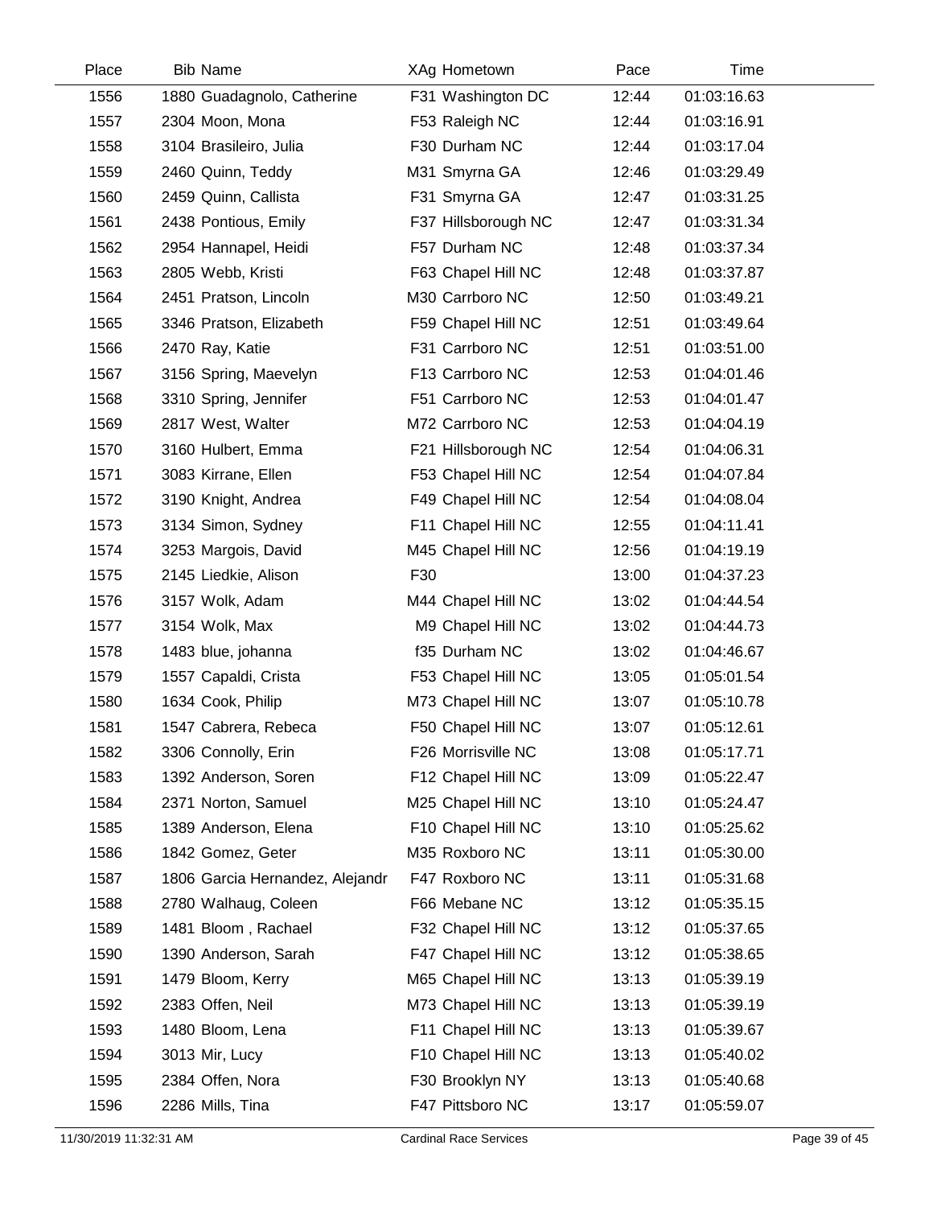| Place | Bib | Name | XAg | Hometown | Pace | Time |
|---|---|---|---|---|---|---|
| 1556 | 1880 | Guadagnolo, Catherine | F31 | Washington DC | 12:44 | 01:03:16.63 |
| 1557 | 2304 | Moon, Mona | F53 | Raleigh NC | 12:44 | 01:03:16.91 |
| 1558 | 3104 | Brasileiro, Julia | F30 | Durham NC | 12:44 | 01:03:17.04 |
| 1559 | 2460 | Quinn, Teddy | M31 | Smyrna GA | 12:46 | 01:03:29.49 |
| 1560 | 2459 | Quinn, Callista | F31 | Smyrna GA | 12:47 | 01:03:31.25 |
| 1561 | 2438 | Pontious, Emily | F37 | Hillsborough NC | 12:47 | 01:03:31.34 |
| 1562 | 2954 | Hannapel, Heidi | F57 | Durham NC | 12:48 | 01:03:37.34 |
| 1563 | 2805 | Webb, Kristi | F63 | Chapel Hill NC | 12:48 | 01:03:37.87 |
| 1564 | 2451 | Pratson, Lincoln | M30 | Carrboro NC | 12:50 | 01:03:49.21 |
| 1565 | 3346 | Pratson, Elizabeth | F59 | Chapel Hill NC | 12:51 | 01:03:49.64 |
| 1566 | 2470 | Ray, Katie | F31 | Carrboro NC | 12:51 | 01:03:51.00 |
| 1567 | 3156 | Spring, Maevelyn | F13 | Carrboro NC | 12:53 | 01:04:01.46 |
| 1568 | 3310 | Spring, Jennifer | F51 | Carrboro NC | 12:53 | 01:04:01.47 |
| 1569 | 2817 | West, Walter | M72 | Carrboro NC | 12:53 | 01:04:04.19 |
| 1570 | 3160 | Hulbert, Emma | F21 | Hillsborough NC | 12:54 | 01:04:06.31 |
| 1571 | 3083 | Kirrane, Ellen | F53 | Chapel Hill NC | 12:54 | 01:04:07.84 |
| 1572 | 3190 | Knight, Andrea | F49 | Chapel Hill NC | 12:54 | 01:04:08.04 |
| 1573 | 3134 | Simon, Sydney | F11 | Chapel Hill NC | 12:55 | 01:04:11.41 |
| 1574 | 3253 | Margois, David | M45 | Chapel Hill NC | 12:56 | 01:04:19.19 |
| 1575 | 2145 | Liedkie, Alison | F30 | | 13:00 | 01:04:37.23 |
| 1576 | 3157 | Wolk, Adam | M44 | Chapel Hill NC | 13:02 | 01:04:44.54 |
| 1577 | 3154 | Wolk, Max | M9 | Chapel Hill NC | 13:02 | 01:04:44.73 |
| 1578 | 1483 | blue, johanna | f35 | Durham NC | 13:02 | 01:04:46.67 |
| 1579 | 1557 | Capaldi, Crista | F53 | Chapel Hill NC | 13:05 | 01:05:01.54 |
| 1580 | 1634 | Cook, Philip | M73 | Chapel Hill NC | 13:07 | 01:05:10.78 |
| 1581 | 1547 | Cabrera, Rebeca | F50 | Chapel Hill NC | 13:07 | 01:05:12.61 |
| 1582 | 3306 | Connolly, Erin | F26 | Morrisville NC | 13:08 | 01:05:17.71 |
| 1583 | 1392 | Anderson, Soren | F12 | Chapel Hill NC | 13:09 | 01:05:22.47 |
| 1584 | 2371 | Norton, Samuel | M25 | Chapel Hill NC | 13:10 | 01:05:24.47 |
| 1585 | 1389 | Anderson, Elena | F10 | Chapel Hill NC | 13:10 | 01:05:25.62 |
| 1586 | 1842 | Gomez, Geter | M35 | Roxboro NC | 13:11 | 01:05:30.00 |
| 1587 | 1806 | Garcia Hernandez, Alejandr | F47 | Roxboro NC | 13:11 | 01:05:31.68 |
| 1588 | 2780 | Walhaug, Coleen | F66 | Mebane NC | 13:12 | 01:05:35.15 |
| 1589 | 1481 | Bloom , Rachael | F32 | Chapel Hill NC | 13:12 | 01:05:37.65 |
| 1590 | 1390 | Anderson, Sarah | F47 | Chapel Hill NC | 13:12 | 01:05:38.65 |
| 1591 | 1479 | Bloom, Kerry | M65 | Chapel Hill NC | 13:13 | 01:05:39.19 |
| 1592 | 2383 | Offen, Neil | M73 | Chapel Hill NC | 13:13 | 01:05:39.19 |
| 1593 | 1480 | Bloom, Lena | F11 | Chapel Hill NC | 13:13 | 01:05:39.67 |
| 1594 | 3013 | Mir, Lucy | F10 | Chapel Hill NC | 13:13 | 01:05:40.02 |
| 1595 | 2384 | Offen, Nora | F30 | Brooklyn NY | 13:13 | 01:05:40.68 |
| 1596 | 2286 | Mills, Tina | F47 | Pittsboro NC | 13:17 | 01:05:59.07 |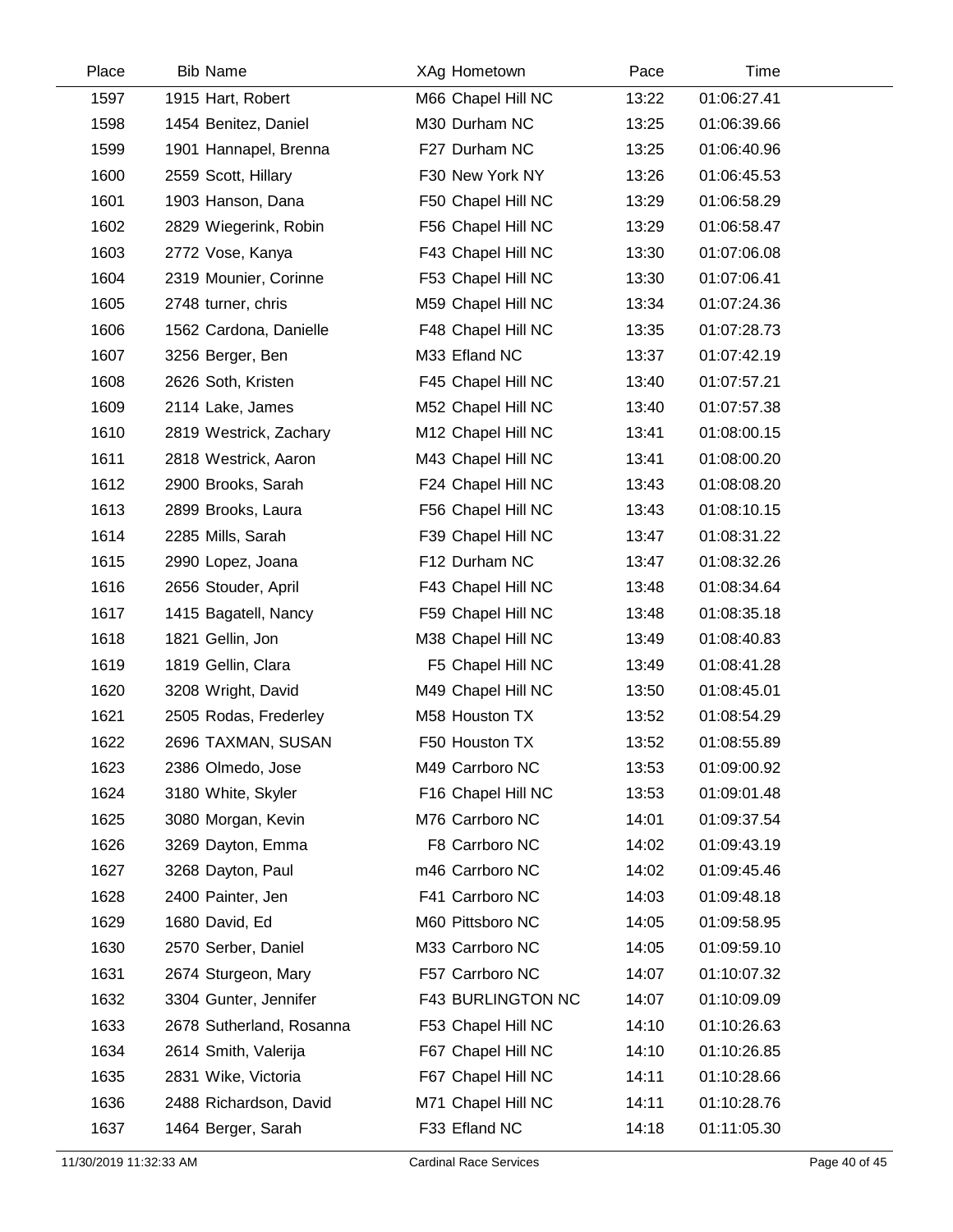| Place | Bib | Name | XAg | Hometown | Pace | Time |
|---|---|---|---|---|---|---|
| 1597 | 1915 | Hart, Robert | M66 | Chapel Hill NC | 13:22 | 01:06:27.41 |
| 1598 | 1454 | Benitez, Daniel | M30 | Durham NC | 13:25 | 01:06:39.66 |
| 1599 | 1901 | Hannapel, Brenna | F27 | Durham NC | 13:25 | 01:06:40.96 |
| 1600 | 2559 | Scott, Hillary | F30 | New York NY | 13:26 | 01:06:45.53 |
| 1601 | 1903 | Hanson, Dana | F50 | Chapel Hill NC | 13:29 | 01:06:58.29 |
| 1602 | 2829 | Wiegerink, Robin | F56 | Chapel Hill NC | 13:29 | 01:06:58.47 |
| 1603 | 2772 | Vose, Kanya | F43 | Chapel Hill NC | 13:30 | 01:07:06.08 |
| 1604 | 2319 | Mounier, Corinne | F53 | Chapel Hill NC | 13:30 | 01:07:06.41 |
| 1605 | 2748 | turner, chris | M59 | Chapel Hill NC | 13:34 | 01:07:24.36 |
| 1606 | 1562 | Cardona, Danielle | F48 | Chapel Hill NC | 13:35 | 01:07:28.73 |
| 1607 | 3256 | Berger, Ben | M33 | Efland NC | 13:37 | 01:07:42.19 |
| 1608 | 2626 | Soth, Kristen | F45 | Chapel Hill NC | 13:40 | 01:07:57.21 |
| 1609 | 2114 | Lake, James | M52 | Chapel Hill NC | 13:40 | 01:07:57.38 |
| 1610 | 2819 | Westrick, Zachary | M12 | Chapel Hill NC | 13:41 | 01:08:00.15 |
| 1611 | 2818 | Westrick, Aaron | M43 | Chapel Hill NC | 13:41 | 01:08:00.20 |
| 1612 | 2900 | Brooks, Sarah | F24 | Chapel Hill NC | 13:43 | 01:08:08.20 |
| 1613 | 2899 | Brooks, Laura | F56 | Chapel Hill NC | 13:43 | 01:08:10.15 |
| 1614 | 2285 | Mills, Sarah | F39 | Chapel Hill NC | 13:47 | 01:08:31.22 |
| 1615 | 2990 | Lopez, Joana | F12 | Durham NC | 13:47 | 01:08:32.26 |
| 1616 | 2656 | Stouder, April | F43 | Chapel Hill NC | 13:48 | 01:08:34.64 |
| 1617 | 1415 | Bagatell, Nancy | F59 | Chapel Hill NC | 13:48 | 01:08:35.18 |
| 1618 | 1821 | Gellin, Jon | M38 | Chapel Hill NC | 13:49 | 01:08:40.83 |
| 1619 | 1819 | Gellin, Clara | F5 | Chapel Hill NC | 13:49 | 01:08:41.28 |
| 1620 | 3208 | Wright, David | M49 | Chapel Hill NC | 13:50 | 01:08:45.01 |
| 1621 | 2505 | Rodas, Frederley | M58 | Houston TX | 13:52 | 01:08:54.29 |
| 1622 | 2696 | TAXMAN, SUSAN | F50 | Houston TX | 13:52 | 01:08:55.89 |
| 1623 | 2386 | Olmedo, Jose | M49 | Carrboro NC | 13:53 | 01:09:00.92 |
| 1624 | 3180 | White, Skyler | F16 | Chapel Hill NC | 13:53 | 01:09:01.48 |
| 1625 | 3080 | Morgan, Kevin | M76 | Carrboro NC | 14:01 | 01:09:37.54 |
| 1626 | 3269 | Dayton, Emma | F8 | Carrboro NC | 14:02 | 01:09:43.19 |
| 1627 | 3268 | Dayton, Paul | m46 | Carrboro NC | 14:02 | 01:09:45.46 |
| 1628 | 2400 | Painter, Jen | F41 | Carrboro NC | 14:03 | 01:09:48.18 |
| 1629 | 1680 | David, Ed | M60 | Pittsboro NC | 14:05 | 01:09:58.95 |
| 1630 | 2570 | Serber, Daniel | M33 | Carrboro NC | 14:05 | 01:09:59.10 |
| 1631 | 2674 | Sturgeon, Mary | F57 | Carrboro NC | 14:07 | 01:10:07.32 |
| 1632 | 3304 | Gunter, Jennifer | F43 | BURLINGTON NC | 14:07 | 01:10:09.09 |
| 1633 | 2678 | Sutherland, Rosanna | F53 | Chapel Hill NC | 14:10 | 01:10:26.63 |
| 1634 | 2614 | Smith, Valerija | F67 | Chapel Hill NC | 14:10 | 01:10:26.85 |
| 1635 | 2831 | Wike, Victoria | F67 | Chapel Hill NC | 14:11 | 01:10:28.66 |
| 1636 | 2488 | Richardson, David | M71 | Chapel Hill NC | 14:11 | 01:10:28.76 |
| 1637 | 1464 | Berger, Sarah | F33 | Efland NC | 14:18 | 01:11:05.30 |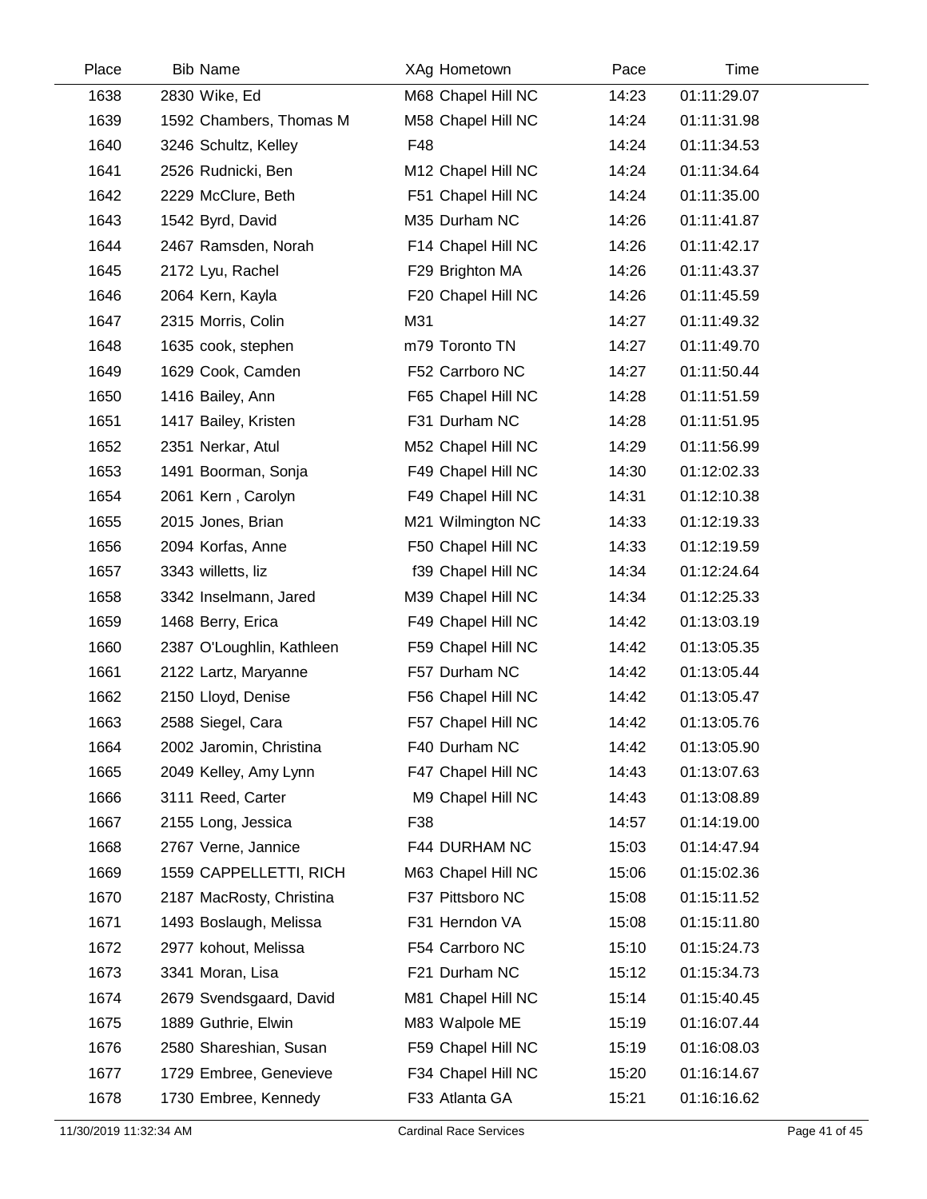| Place | Bib | Name | XAg | Hometown | Pace | Time |
|---|---|---|---|---|---|---|
| 1638 | 2830 | Wike, Ed | M68 | Chapel Hill NC | 14:23 | 01:11:29.07 |
| 1639 | 1592 | Chambers, Thomas M | M58 | Chapel Hill NC | 14:24 | 01:11:31.98 |
| 1640 | 3246 | Schultz, Kelley | F48 | | 14:24 | 01:11:34.53 |
| 1641 | 2526 | Rudnicki, Ben | M12 | Chapel Hill NC | 14:24 | 01:11:34.64 |
| 1642 | 2229 | McClure, Beth | F51 | Chapel Hill NC | 14:24 | 01:11:35.00 |
| 1643 | 1542 | Byrd, David | M35 | Durham NC | 14:26 | 01:11:41.87 |
| 1644 | 2467 | Ramsden, Norah | F14 | Chapel Hill NC | 14:26 | 01:11:42.17 |
| 1645 | 2172 | Lyu, Rachel | F29 | Brighton MA | 14:26 | 01:11:43.37 |
| 1646 | 2064 | Kern, Kayla | F20 | Chapel Hill NC | 14:26 | 01:11:45.59 |
| 1647 | 2315 | Morris, Colin | M31 | | 14:27 | 01:11:49.32 |
| 1648 | 1635 | cook, stephen | m79 | Toronto TN | 14:27 | 01:11:49.70 |
| 1649 | 1629 | Cook, Camden | F52 | Carrboro NC | 14:27 | 01:11:50.44 |
| 1650 | 1416 | Bailey, Ann | F65 | Chapel Hill NC | 14:28 | 01:11:51.59 |
| 1651 | 1417 | Bailey, Kristen | F31 | Durham NC | 14:28 | 01:11:51.95 |
| 1652 | 2351 | Nerkar, Atul | M52 | Chapel Hill NC | 14:29 | 01:11:56.99 |
| 1653 | 1491 | Boorman, Sonja | F49 | Chapel Hill NC | 14:30 | 01:12:02.33 |
| 1654 | 2061 | Kern , Carolyn | F49 | Chapel Hill NC | 14:31 | 01:12:10.38 |
| 1655 | 2015 | Jones, Brian | M21 | Wilmington NC | 14:33 | 01:12:19.33 |
| 1656 | 2094 | Korfas, Anne | F50 | Chapel Hill NC | 14:33 | 01:12:19.59 |
| 1657 | 3343 | willetts, liz | f39 | Chapel Hill NC | 14:34 | 01:12:24.64 |
| 1658 | 3342 | Inselmann, Jared | M39 | Chapel Hill NC | 14:34 | 01:12:25.33 |
| 1659 | 1468 | Berry, Erica | F49 | Chapel Hill NC | 14:42 | 01:13:03.19 |
| 1660 | 2387 | O'Loughlin, Kathleen | F59 | Chapel Hill NC | 14:42 | 01:13:05.35 |
| 1661 | 2122 | Lartz, Maryanne | F57 | Durham NC | 14:42 | 01:13:05.44 |
| 1662 | 2150 | Lloyd, Denise | F56 | Chapel Hill NC | 14:42 | 01:13:05.47 |
| 1663 | 2588 | Siegel, Cara | F57 | Chapel Hill NC | 14:42 | 01:13:05.76 |
| 1664 | 2002 | Jaromin, Christina | F40 | Durham NC | 14:42 | 01:13:05.90 |
| 1665 | 2049 | Kelley, Amy Lynn | F47 | Chapel Hill NC | 14:43 | 01:13:07.63 |
| 1666 | 3111 | Reed, Carter | M9 | Chapel Hill NC | 14:43 | 01:13:08.89 |
| 1667 | 2155 | Long, Jessica | F38 | | 14:57 | 01:14:19.00 |
| 1668 | 2767 | Verne, Jannice | F44 | DURHAM NC | 15:03 | 01:14:47.94 |
| 1669 | 1559 | CAPPELLETTI, RICH | M63 | Chapel Hill NC | 15:06 | 01:15:02.36 |
| 1670 | 2187 | MacRosty, Christina | F37 | Pittsboro NC | 15:08 | 01:15:11.52 |
| 1671 | 1493 | Boslaugh, Melissa | F31 | Herndon VA | 15:08 | 01:15:11.80 |
| 1672 | 2977 | kohout, Melissa | F54 | Carrboro NC | 15:10 | 01:15:24.73 |
| 1673 | 3341 | Moran, Lisa | F21 | Durham NC | 15:12 | 01:15:34.73 |
| 1674 | 2679 | Svendsgaard, David | M81 | Chapel Hill NC | 15:14 | 01:15:40.45 |
| 1675 | 1889 | Guthrie, Elwin | M83 | Walpole ME | 15:19 | 01:16:07.44 |
| 1676 | 2580 | Shareshian, Susan | F59 | Chapel Hill NC | 15:19 | 01:16:08.03 |
| 1677 | 1729 | Embree, Genevieve | F34 | Chapel Hill NC | 15:20 | 01:16:14.67 |
| 1678 | 1730 | Embree, Kennedy | F33 | Atlanta GA | 15:21 | 01:16:16.62 |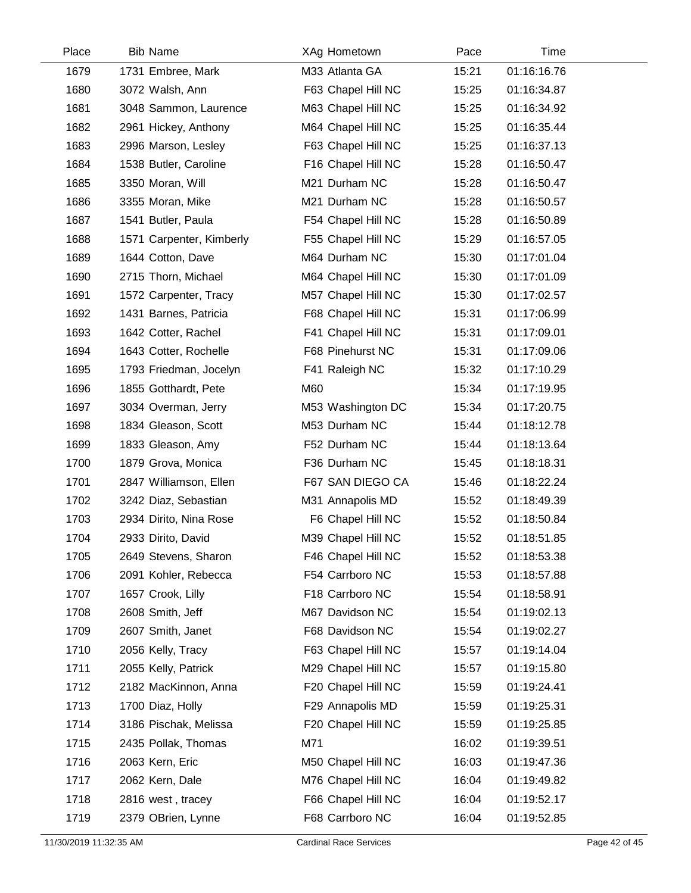| Place | Bib | Name | XAg | Hometown | Pace | Time |
|---|---|---|---|---|---|---|
| 1679 | 1731 | Embree, Mark | M33 | Atlanta GA | 15:21 | 01:16:16.76 |
| 1680 | 3072 | Walsh, Ann | F63 | Chapel Hill NC | 15:25 | 01:16:34.87 |
| 1681 | 3048 | Sammon, Laurence | M63 | Chapel Hill NC | 15:25 | 01:16:34.92 |
| 1682 | 2961 | Hickey, Anthony | M64 | Chapel Hill NC | 15:25 | 01:16:35.44 |
| 1683 | 2996 | Marson, Lesley | F63 | Chapel Hill NC | 15:25 | 01:16:37.13 |
| 1684 | 1538 | Butler, Caroline | F16 | Chapel Hill NC | 15:28 | 01:16:50.47 |
| 1685 | 3350 | Moran, Will | M21 | Durham NC | 15:28 | 01:16:50.47 |
| 1686 | 3355 | Moran, Mike | M21 | Durham NC | 15:28 | 01:16:50.57 |
| 1687 | 1541 | Butler, Paula | F54 | Chapel Hill NC | 15:28 | 01:16:50.89 |
| 1688 | 1571 | Carpenter, Kimberly | F55 | Chapel Hill NC | 15:29 | 01:16:57.05 |
| 1689 | 1644 | Cotton, Dave | M64 | Durham NC | 15:30 | 01:17:01.04 |
| 1690 | 2715 | Thorn, Michael | M64 | Chapel Hill NC | 15:30 | 01:17:01.09 |
| 1691 | 1572 | Carpenter, Tracy | M57 | Chapel Hill NC | 15:30 | 01:17:02.57 |
| 1692 | 1431 | Barnes, Patricia | F68 | Chapel Hill NC | 15:31 | 01:17:06.99 |
| 1693 | 1642 | Cotter, Rachel | F41 | Chapel Hill NC | 15:31 | 01:17:09.01 |
| 1694 | 1643 | Cotter, Rochelle | F68 | Pinehurst NC | 15:31 | 01:17:09.06 |
| 1695 | 1793 | Friedman, Jocelyn | F41 | Raleigh NC | 15:32 | 01:17:10.29 |
| 1696 | 1855 | Gotthardt, Pete | M60 | | 15:34 | 01:17:19.95 |
| 1697 | 3034 | Overman, Jerry | M53 | Washington DC | 15:34 | 01:17:20.75 |
| 1698 | 1834 | Gleason, Scott | M53 | Durham NC | 15:44 | 01:18:12.78 |
| 1699 | 1833 | Gleason, Amy | F52 | Durham NC | 15:44 | 01:18:13.64 |
| 1700 | 1879 | Grova, Monica | F36 | Durham NC | 15:45 | 01:18:18.31 |
| 1701 | 2847 | Williamson, Ellen | F67 | SAN DIEGO CA | 15:46 | 01:18:22.24 |
| 1702 | 3242 | Diaz, Sebastian | M31 | Annapolis MD | 15:52 | 01:18:49.39 |
| 1703 | 2934 | Dirito, Nina Rose | F6 | Chapel Hill NC | 15:52 | 01:18:50.84 |
| 1704 | 2933 | Dirito, David | M39 | Chapel Hill NC | 15:52 | 01:18:51.85 |
| 1705 | 2649 | Stevens, Sharon | F46 | Chapel Hill NC | 15:52 | 01:18:53.38 |
| 1706 | 2091 | Kohler, Rebecca | F54 | Carrboro NC | 15:53 | 01:18:57.88 |
| 1707 | 1657 | Crook, Lilly | F18 | Carrboro NC | 15:54 | 01:18:58.91 |
| 1708 | 2608 | Smith, Jeff | M67 | Davidson NC | 15:54 | 01:19:02.13 |
| 1709 | 2607 | Smith, Janet | F68 | Davidson NC | 15:54 | 01:19:02.27 |
| 1710 | 2056 | Kelly, Tracy | F63 | Chapel Hill NC | 15:57 | 01:19:14.04 |
| 1711 | 2055 | Kelly, Patrick | M29 | Chapel Hill NC | 15:57 | 01:19:15.80 |
| 1712 | 2182 | MacKinnon, Anna | F20 | Chapel Hill NC | 15:59 | 01:19:24.41 |
| 1713 | 1700 | Diaz, Holly | F29 | Annapolis MD | 15:59 | 01:19:25.31 |
| 1714 | 3186 | Pischak, Melissa | F20 | Chapel Hill NC | 15:59 | 01:19:25.85 |
| 1715 | 2435 | Pollak, Thomas | M71 | | 16:02 | 01:19:39.51 |
| 1716 | 2063 | Kern, Eric | M50 | Chapel Hill NC | 16:03 | 01:19:47.36 |
| 1717 | 2062 | Kern, Dale | M76 | Chapel Hill NC | 16:04 | 01:19:49.82 |
| 1718 | 2816 | west , tracey | F66 | Chapel Hill NC | 16:04 | 01:19:52.17 |
| 1719 | 2379 | OBrien, Lynne | F68 | Carrboro NC | 16:04 | 01:19:52.85 |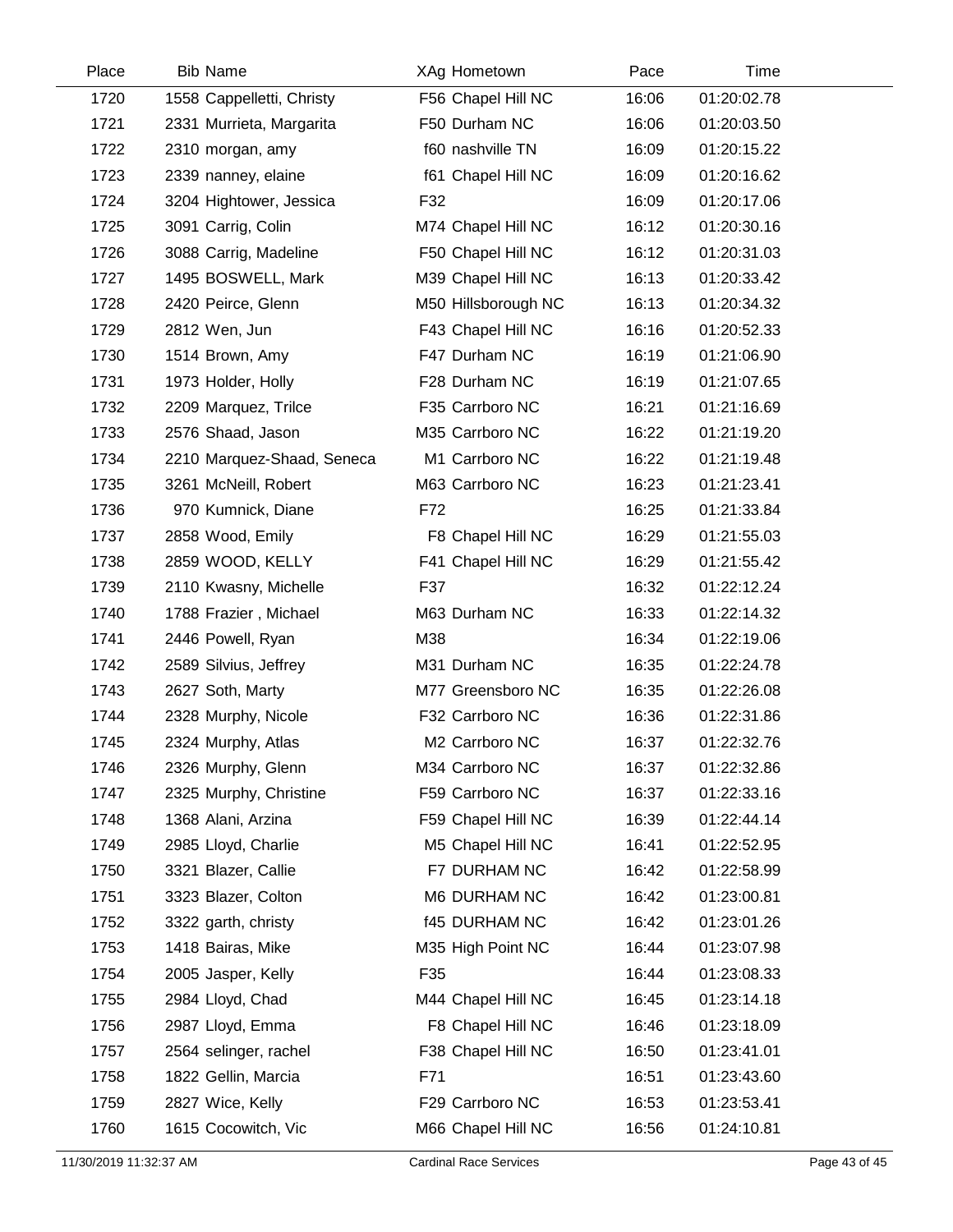| Place | Bib | Name | XAg | Hometown | Pace | Time |
|---|---|---|---|---|---|---|
| 1720 | 1558 | Cappelletti, Christy | F56 | Chapel Hill NC | 16:06 | 01:20:02.78 |
| 1721 | 2331 | Murrieta, Margarita | F50 | Durham NC | 16:06 | 01:20:03.50 |
| 1722 | 2310 | morgan, amy | f60 | nashville TN | 16:09 | 01:20:15.22 |
| 1723 | 2339 | nanney, elaine | f61 | Chapel Hill NC | 16:09 | 01:20:16.62 |
| 1724 | 3204 | Hightower, Jessica | F32 | | 16:09 | 01:20:17.06 |
| 1725 | 3091 | Carrig, Colin | M74 | Chapel Hill NC | 16:12 | 01:20:30.16 |
| 1726 | 3088 | Carrig, Madeline | F50 | Chapel Hill NC | 16:12 | 01:20:31.03 |
| 1727 | 1495 | BOSWELL, Mark | M39 | Chapel Hill NC | 16:13 | 01:20:33.42 |
| 1728 | 2420 | Peirce, Glenn | M50 | Hillsborough NC | 16:13 | 01:20:34.32 |
| 1729 | 2812 | Wen, Jun | F43 | Chapel Hill NC | 16:16 | 01:20:52.33 |
| 1730 | 1514 | Brown, Amy | F47 | Durham NC | 16:19 | 01:21:06.90 |
| 1731 | 1973 | Holder, Holly | F28 | Durham NC | 16:19 | 01:21:07.65 |
| 1732 | 2209 | Marquez, Trilce | F35 | Carrboro NC | 16:21 | 01:21:16.69 |
| 1733 | 2576 | Shaad, Jason | M35 | Carrboro NC | 16:22 | 01:21:19.20 |
| 1734 | 2210 | Marquez-Shaad, Seneca | M1 | Carrboro NC | 16:22 | 01:21:19.48 |
| 1735 | 3261 | McNeill, Robert | M63 | Carrboro NC | 16:23 | 01:21:23.41 |
| 1736 | 970 | Kumnick, Diane | F72 | | 16:25 | 01:21:33.84 |
| 1737 | 2858 | Wood, Emily | F8 | Chapel Hill NC | 16:29 | 01:21:55.03 |
| 1738 | 2859 | WOOD, KELLY | F41 | Chapel Hill NC | 16:29 | 01:21:55.42 |
| 1739 | 2110 | Kwasny, Michelle | F37 | | 16:32 | 01:22:12.24 |
| 1740 | 1788 | Frazier , Michael | M63 | Durham NC | 16:33 | 01:22:14.32 |
| 1741 | 2446 | Powell, Ryan | M38 | | 16:34 | 01:22:19.06 |
| 1742 | 2589 | Silvius, Jeffrey | M31 | Durham NC | 16:35 | 01:22:24.78 |
| 1743 | 2627 | Soth, Marty | M77 | Greensboro NC | 16:35 | 01:22:26.08 |
| 1744 | 2328 | Murphy, Nicole | F32 | Carrboro NC | 16:36 | 01:22:31.86 |
| 1745 | 2324 | Murphy, Atlas | M2 | Carrboro NC | 16:37 | 01:22:32.76 |
| 1746 | 2326 | Murphy, Glenn | M34 | Carrboro NC | 16:37 | 01:22:32.86 |
| 1747 | 2325 | Murphy, Christine | F59 | Carrboro NC | 16:37 | 01:22:33.16 |
| 1748 | 1368 | Alani, Arzina | F59 | Chapel Hill NC | 16:39 | 01:22:44.14 |
| 1749 | 2985 | Lloyd, Charlie | M5 | Chapel Hill NC | 16:41 | 01:22:52.95 |
| 1750 | 3321 | Blazer, Callie | F7 | DURHAM NC | 16:42 | 01:22:58.99 |
| 1751 | 3323 | Blazer, Colton | M6 | DURHAM NC | 16:42 | 01:23:00.81 |
| 1752 | 3322 | garth, christy | f45 | DURHAM NC | 16:42 | 01:23:01.26 |
| 1753 | 1418 | Bairas, Mike | M35 | High Point NC | 16:44 | 01:23:07.98 |
| 1754 | 2005 | Jasper, Kelly | F35 | | 16:44 | 01:23:08.33 |
| 1755 | 2984 | Lloyd, Chad | M44 | Chapel Hill NC | 16:45 | 01:23:14.18 |
| 1756 | 2987 | Lloyd, Emma | F8 | Chapel Hill NC | 16:46 | 01:23:18.09 |
| 1757 | 2564 | selinger, rachel | F38 | Chapel Hill NC | 16:50 | 01:23:41.01 |
| 1758 | 1822 | Gellin, Marcia | F71 | | 16:51 | 01:23:43.60 |
| 1759 | 2827 | Wice, Kelly | F29 | Carrboro NC | 16:53 | 01:23:53.41 |
| 1760 | 1615 | Cocowitch, Vic | M66 | Chapel Hill NC | 16:56 | 01:24:10.81 |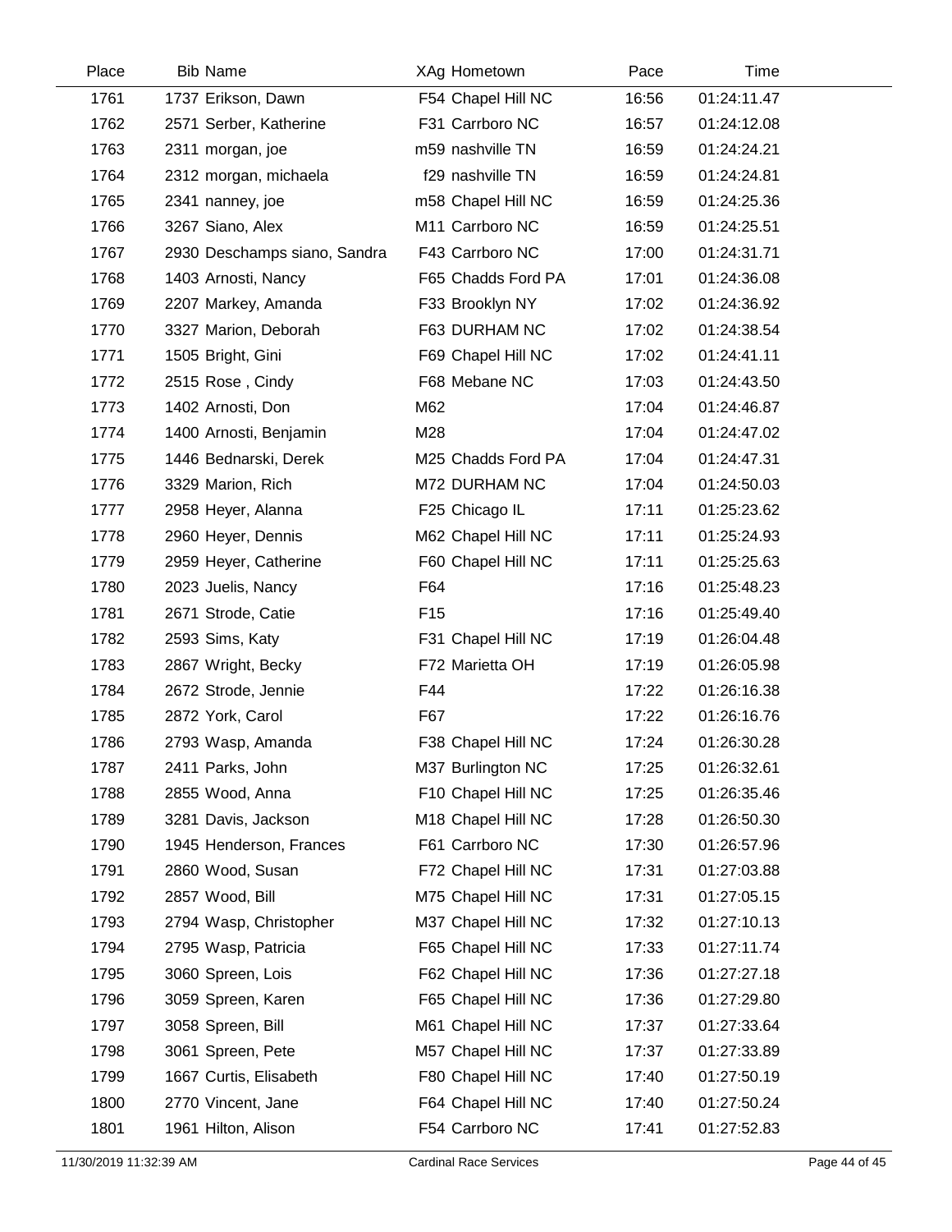| Place | Bib | Name | XAg | Hometown | Pace | Time |
|---|---|---|---|---|---|---|
| 1761 | 1737 | Erikson, Dawn | F54 | Chapel Hill NC | 16:56 | 01:24:11.47 |
| 1762 | 2571 | Serber, Katherine | F31 | Carrboro NC | 16:57 | 01:24:12.08 |
| 1763 | 2311 | morgan, joe | m59 | nashville TN | 16:59 | 01:24:24.21 |
| 1764 | 2312 | morgan, michaela | f29 | nashville TN | 16:59 | 01:24:24.81 |
| 1765 | 2341 | nanney, joe | m58 | Chapel Hill NC | 16:59 | 01:24:25.36 |
| 1766 | 3267 | Siano, Alex | M11 | Carrboro NC | 16:59 | 01:24:25.51 |
| 1767 | 2930 | Deschamps siano, Sandra | F43 | Carrboro NC | 17:00 | 01:24:31.71 |
| 1768 | 1403 | Arnosti, Nancy | F65 | Chadds Ford PA | 17:01 | 01:24:36.08 |
| 1769 | 2207 | Markey, Amanda | F33 | Brooklyn NY | 17:02 | 01:24:36.92 |
| 1770 | 3327 | Marion, Deborah | F63 | DURHAM NC | 17:02 | 01:24:38.54 |
| 1771 | 1505 | Bright, Gini | F69 | Chapel Hill NC | 17:02 | 01:24:41.11 |
| 1772 | 2515 | Rose , Cindy | F68 | Mebane NC | 17:03 | 01:24:43.50 |
| 1773 | 1402 | Arnosti, Don | M62 | | 17:04 | 01:24:46.87 |
| 1774 | 1400 | Arnosti, Benjamin | M28 | | 17:04 | 01:24:47.02 |
| 1775 | 1446 | Bednarski, Derek | M25 | Chadds Ford PA | 17:04 | 01:24:47.31 |
| 1776 | 3329 | Marion, Rich | M72 | DURHAM NC | 17:04 | 01:24:50.03 |
| 1777 | 2958 | Heyer, Alanna | F25 | Chicago IL | 17:11 | 01:25:23.62 |
| 1778 | 2960 | Heyer, Dennis | M62 | Chapel Hill NC | 17:11 | 01:25:24.93 |
| 1779 | 2959 | Heyer, Catherine | F60 | Chapel Hill NC | 17:11 | 01:25:25.63 |
| 1780 | 2023 | Juelis, Nancy | F64 | | 17:16 | 01:25:48.23 |
| 1781 | 2671 | Strode, Catie | F15 | | 17:16 | 01:25:49.40 |
| 1782 | 2593 | Sims, Katy | F31 | Chapel Hill NC | 17:19 | 01:26:04.48 |
| 1783 | 2867 | Wright, Becky | F72 | Marietta OH | 17:19 | 01:26:05.98 |
| 1784 | 2672 | Strode, Jennie | F44 | | 17:22 | 01:26:16.38 |
| 1785 | 2872 | York, Carol | F67 | | 17:22 | 01:26:16.76 |
| 1786 | 2793 | Wasp, Amanda | F38 | Chapel Hill NC | 17:24 | 01:26:30.28 |
| 1787 | 2411 | Parks, John | M37 | Burlington NC | 17:25 | 01:26:32.61 |
| 1788 | 2855 | Wood, Anna | F10 | Chapel Hill NC | 17:25 | 01:26:35.46 |
| 1789 | 3281 | Davis, Jackson | M18 | Chapel Hill NC | 17:28 | 01:26:50.30 |
| 1790 | 1945 | Henderson, Frances | F61 | Carrboro NC | 17:30 | 01:26:57.96 |
| 1791 | 2860 | Wood, Susan | F72 | Chapel Hill NC | 17:31 | 01:27:03.88 |
| 1792 | 2857 | Wood, Bill | M75 | Chapel Hill NC | 17:31 | 01:27:05.15 |
| 1793 | 2794 | Wasp, Christopher | M37 | Chapel Hill NC | 17:32 | 01:27:10.13 |
| 1794 | 2795 | Wasp, Patricia | F65 | Chapel Hill NC | 17:33 | 01:27:11.74 |
| 1795 | 3060 | Spreen, Lois | F62 | Chapel Hill NC | 17:36 | 01:27:27.18 |
| 1796 | 3059 | Spreen, Karen | F65 | Chapel Hill NC | 17:36 | 01:27:29.80 |
| 1797 | 3058 | Spreen, Bill | M61 | Chapel Hill NC | 17:37 | 01:27:33.64 |
| 1798 | 3061 | Spreen, Pete | M57 | Chapel Hill NC | 17:37 | 01:27:33.89 |
| 1799 | 1667 | Curtis, Elisabeth | F80 | Chapel Hill NC | 17:40 | 01:27:50.19 |
| 1800 | 2770 | Vincent, Jane | F64 | Chapel Hill NC | 17:40 | 01:27:50.24 |
| 1801 | 1961 | Hilton, Alison | F54 | Carrboro NC | 17:41 | 01:27:52.83 |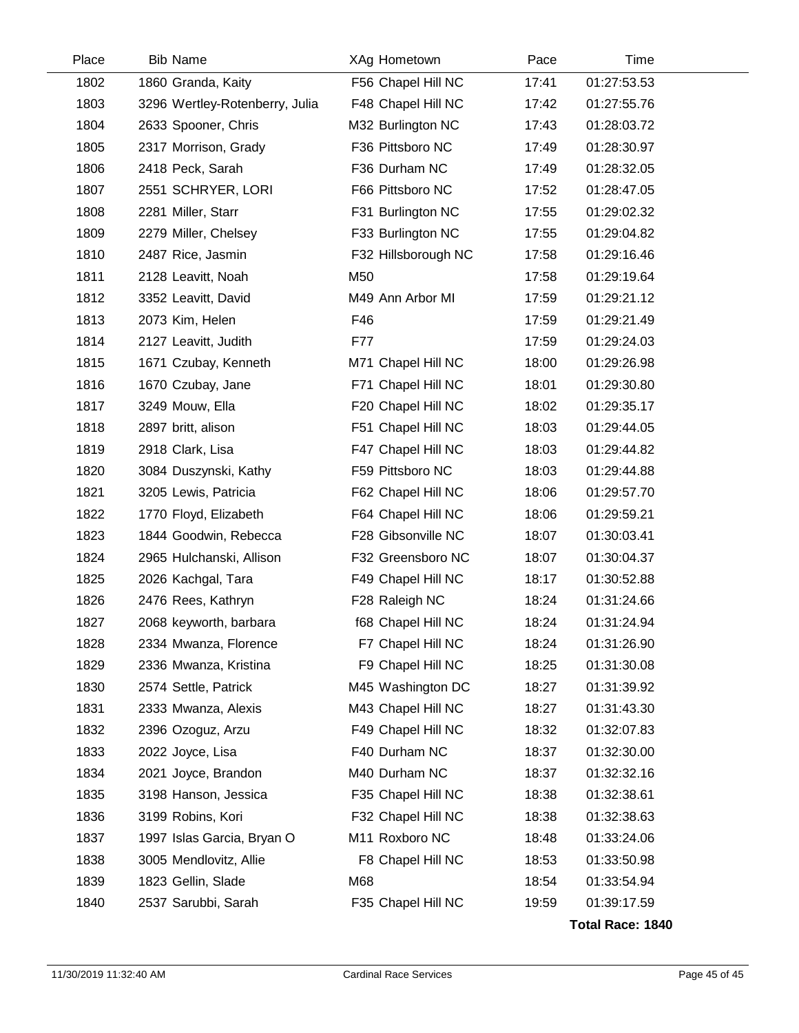| Place | Bib Name | XAg Hometown | Pace | Time |
|---|---|---|---|---|
| 1802 | 1860 Granda, Kaity | F56 Chapel Hill NC | 17:41 | 01:27:53.53 |
| 1803 | 3296 Wertley-Rotenberry, Julia | F48 Chapel Hill NC | 17:42 | 01:27:55.76 |
| 1804 | 2633 Spooner, Chris | M32 Burlington NC | 17:43 | 01:28:03.72 |
| 1805 | 2317 Morrison, Grady | F36 Pittsboro NC | 17:49 | 01:28:30.97 |
| 1806 | 2418 Peck, Sarah | F36 Durham NC | 17:49 | 01:28:32.05 |
| 1807 | 2551 SCHRYER, LORI | F66 Pittsboro NC | 17:52 | 01:28:47.05 |
| 1808 | 2281 Miller, Starr | F31 Burlington NC | 17:55 | 01:29:02.32 |
| 1809 | 2279 Miller, Chelsey | F33 Burlington NC | 17:55 | 01:29:04.82 |
| 1810 | 2487 Rice, Jasmin | F32 Hillsborough NC | 17:58 | 01:29:16.46 |
| 1811 | 2128 Leavitt, Noah | M50 | 17:58 | 01:29:19.64 |
| 1812 | 3352 Leavitt, David | M49 Ann Arbor MI | 17:59 | 01:29:21.12 |
| 1813 | 2073 Kim, Helen | F46 | 17:59 | 01:29:21.49 |
| 1814 | 2127 Leavitt, Judith | F77 | 17:59 | 01:29:24.03 |
| 1815 | 1671 Czubay, Kenneth | M71 Chapel Hill NC | 18:00 | 01:29:26.98 |
| 1816 | 1670 Czubay, Jane | F71 Chapel Hill NC | 18:01 | 01:29:30.80 |
| 1817 | 3249 Mouw, Ella | F20 Chapel Hill NC | 18:02 | 01:29:35.17 |
| 1818 | 2897 britt, alison | F51 Chapel Hill NC | 18:03 | 01:29:44.05 |
| 1819 | 2918 Clark, Lisa | F47 Chapel Hill NC | 18:03 | 01:29:44.82 |
| 1820 | 3084 Duszynski, Kathy | F59 Pittsboro NC | 18:03 | 01:29:44.88 |
| 1821 | 3205 Lewis, Patricia | F62 Chapel Hill NC | 18:06 | 01:29:57.70 |
| 1822 | 1770 Floyd, Elizabeth | F64 Chapel Hill NC | 18:06 | 01:29:59.21 |
| 1823 | 1844 Goodwin, Rebecca | F28 Gibsonville NC | 18:07 | 01:30:03.41 |
| 1824 | 2965 Hulchanski, Allison | F32 Greensboro NC | 18:07 | 01:30:04.37 |
| 1825 | 2026 Kachgal, Tara | F49 Chapel Hill NC | 18:17 | 01:30:52.88 |
| 1826 | 2476 Rees, Kathryn | F28 Raleigh NC | 18:24 | 01:31:24.66 |
| 1827 | 2068 keyworth, barbara | f68 Chapel Hill NC | 18:24 | 01:31:24.94 |
| 1828 | 2334 Mwanza, Florence | F7 Chapel Hill NC | 18:24 | 01:31:26.90 |
| 1829 | 2336 Mwanza, Kristina | F9 Chapel Hill NC | 18:25 | 01:31:30.08 |
| 1830 | 2574 Settle, Patrick | M45 Washington DC | 18:27 | 01:31:39.92 |
| 1831 | 2333 Mwanza, Alexis | M43 Chapel Hill NC | 18:27 | 01:31:43.30 |
| 1832 | 2396 Ozoguz, Arzu | F49 Chapel Hill NC | 18:32 | 01:32:07.83 |
| 1833 | 2022 Joyce, Lisa | F40 Durham NC | 18:37 | 01:32:30.00 |
| 1834 | 2021 Joyce, Brandon | M40 Durham NC | 18:37 | 01:32:32.16 |
| 1835 | 3198 Hanson, Jessica | F35 Chapel Hill NC | 18:38 | 01:32:38.61 |
| 1836 | 3199 Robins, Kori | F32 Chapel Hill NC | 18:38 | 01:32:38.63 |
| 1837 | 1997 Islas Garcia, Bryan O | M11 Roxboro NC | 18:48 | 01:33:24.06 |
| 1838 | 3005 Mendlovitz, Allie | F8 Chapel Hill NC | 18:53 | 01:33:50.98 |
| 1839 | 1823 Gellin, Slade | M68 | 18:54 | 01:33:54.94 |
| 1840 | 2537 Sarubbi, Sarah | F35 Chapel Hill NC | 19:59 | 01:39:17.59 |

**Total Race: 1840**

11/30/2019 11:32:40 AM    Cardinal Race Services